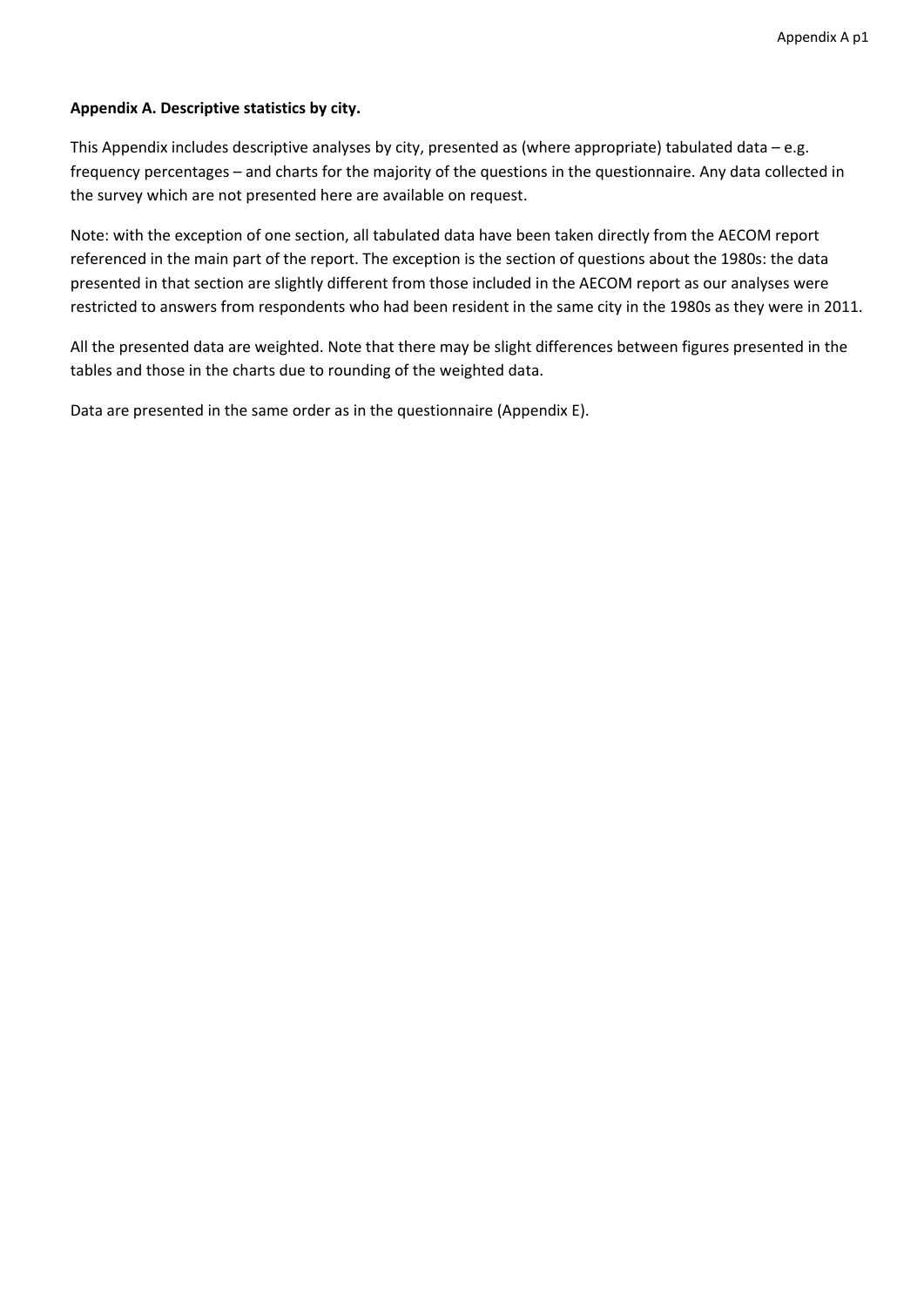**Appendix A. Descriptive statistics by city.**

This Appendix includes descriptive analyses by city, presented as (where appropriate) tabulated data – e.g. frequency percentages – and charts for the majority of the questions in the questionnaire. Any data collected in the survey which are not presented here are available on request.

Note: with the exception of one section, all tabulated data have been taken directly from the AECOM report referenced in the main part of the report. The exception is the section of questions about the 1980s: the data presented in that section are slightly different from those included in the AECOM report as our analyses were restricted to answers from respondents who had been resident in the same city in the 1980s as they were in 2011.

All the presented data are weighted. Note that there may be slight differences between figures presented in the tables and those in the charts due to rounding of the weighted data.

Data are presented in the same order as in the questionnaire (Appendix E).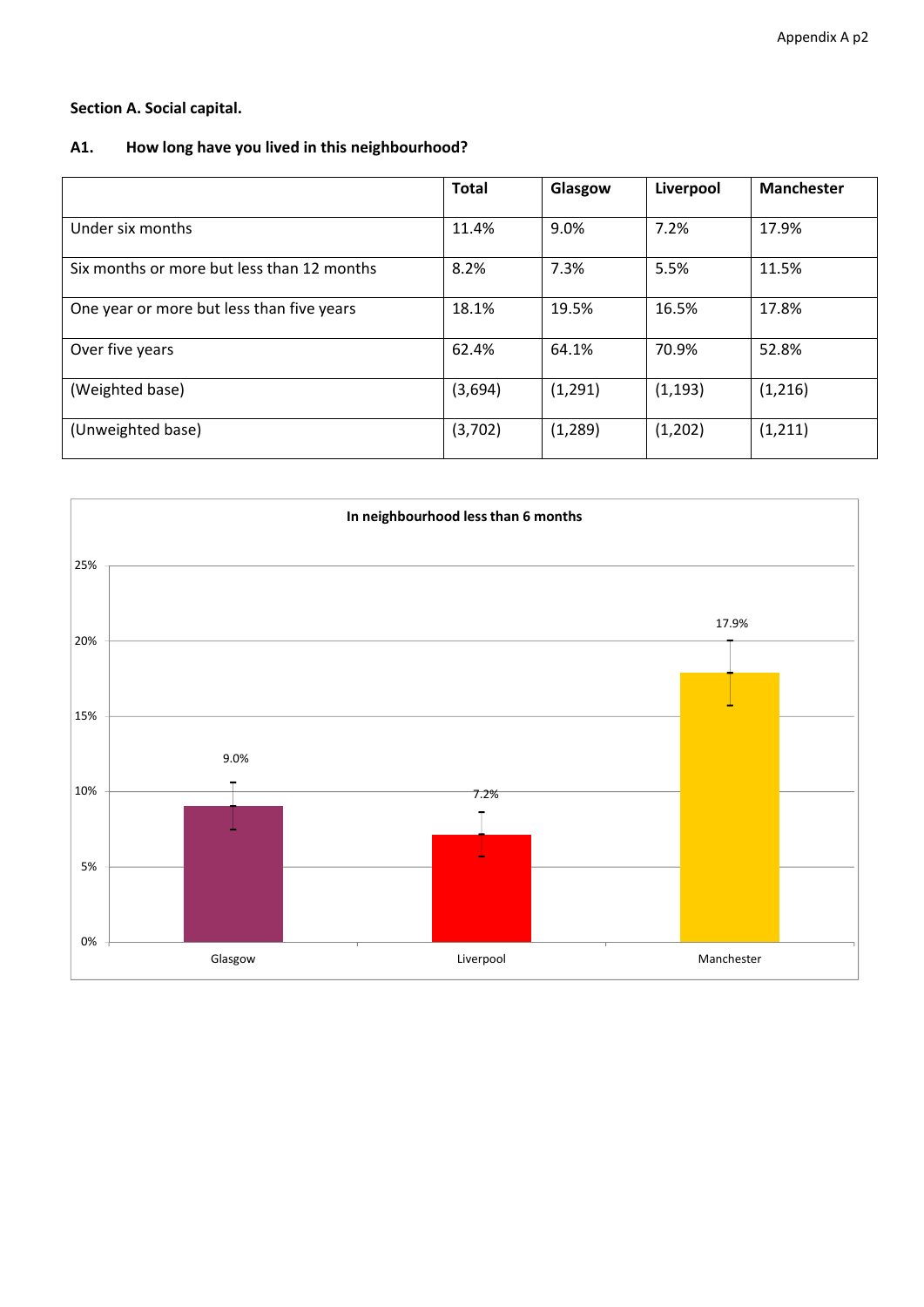## Section A. Social capital.

### A1. How long have you lived in this neighbourhood?

| | Total | Glasgow | Liverpool | Manchester |
|---|---|---|---|---|
| Under six months | 11.4% | 9.0% | 7.2% | 17.9% |
| Six months or more but less than 12 months | 8.2% | 7.3% | 5.5% | 11.5% |
| One year or more but less than five years | 18.1% | 19.5% | 16.5% | 17.8% |
| Over five years | 62.4% | 64.1% | 70.9% | 52.8% |
| (Weighted base) | (3,694) | (1,291) | (1,193) | (1,216) |
| (Unweighted base) | (3,702) | (1,289) | (1,202) | (1,211) |

**In neighbourhood less than 6 months**

| | Glasgow | Liverpool | Manchester |
|---|---|---|---|
| In neighbourhood less than 6 months | 9.0% | 7.2% | 17.9% |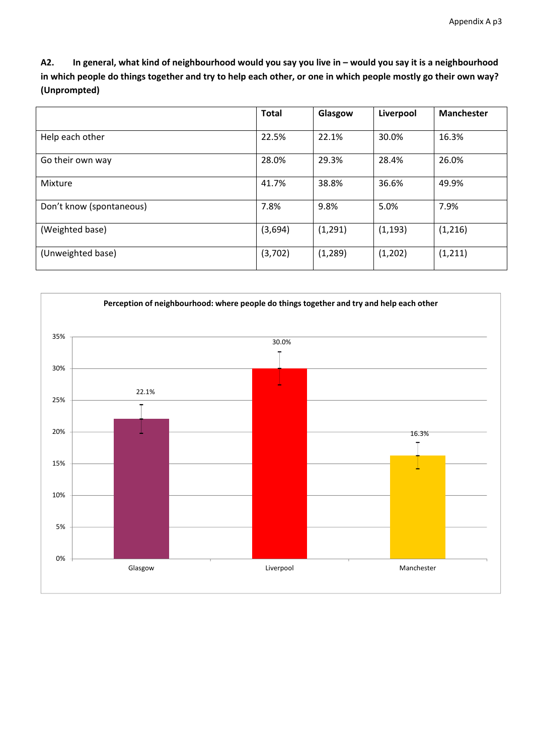**A2. In general, what kind of neighbourhood would you say you live in – would you say it is a neighbourhood in which people do things together and try to help each other, or one in which people mostly go their own way? (Unprompted)**

| | Total | Glasgow | Liverpool | Manchester |
|---|---|---|---|---|
| Help each other | 22.5% | 22.1% | 30.0% | 16.3% |
| Go their own way | 28.0% | 29.3% | 28.4% | 26.0% |
| Mixture | 41.7% | 38.8% | 36.6% | 49.9% |
| Don't know (spontaneous) | 7.8% | 9.8% | 5.0% | 7.9% |
| (Weighted base) | (3,694) | (1,291) | (1,193) | (1,216) |
| (Unweighted base) | (3,702) | (1,289) | (1,202) | (1,211) |

**Perception of neighbourhood: where people do things together and try and help each other**

| | Glasgow | Liverpool | Manchester |
|---|---|---|---|
| Help each other | 22.1% | 30.0% | 16.3% |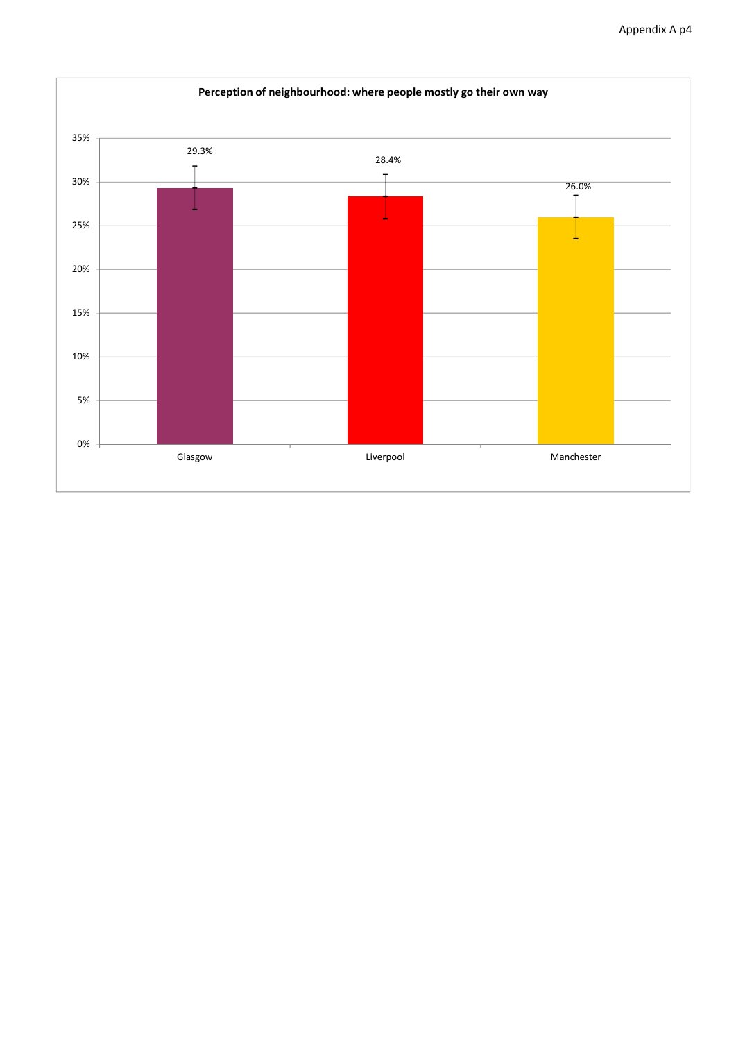**Perception of neighbourhood: where people mostly go their own way**

| | Glasgow | Liverpool | Manchester |
|---|---|---|---|
| Percentage | 29.3% | 28.4% | 26.0% |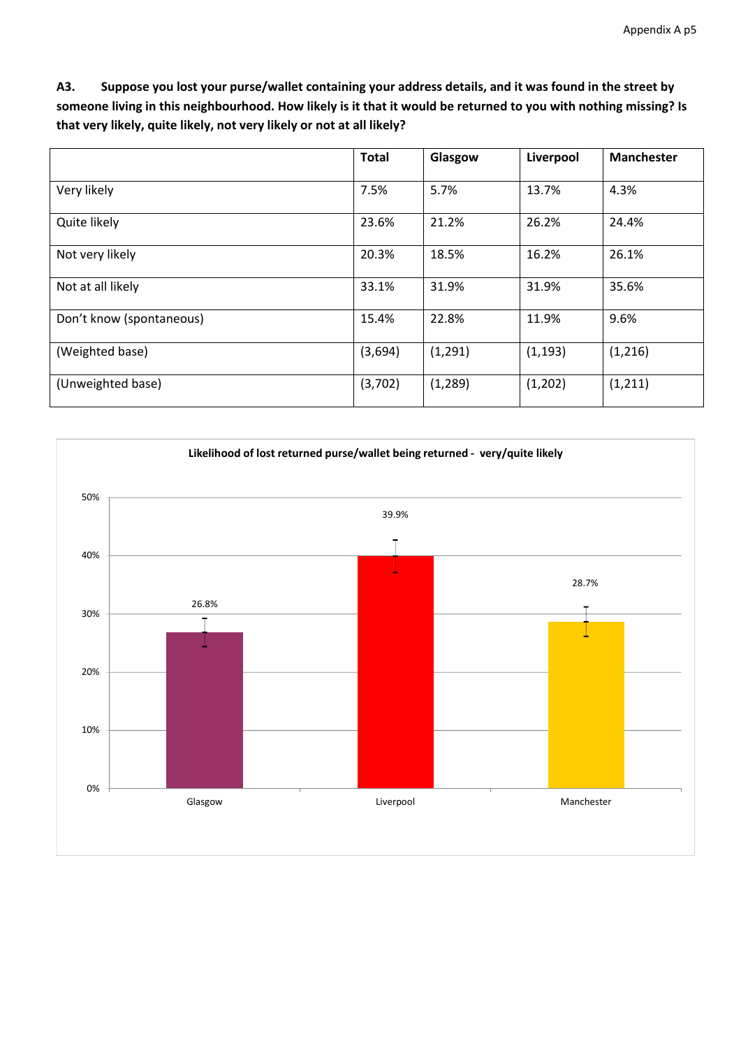**A3. Suppose you lost your purse/wallet containing your address details, and it was found in the street by someone living in this neighbourhood. How likely is it that it would be returned to you with nothing missing? Is that very likely, quite likely, not very likely or not at all likely?**

| | Total | Glasgow | Liverpool | Manchester |
|---|---|---|---|---|
| Very likely | 7.5% | 5.7% | 13.7% | 4.3% |
| Quite likely | 23.6% | 21.2% | 26.2% | 24.4% |
| Not very likely | 20.3% | 18.5% | 16.2% | 26.1% |
| Not at all likely | 33.1% | 31.9% | 31.9% | 35.6% |
| Don't know (spontaneous) | 15.4% | 22.8% | 11.9% | 9.6% |
| (Weighted base) | (3,694) | (1,291) | (1,193) | (1,216) |
| (Unweighted base) | (3,702) | (1,289) | (1,202) | (1,211) |

**Likelihood of lost returned purse/wallet being returned - very/quite likely**

| | Glasgow | Liverpool | Manchester |
|---|---|---|---|
| Very/quite likely | 26.8% | 39.9% | 28.7% |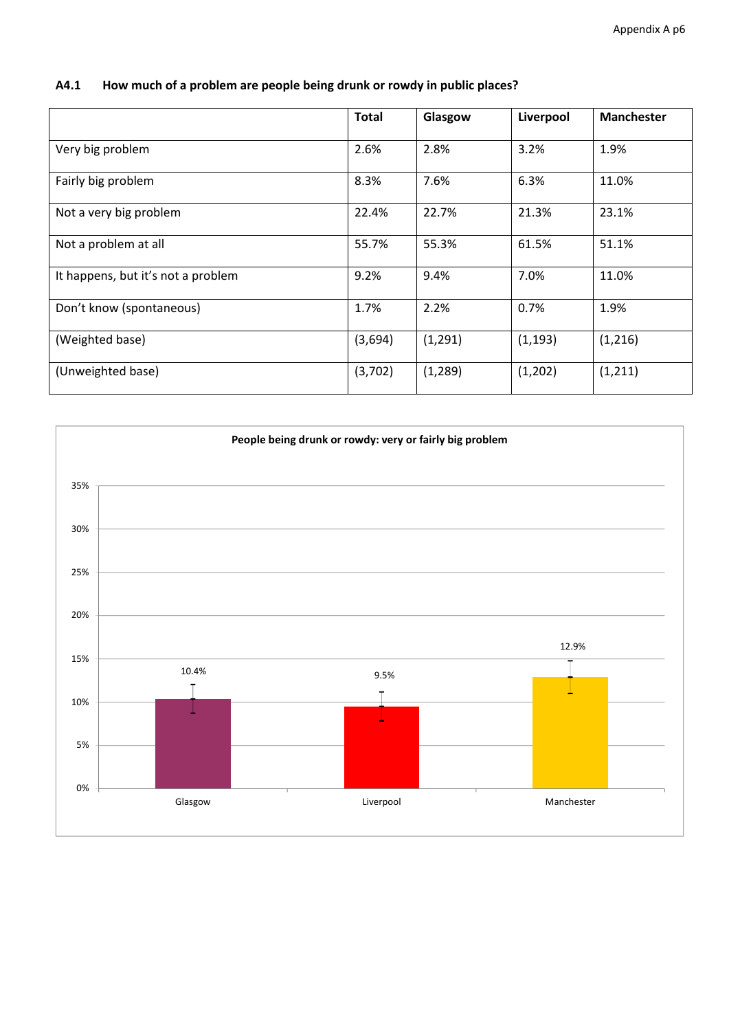### A4.1 How much of a problem are people being drunk or rowdy in public places?

| | Total | Glasgow | Liverpool | Manchester |
|---|---|---|---|---|
| Very big problem | 2.6% | 2.8% | 3.2% | 1.9% |
| Fairly big problem | 8.3% | 7.6% | 6.3% | 11.0% |
| Not a very big problem | 22.4% | 22.7% | 21.3% | 23.1% |
| Not a problem at all | 55.7% | 55.3% | 61.5% | 51.1% |
| It happens, but it's not a problem | 9.2% | 9.4% | 7.0% | 11.0% |
| Don't know (spontaneous) | 1.7% | 2.2% | 0.7% | 1.9% |
| (Weighted base) | (3,694) | (1,291) | (1,193) | (1,216) |
| (Unweighted base) | (3,702) | (1,289) | (1,202) | (1,211) |

**People being drunk or rowdy: very or fairly big problem**

| | Glasgow | Liverpool | Manchester |
|---|---|---|---|
| Very or fairly big problem | 10.4% | 9.5% | 12.9% |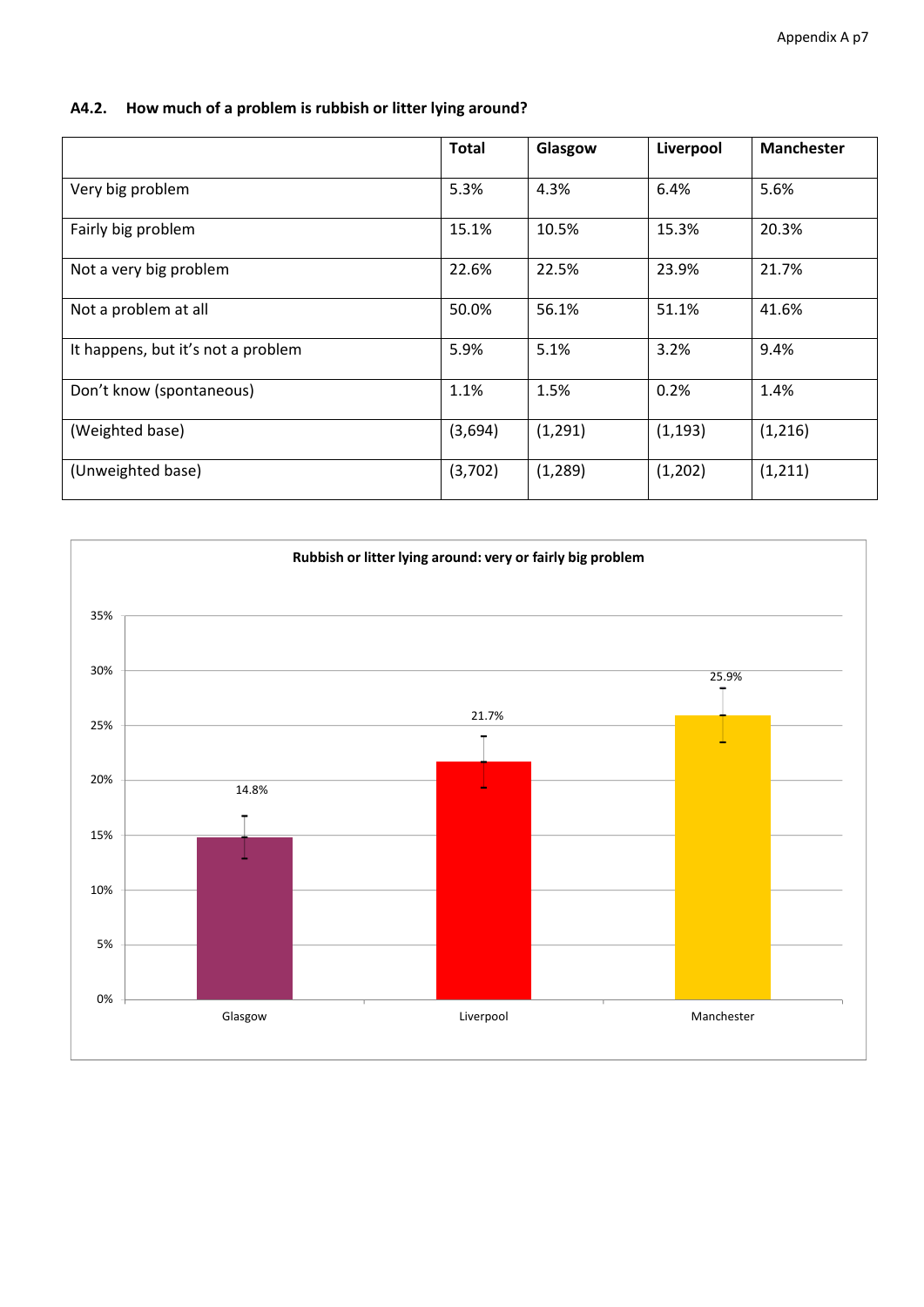### A4.2. How much of a problem is rubbish or litter lying around?

| | Total | Glasgow | Liverpool | Manchester |
|---|---|---|---|---|
| Very big problem | 5.3% | 4.3% | 6.4% | 5.6% |
| Fairly big problem | 15.1% | 10.5% | 15.3% | 20.3% |
| Not a very big problem | 22.6% | 22.5% | 23.9% | 21.7% |
| Not a problem at all | 50.0% | 56.1% | 51.1% | 41.6% |
| It happens, but it's not a problem | 5.9% | 5.1% | 3.2% | 9.4% |
| Don't know (spontaneous) | 1.1% | 1.5% | 0.2% | 1.4% |
| (Weighted base) | (3,694) | (1,291) | (1,193) | (1,216) |
| (Unweighted base) | (3,702) | (1,289) | (1,202) | (1,211) |

**Rubbish or litter lying around: very or fairly big problem**

| | Glasgow | Liverpool | Manchester |
|---|---|---|---|
| Very or fairly big problem | 14.8% | 21.7% | 25.9% |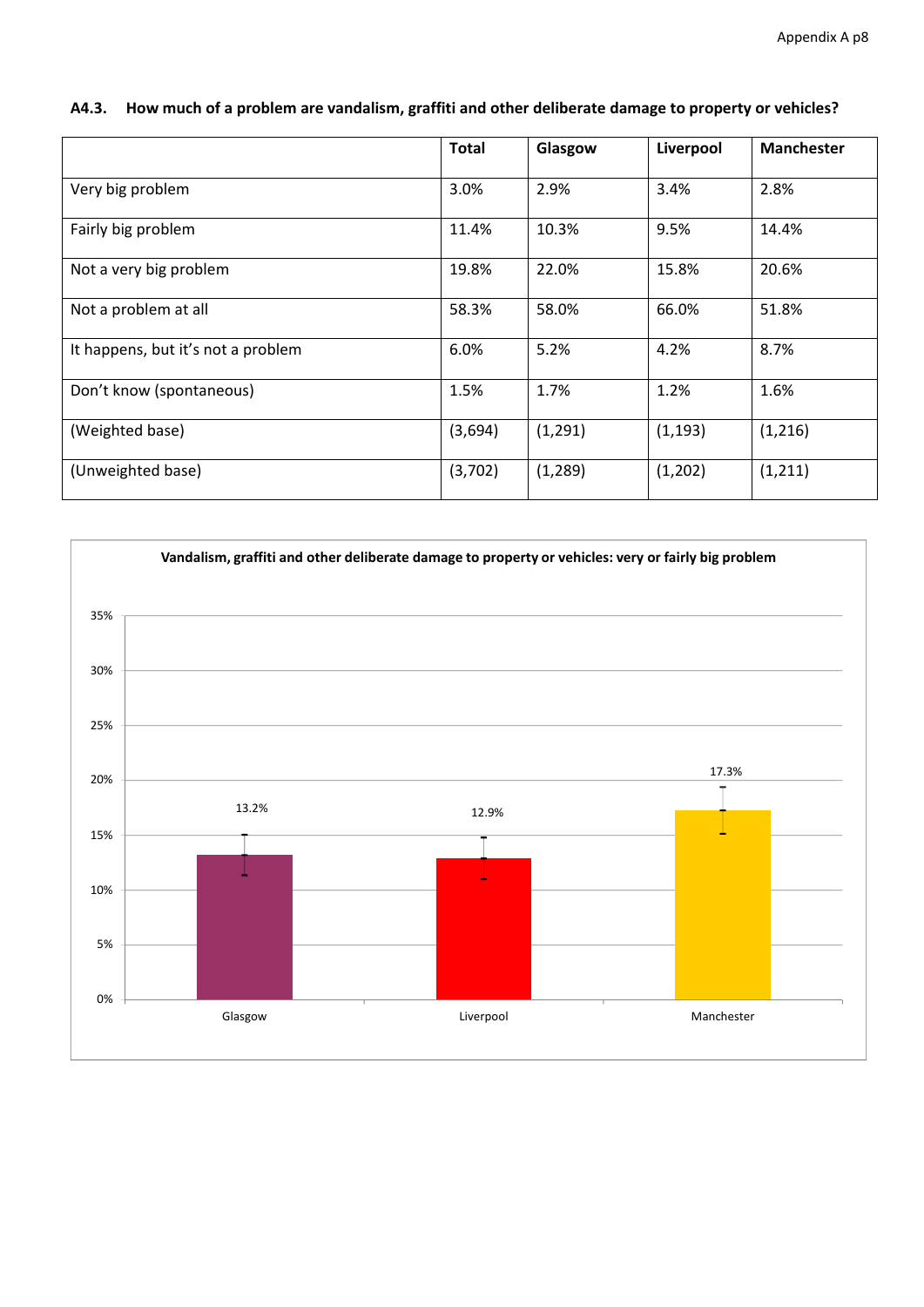### A4.3. How much of a problem are vandalism, graffiti and other deliberate damage to property or vehicles?

| | Total | Glasgow | Liverpool | Manchester |
|---|---|---|---|---|
| Very big problem | 3.0% | 2.9% | 3.4% | 2.8% |
| Fairly big problem | 11.4% | 10.3% | 9.5% | 14.4% |
| Not a very big problem | 19.8% | 22.0% | 15.8% | 20.6% |
| Not a problem at all | 58.3% | 58.0% | 66.0% | 51.8% |
| It happens, but it's not a problem | 6.0% | 5.2% | 4.2% | 8.7% |
| Don't know (spontaneous) | 1.5% | 1.7% | 1.2% | 1.6% |
| (Weighted base) | (3,694) | (1,291) | (1,193) | (1,216) |
| (Unweighted base) | (3,702) | (1,289) | (1,202) | (1,211) |

**Vandalism, graffiti and other deliberate damage to property or vehicles: very or fairly big problem**

| | Glasgow | Liverpool | Manchester |
|---|---|---|---|
| Very or fairly big problem | 13.2% | 12.9% | 17.3% |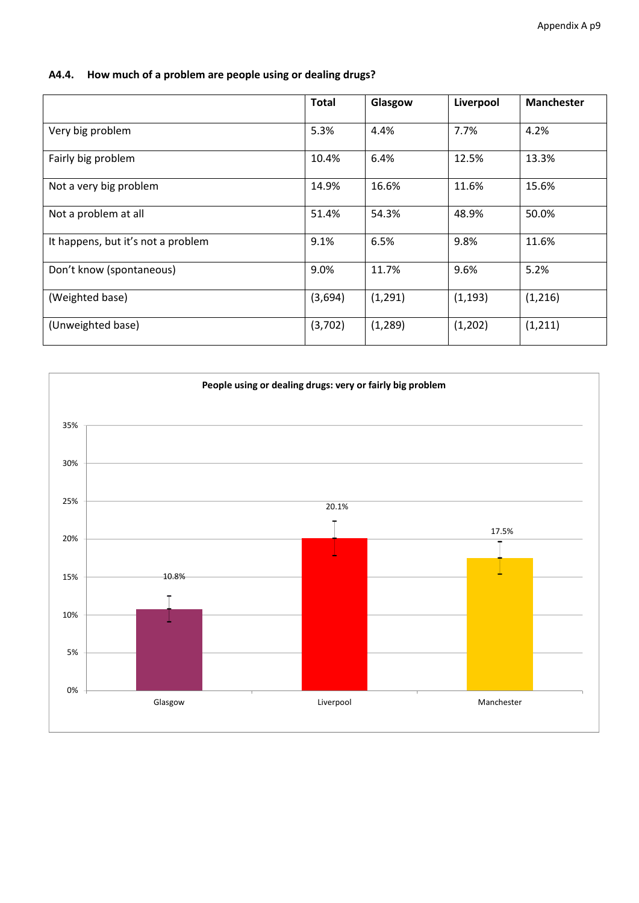### A4.4. How much of a problem are people using or dealing drugs?

| | Total | Glasgow | Liverpool | Manchester |
|---|---|---|---|---|
| Very big problem | 5.3% | 4.4% | 7.7% | 4.2% |
| Fairly big problem | 10.4% | 6.4% | 12.5% | 13.3% |
| Not a very big problem | 14.9% | 16.6% | 11.6% | 15.6% |
| Not a problem at all | 51.4% | 54.3% | 48.9% | 50.0% |
| It happens, but it's not a problem | 9.1% | 6.5% | 9.8% | 11.6% |
| Don't know (spontaneous) | 9.0% | 11.7% | 9.6% | 5.2% |
| (Weighted base) | (3,694) | (1,291) | (1,193) | (1,216) |
| (Unweighted base) | (3,702) | (1,289) | (1,202) | (1,211) |

**People using or dealing drugs: very or fairly big problem**

| | Glasgow | Liverpool | Manchester |
|---|---|---|---|
| Very or fairly big problem | 10.8% | 20.1% | 17.5% |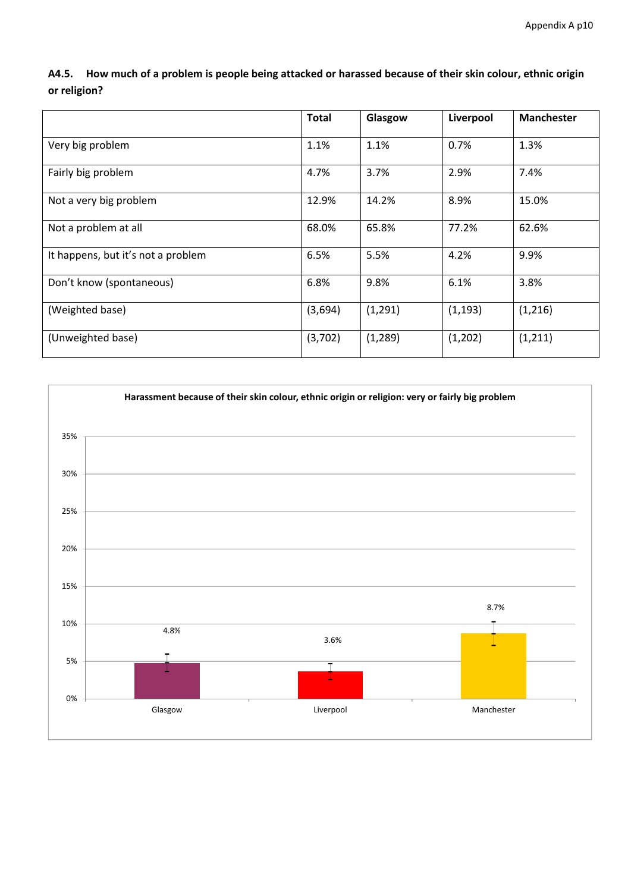**A4.5. How much of a problem is people being attacked or harassed because of their skin colour, ethnic origin or religion?**

| | Total | Glasgow | Liverpool | Manchester |
|---|---|---|---|---|
| Very big problem | 1.1% | 1.1% | 0.7% | 1.3% |
| Fairly big problem | 4.7% | 3.7% | 2.9% | 7.4% |
| Not a very big problem | 12.9% | 14.2% | 8.9% | 15.0% |
| Not a problem at all | 68.0% | 65.8% | 77.2% | 62.6% |
| It happens, but it's not a problem | 6.5% | 5.5% | 4.2% | 9.9% |
| Don't know (spontaneous) | 6.8% | 9.8% | 6.1% | 3.8% |
| (Weighted base) | (3,694) | (1,291) | (1,193) | (1,216) |
| (Unweighted base) | (3,702) | (1,289) | (1,202) | (1,211) |

**Harassment because of their skin colour, ethnic origin or religion: very or fairly big problem**

| | Glasgow | Liverpool | Manchester |
|---|---|---|---|
| Very or fairly big problem | 4.8% | 3.6% | 8.7% |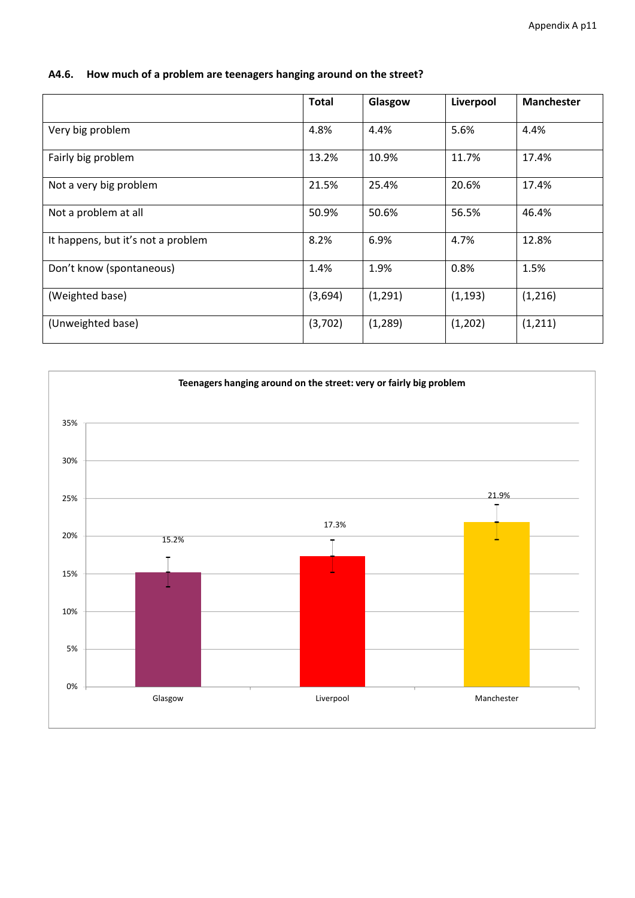### A4.6. How much of a problem are teenagers hanging around on the street?

| | Total | Glasgow | Liverpool | Manchester |
|---|---|---|---|---|
| Very big problem | 4.8% | 4.4% | 5.6% | 4.4% |
| Fairly big problem | 13.2% | 10.9% | 11.7% | 17.4% |
| Not a very big problem | 21.5% | 25.4% | 20.6% | 17.4% |
| Not a problem at all | 50.9% | 50.6% | 56.5% | 46.4% |
| It happens, but it's not a problem | 8.2% | 6.9% | 4.7% | 12.8% |
| Don't know (spontaneous) | 1.4% | 1.9% | 0.8% | 1.5% |
| (Weighted base) | (3,694) | (1,291) | (1,193) | (1,216) |
| (Unweighted base) | (3,702) | (1,289) | (1,202) | (1,211) |

**Teenagers hanging around on the street: very or fairly big problem**

| | Glasgow | Liverpool | Manchester |
|---|---|---|---|
| Very or fairly big problem | 15.2% | 17.3% | 21.9% |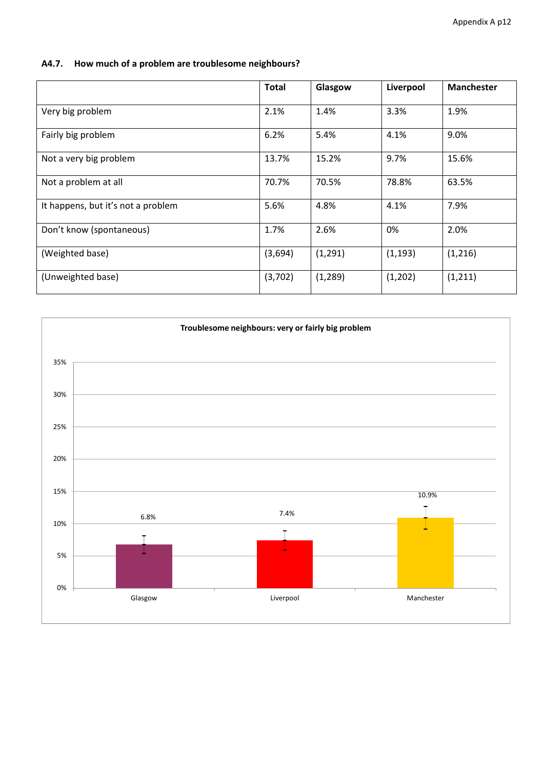### A4.7. How much of a problem are troublesome neighbours?

| | Total | Glasgow | Liverpool | Manchester |
|---|---|---|---|---|
| Very big problem | 2.1% | 1.4% | 3.3% | 1.9% |
| Fairly big problem | 6.2% | 5.4% | 4.1% | 9.0% |
| Not a very big problem | 13.7% | 15.2% | 9.7% | 15.6% |
| Not a problem at all | 70.7% | 70.5% | 78.8% | 63.5% |
| It happens, but it's not a problem | 5.6% | 4.8% | 4.1% | 7.9% |
| Don't know (spontaneous) | 1.7% | 2.6% | 0% | 2.0% |
| (Weighted base) | (3,694) | (1,291) | (1,193) | (1,216) |
| (Unweighted base) | (3,702) | (1,289) | (1,202) | (1,211) |

**Troublesome neighbours: very or fairly big problem**

| | Glasgow | Liverpool | Manchester |
|---|---|---|---|
| Very or fairly big problem | 6.8% | 7.4% | 10.9% |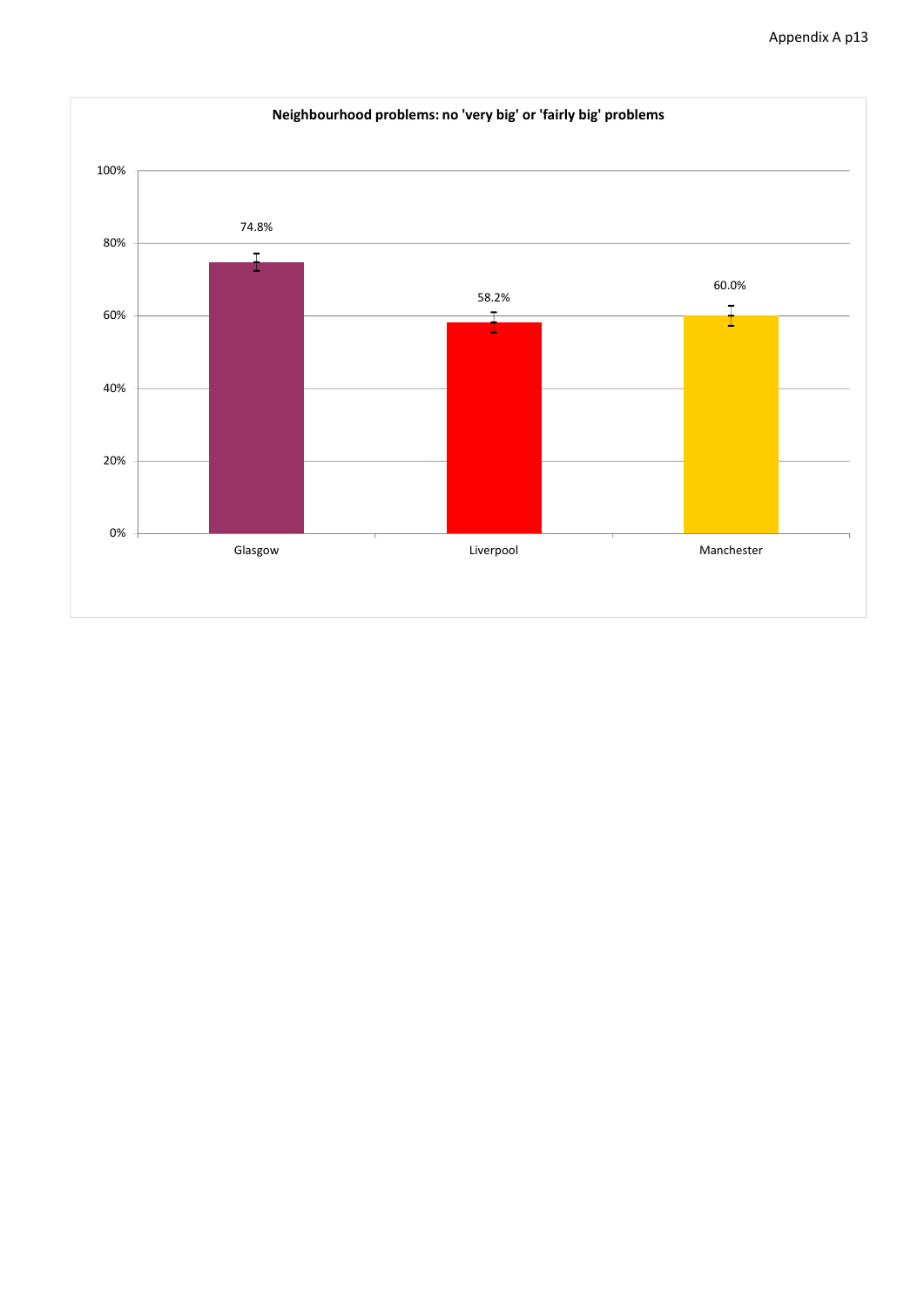**Neighbourhood problems: no 'very big' or 'fairly big' problems**

| | Glasgow | Liverpool | Manchester |
|---|---|---|---|
| % | 74.8% | 58.2% | 60.0% |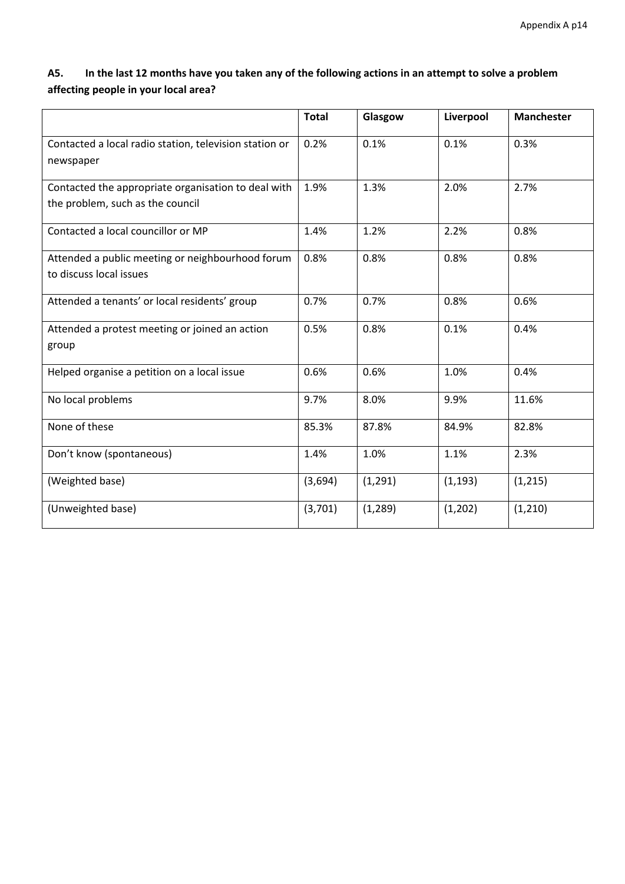**A5. In the last 12 months have you taken any of the following actions in an attempt to solve a problem affecting people in your local area?**

| | Total | Glasgow | Liverpool | Manchester |
|---|---|---|---|---|
| Contacted a local radio station, television station or newspaper | 0.2% | 0.1% | 0.1% | 0.3% |
| Contacted the appropriate organisation to deal with the problem, such as the council | 1.9% | 1.3% | 2.0% | 2.7% |
| Contacted a local councillor or MP | 1.4% | 1.2% | 2.2% | 0.8% |
| Attended a public meeting or neighbourhood forum to discuss local issues | 0.8% | 0.8% | 0.8% | 0.8% |
| Attended a tenants' or local residents' group | 0.7% | 0.7% | 0.8% | 0.6% |
| Attended a protest meeting or joined an action group | 0.5% | 0.8% | 0.1% | 0.4% |
| Helped organise a petition on a local issue | 0.6% | 0.6% | 1.0% | 0.4% |
| No local problems | 9.7% | 8.0% | 9.9% | 11.6% |
| None of these | 85.3% | 87.8% | 84.9% | 82.8% |
| Don't know (spontaneous) | 1.4% | 1.0% | 1.1% | 2.3% |
| (Weighted base) | (3,694) | (1,291) | (1,193) | (1,215) |
| (Unweighted base) | (3,701) | (1,289) | (1,202) | (1,210) |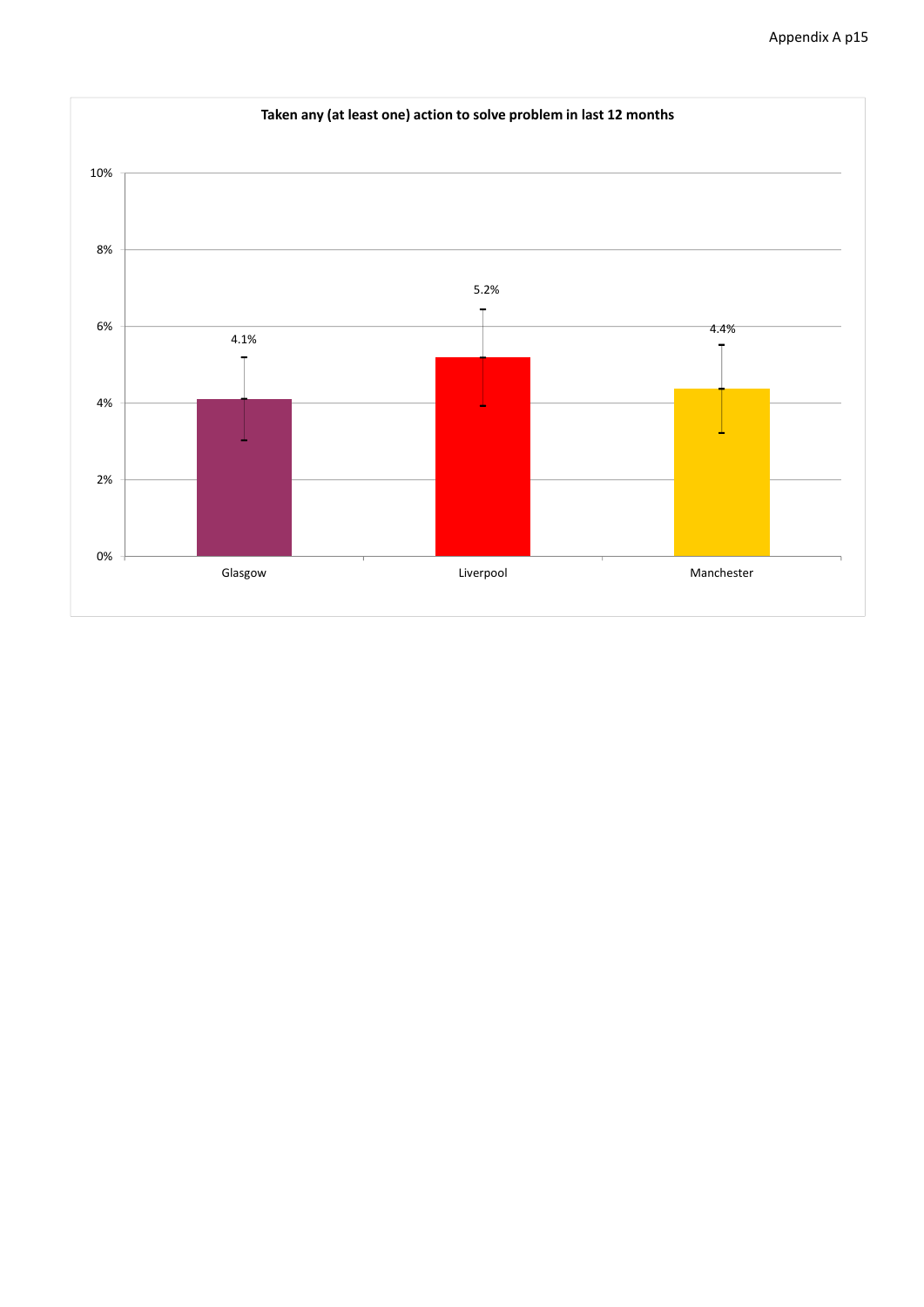**Taken any (at least one) action to solve problem in last 12 months**

| | Glasgow | Liverpool | Manchester |
|---|---|---|---|
| Taken any (at least one) action to solve problem in last 12 months | 4.1% | 5.2% | 4.4% |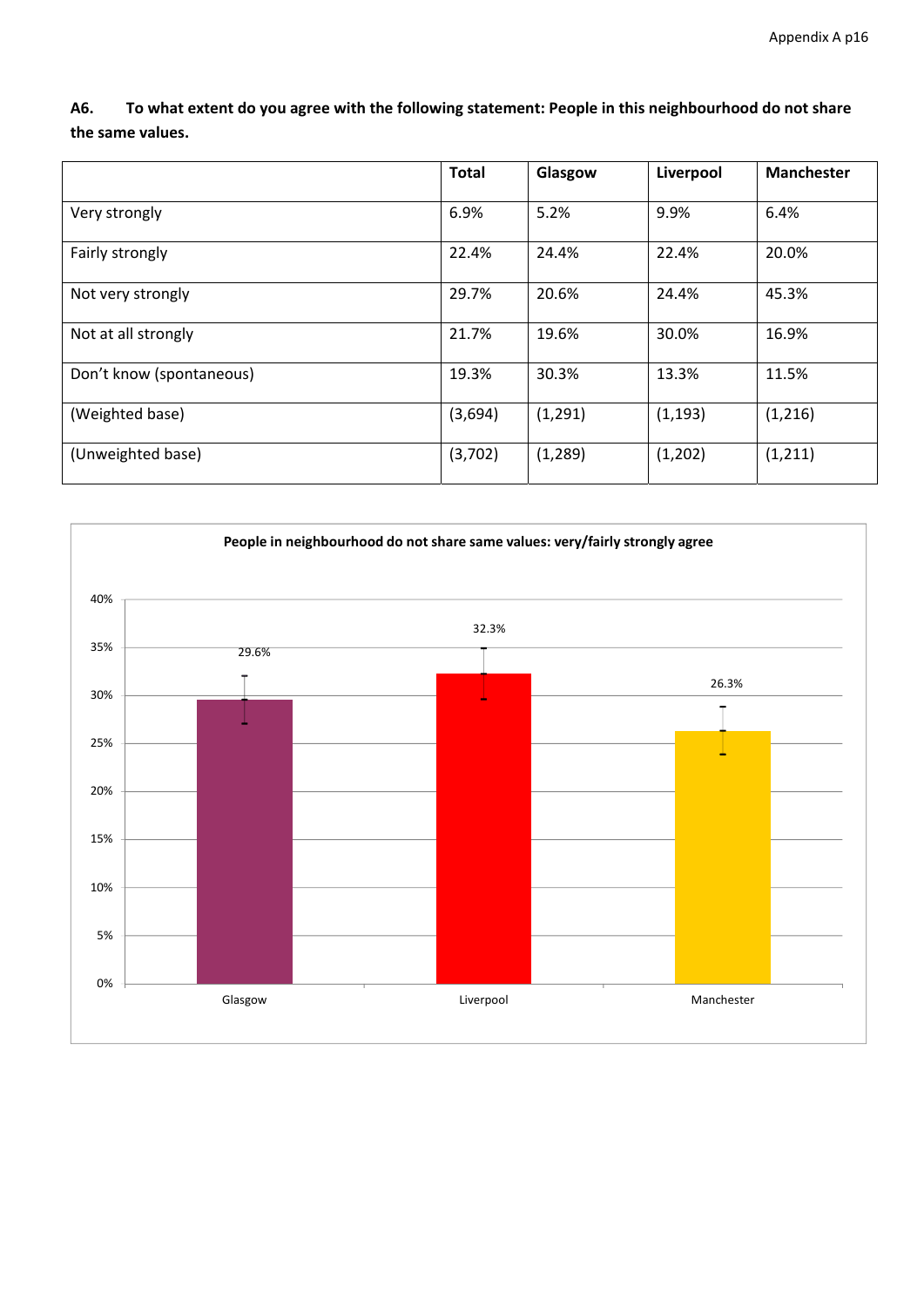**A6. To what extent do you agree with the following statement: People in this neighbourhood do not share the same values.**

| | Total | Glasgow | Liverpool | Manchester |
|---|---|---|---|---|
| Very strongly | 6.9% | 5.2% | 9.9% | 6.4% |
| Fairly strongly | 22.4% | 24.4% | 22.4% | 20.0% |
| Not very strongly | 29.7% | 20.6% | 24.4% | 45.3% |
| Not at all strongly | 21.7% | 19.6% | 30.0% | 16.9% |
| Don't know (spontaneous) | 19.3% | 30.3% | 13.3% | 11.5% |
| (Weighted base) | (3,694) | (1,291) | (1,193) | (1,216) |
| (Unweighted base) | (3,702) | (1,289) | (1,202) | (1,211) |

**People in neighbourhood do not share same values: very/fairly strongly agree**

| | Glasgow | Liverpool | Manchester |
|---|---|---|---|
| Very/fairly strongly agree | 29.6% | 32.3% | 26.3% |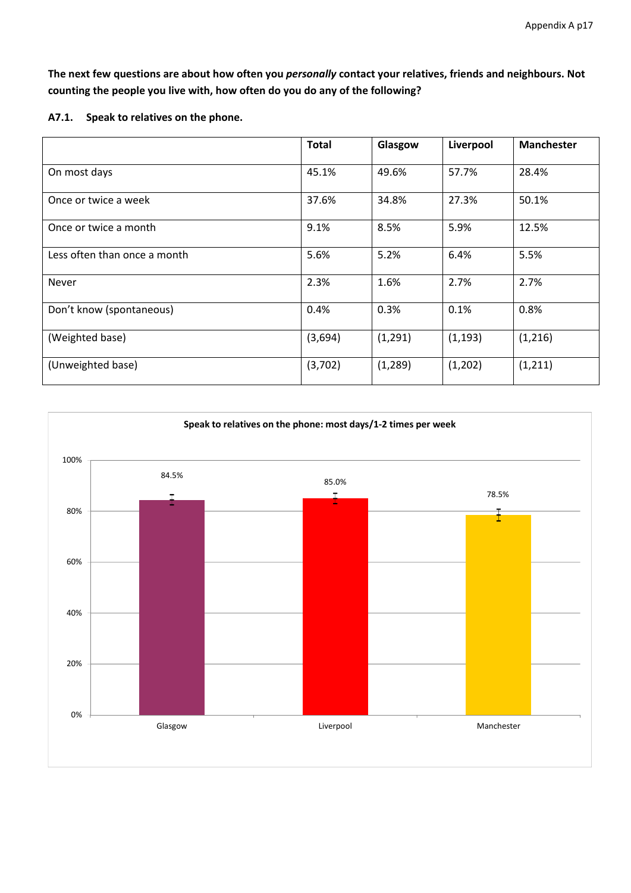**The next few questions are about how often you *personally* contact your relatives, friends and neighbours. Not counting the people you live with, how often do you do any of the following?**

**A7.1. Speak to relatives on the phone.**

| | Total | Glasgow | Liverpool | Manchester |
|---|---|---|---|---|
| On most days | 45.1% | 49.6% | 57.7% | 28.4% |
| Once or twice a week | 37.6% | 34.8% | 27.3% | 50.1% |
| Once or twice a month | 9.1% | 8.5% | 5.9% | 12.5% |
| Less often than once a month | 5.6% | 5.2% | 6.4% | 5.5% |
| Never | 2.3% | 1.6% | 2.7% | 2.7% |
| Don't know (spontaneous) | 0.4% | 0.3% | 0.1% | 0.8% |
| (Weighted base) | (3,694) | (1,291) | (1,193) | (1,216) |
| (Unweighted base) | (3,702) | (1,289) | (1,202) | (1,211) |

**Speak to relatives on the phone: most days/1-2 times per week**

| | Glasgow | Liverpool | Manchester |
|---|---|---|---|
| Most days/1-2 times per week | 84.5% | 85.0% | 78.5% |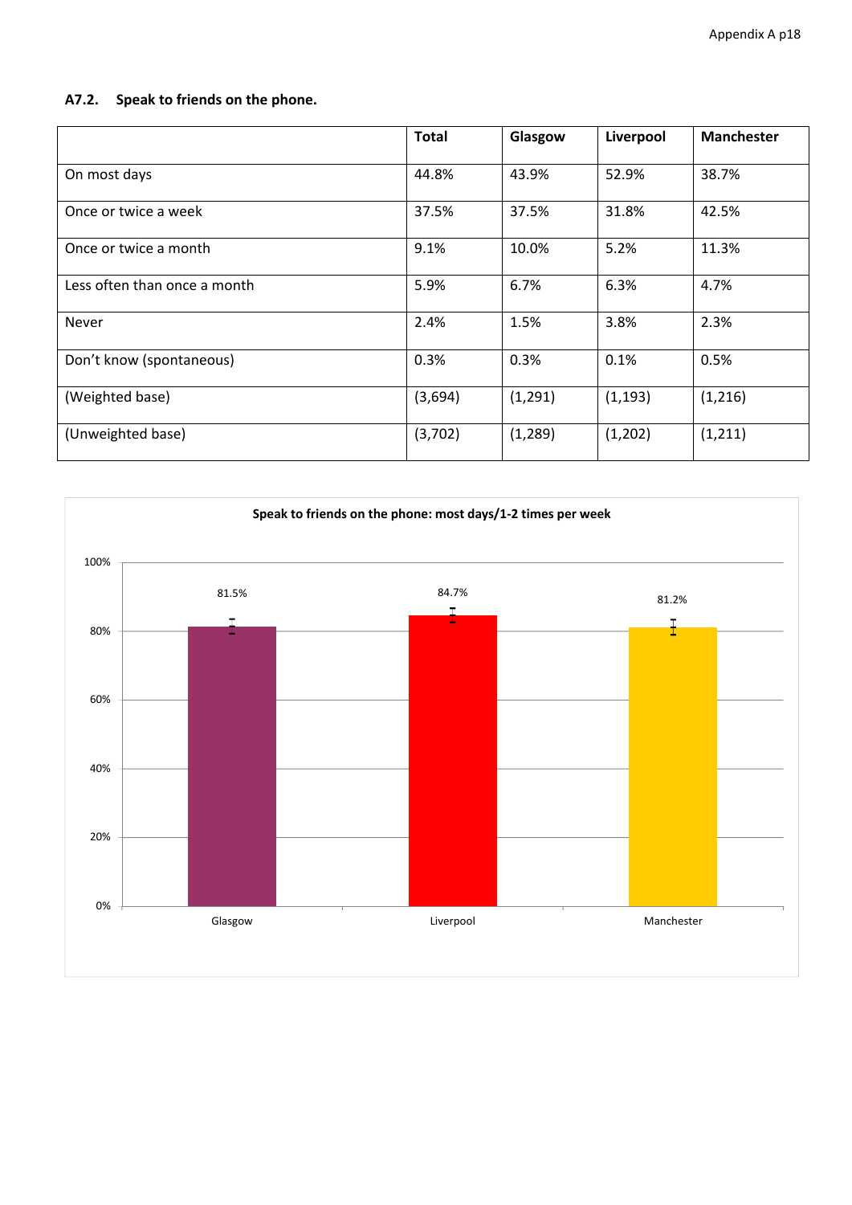### A7.2. Speak to friends on the phone.

| | Total | Glasgow | Liverpool | Manchester |
|---|---|---|---|---|
| On most days | 44.8% | 43.9% | 52.9% | 38.7% |
| Once or twice a week | 37.5% | 37.5% | 31.8% | 42.5% |
| Once or twice a month | 9.1% | 10.0% | 5.2% | 11.3% |
| Less often than once a month | 5.9% | 6.7% | 6.3% | 4.7% |
| Never | 2.4% | 1.5% | 3.8% | 2.3% |
| Don't know (spontaneous) | 0.3% | 0.3% | 0.1% | 0.5% |
| (Weighted base) | (3,694) | (1,291) | (1,193) | (1,216) |
| (Unweighted base) | (3,702) | (1,289) | (1,202) | (1,211) |

**Speak to friends on the phone: most days/1-2 times per week**

| | Glasgow | Liverpool | Manchester |
|---|---|---|---|
| Most days/1-2 times per week | 81.5% | 84.7% | 81.2% |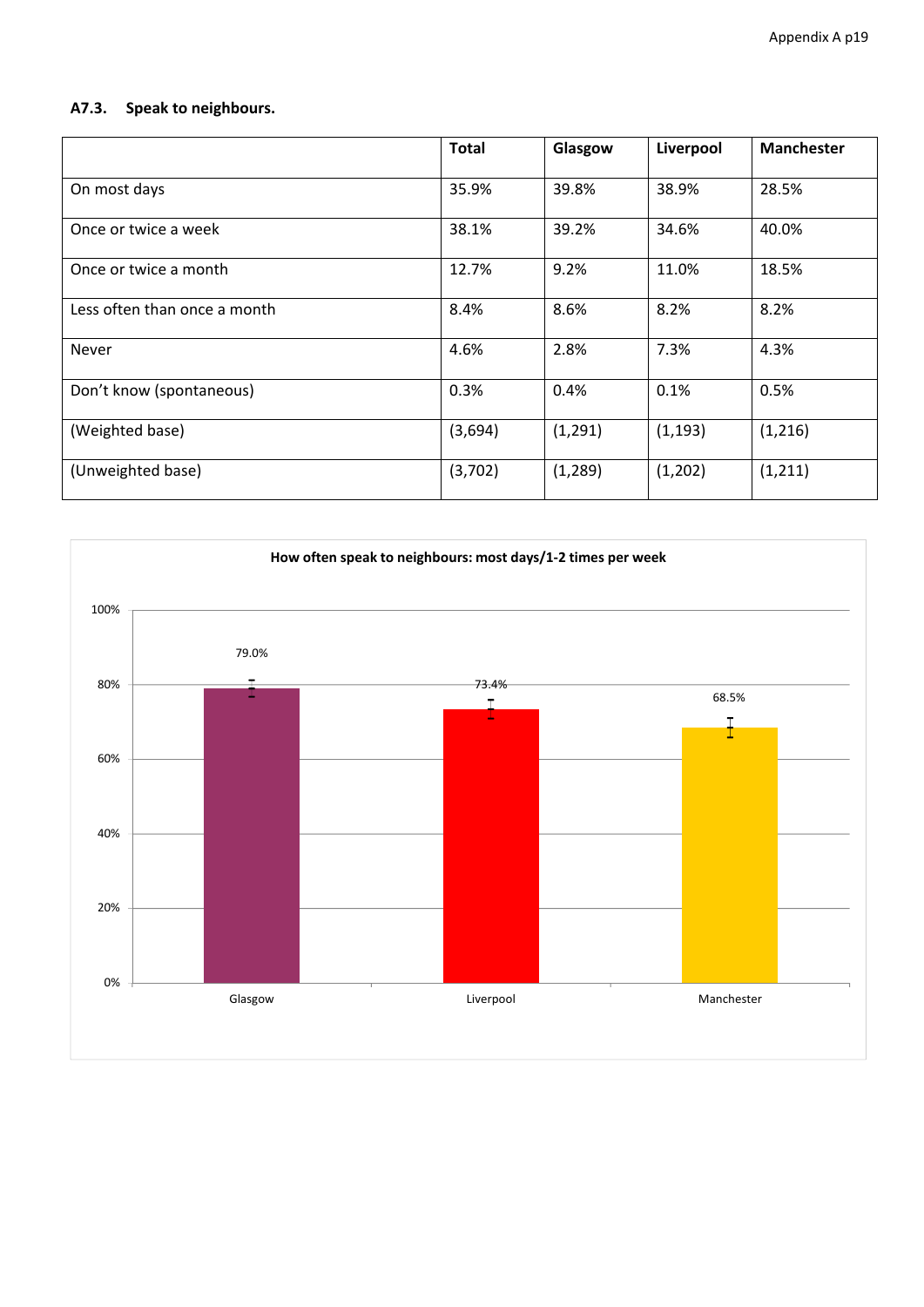### A7.3. Speak to neighbours.

| | Total | Glasgow | Liverpool | Manchester |
|---|---|---|---|---|
| On most days | 35.9% | 39.8% | 38.9% | 28.5% |
| Once or twice a week | 38.1% | 39.2% | 34.6% | 40.0% |
| Once or twice a month | 12.7% | 9.2% | 11.0% | 18.5% |
| Less often than once a month | 8.4% | 8.6% | 8.2% | 8.2% |
| Never | 4.6% | 2.8% | 7.3% | 4.3% |
| Don't know (spontaneous) | 0.3% | 0.4% | 0.1% | 0.5% |
| (Weighted base) | (3,694) | (1,291) | (1,193) | (1,216) |
| (Unweighted base) | (3,702) | (1,289) | (1,202) | (1,211) |

**How often speak to neighbours: most days/1-2 times per week**

| | Glasgow | Liverpool | Manchester |
|---|---|---|---|
| Most days/1-2 times per week | 79.0% | 73.4% | 68.5% |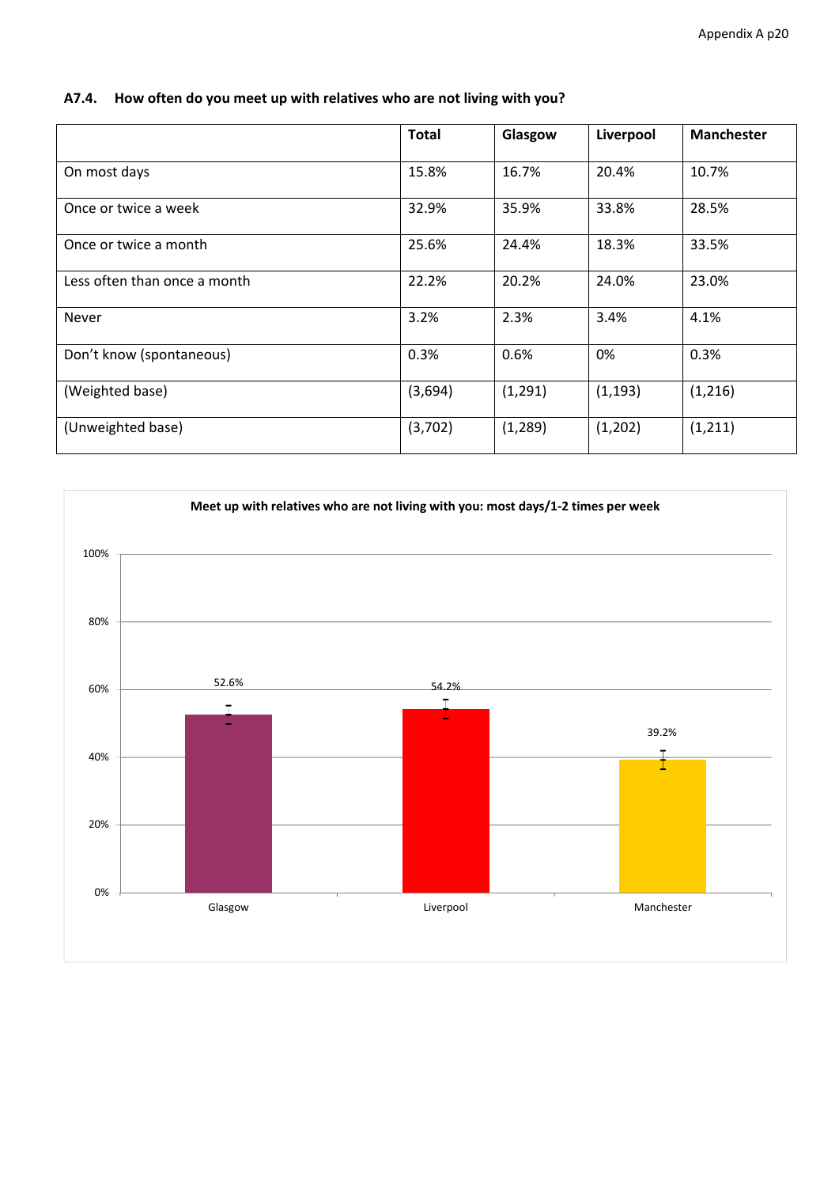## A7.4. How often do you meet up with relatives who are not living with you?

| | Total | Glasgow | Liverpool | Manchester |
|---|---|---|---|---|
| On most days | 15.8% | 16.7% | 20.4% | 10.7% |
| Once or twice a week | 32.9% | 35.9% | 33.8% | 28.5% |
| Once or twice a month | 25.6% | 24.4% | 18.3% | 33.5% |
| Less often than once a month | 22.2% | 20.2% | 24.0% | 23.0% |
| Never | 3.2% | 2.3% | 3.4% | 4.1% |
| Don't know (spontaneous) | 0.3% | 0.6% | 0% | 0.3% |
| (Weighted base) | (3,694) | (1,291) | (1,193) | (1,216) |
| (Unweighted base) | (3,702) | (1,289) | (1,202) | (1,211) |

**Meet up with relatives who are not living with you: most days/1-2 times per week**

| | Glasgow | Liverpool | Manchester |
|---|---|---|---|
| Most days/1-2 times per week | 52.6% | 54.2% | 39.2% |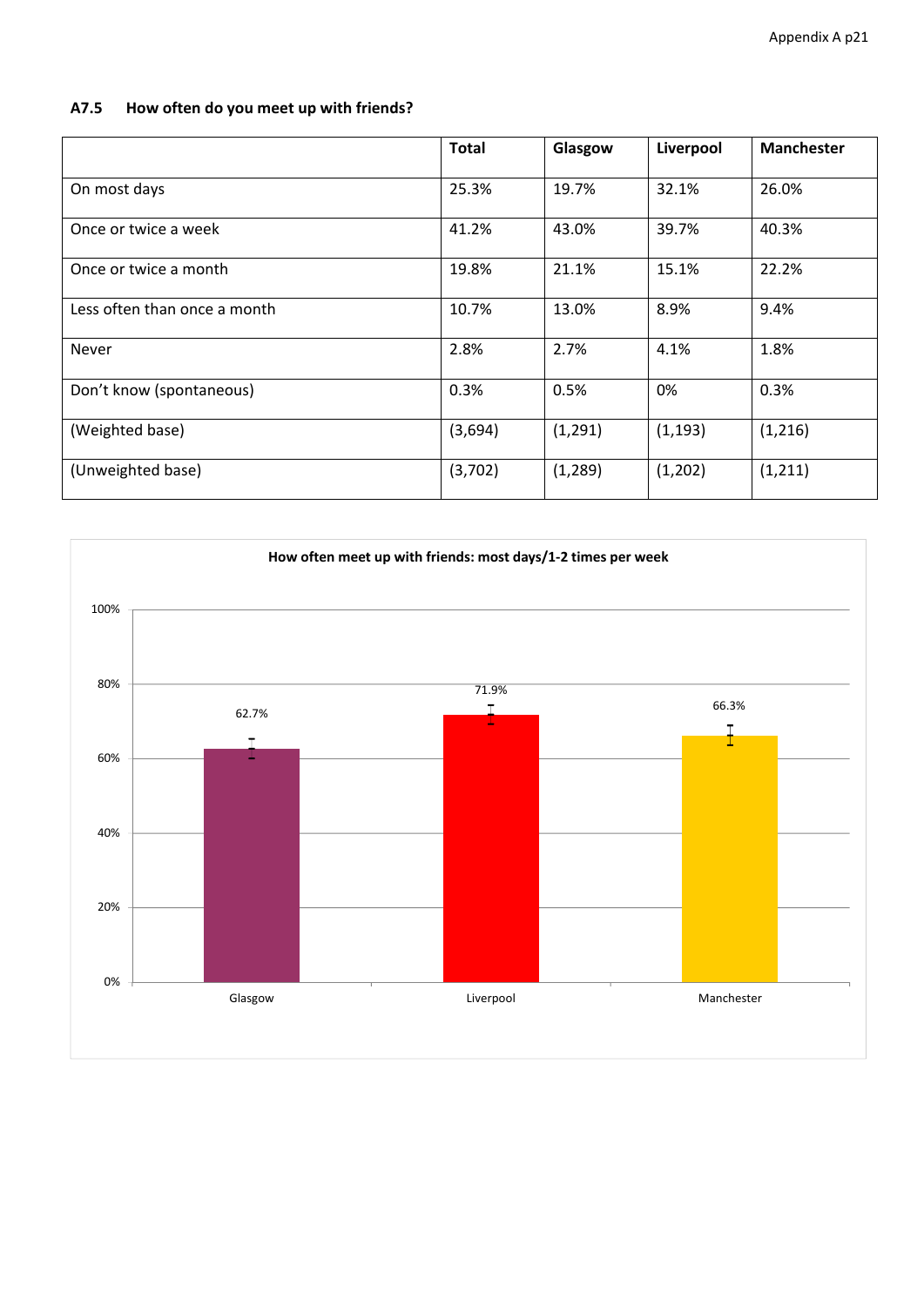### A7.5 How often do you meet up with friends?

| | Total | Glasgow | Liverpool | Manchester |
|---|---|---|---|---|
| On most days | 25.3% | 19.7% | 32.1% | 26.0% |
| Once or twice a week | 41.2% | 43.0% | 39.7% | 40.3% |
| Once or twice a month | 19.8% | 21.1% | 15.1% | 22.2% |
| Less often than once a month | 10.7% | 13.0% | 8.9% | 9.4% |
| Never | 2.8% | 2.7% | 4.1% | 1.8% |
| Don't know (spontaneous) | 0.3% | 0.5% | 0% | 0.3% |
| (Weighted base) | (3,694) | (1,291) | (1,193) | (1,216) |
| (Unweighted base) | (3,702) | (1,289) | (1,202) | (1,211) |

**How often meet up with friends: most days/1-2 times per week**

| | Glasgow | Liverpool | Manchester |
|---|---|---|---|
| Most days/1-2 times per week | 62.7% | 71.9% | 66.3% |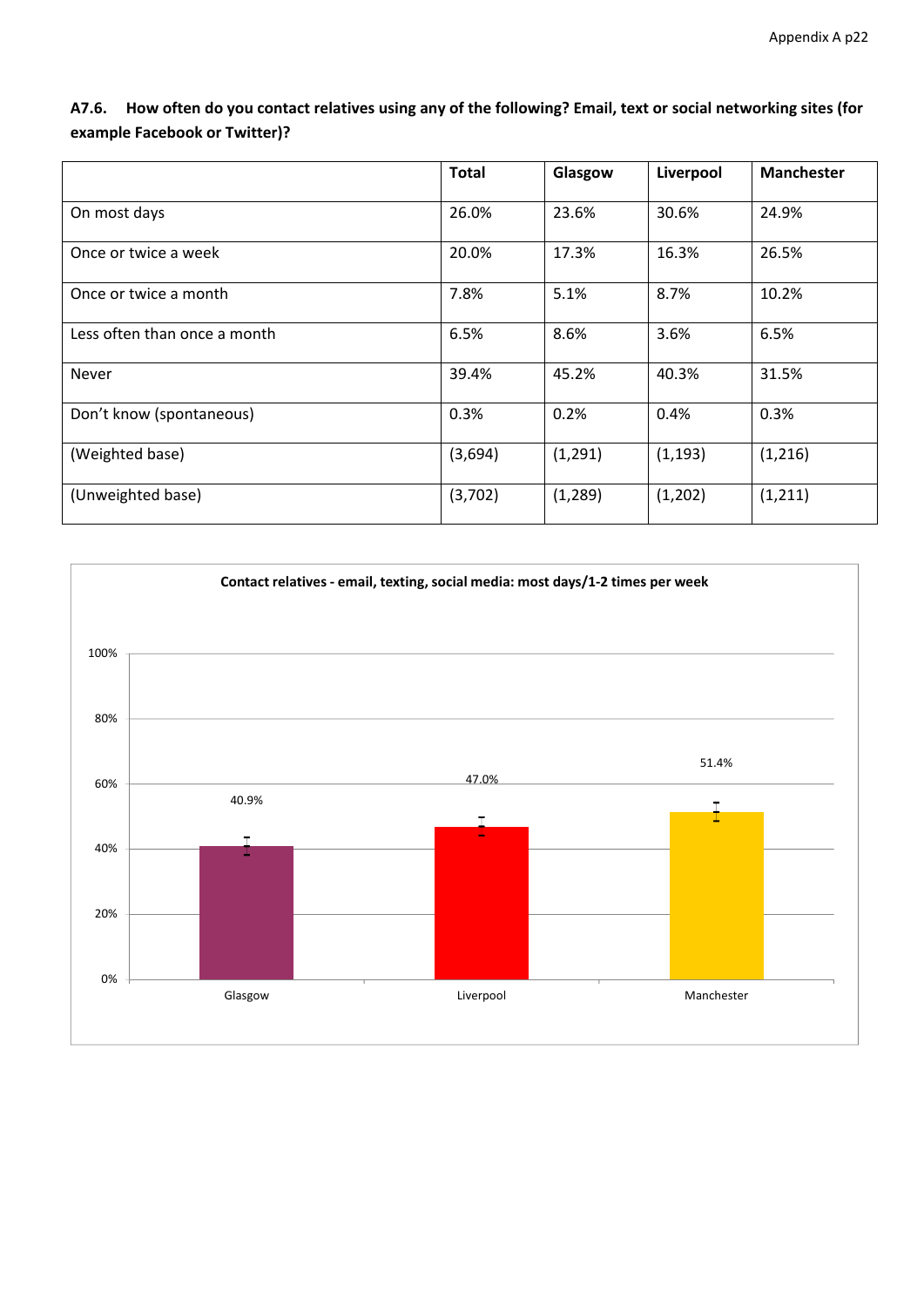**A7.6. How often do you contact relatives using any of the following? Email, text or social networking sites (for example Facebook or Twitter)?**

| | Total | Glasgow | Liverpool | Manchester |
|---|---|---|---|---|
| On most days | 26.0% | 23.6% | 30.6% | 24.9% |
| Once or twice a week | 20.0% | 17.3% | 16.3% | 26.5% |
| Once or twice a month | 7.8% | 5.1% | 8.7% | 10.2% |
| Less often than once a month | 6.5% | 8.6% | 3.6% | 6.5% |
| Never | 39.4% | 45.2% | 40.3% | 31.5% |
| Don't know (spontaneous) | 0.3% | 0.2% | 0.4% | 0.3% |
| (Weighted base) | (3,694) | (1,291) | (1,193) | (1,216) |
| (Unweighted base) | (3,702) | (1,289) | (1,202) | (1,211) |

**Contact relatives - email, texting, social media: most days/1-2 times per week**

| | Glasgow | Liverpool | Manchester |
|---|---|---|---|
| Most days/1-2 times per week | 40.9% | 47.0% | 51.4% |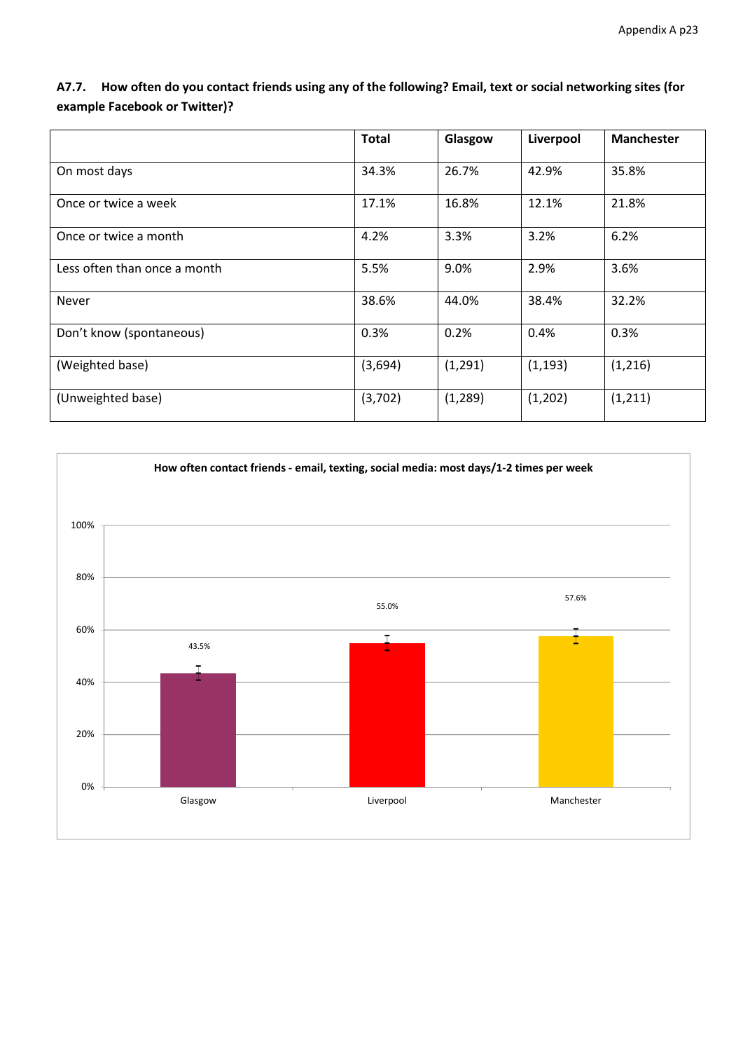**A7.7. How often do you contact friends using any of the following? Email, text or social networking sites (for example Facebook or Twitter)?**

| | Total | Glasgow | Liverpool | Manchester |
|---|---|---|---|---|
| On most days | 34.3% | 26.7% | 42.9% | 35.8% |
| Once or twice a week | 17.1% | 16.8% | 12.1% | 21.8% |
| Once or twice a month | 4.2% | 3.3% | 3.2% | 6.2% |
| Less often than once a month | 5.5% | 9.0% | 2.9% | 3.6% |
| Never | 38.6% | 44.0% | 38.4% | 32.2% |
| Don't know (spontaneous) | 0.3% | 0.2% | 0.4% | 0.3% |
| (Weighted base) | (3,694) | (1,291) | (1,193) | (1,216) |
| (Unweighted base) | (3,702) | (1,289) | (1,202) | (1,211) |

**How often contact friends - email, texting, social media: most days/1-2 times per week**

| | Glasgow | Liverpool | Manchester |
|---|---|---|---|
| Most days/1-2 times per week | 43.5% | 55.0% | 57.6% |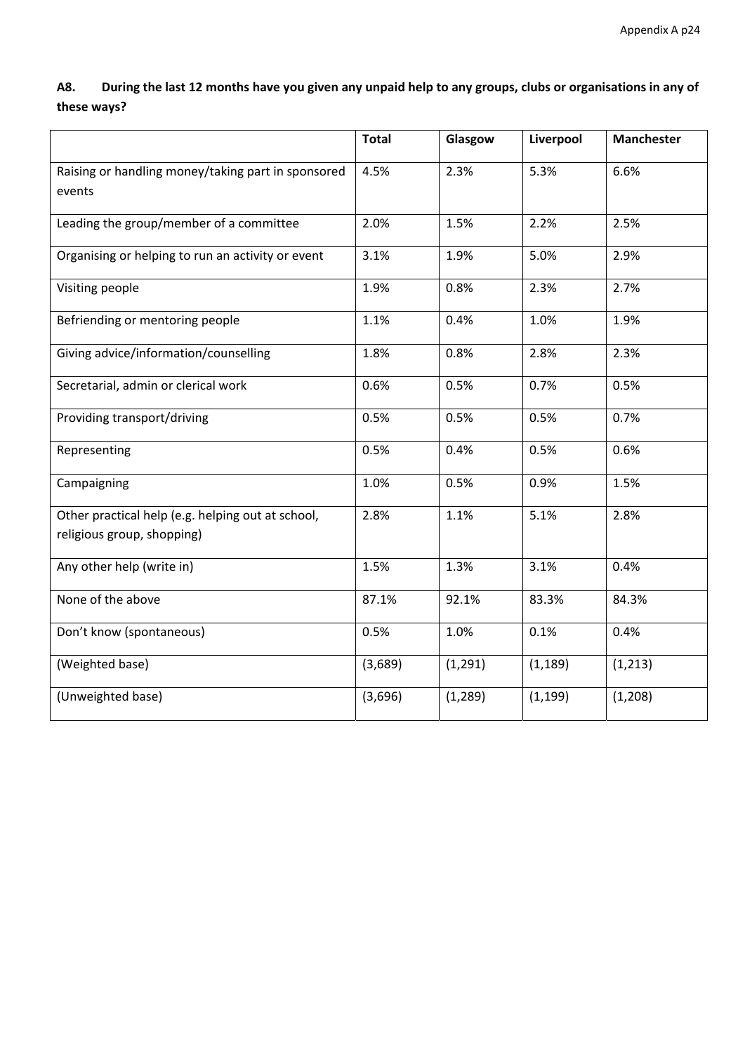**A8. During the last 12 months have you given any unpaid help to any groups, clubs or organisations in any of these ways?**

| | Total | Glasgow | Liverpool | Manchester |
|---|---|---|---|---|
| Raising or handling money/taking part in sponsored events | 4.5% | 2.3% | 5.3% | 6.6% |
| Leading the group/member of a committee | 2.0% | 1.5% | 2.2% | 2.5% |
| Organising or helping to run an activity or event | 3.1% | 1.9% | 5.0% | 2.9% |
| Visiting people | 1.9% | 0.8% | 2.3% | 2.7% |
| Befriending or mentoring people | 1.1% | 0.4% | 1.0% | 1.9% |
| Giving advice/information/counselling | 1.8% | 0.8% | 2.8% | 2.3% |
| Secretarial, admin or clerical work | 0.6% | 0.5% | 0.7% | 0.5% |
| Providing transport/driving | 0.5% | 0.5% | 0.5% | 0.7% |
| Representing | 0.5% | 0.4% | 0.5% | 0.6% |
| Campaigning | 1.0% | 0.5% | 0.9% | 1.5% |
| Other practical help (e.g. helping out at school, religious group, shopping) | 2.8% | 1.1% | 5.1% | 2.8% |
| Any other help (write in) | 1.5% | 1.3% | 3.1% | 0.4% |
| None of the above | 87.1% | 92.1% | 83.3% | 84.3% |
| Don't know (spontaneous) | 0.5% | 1.0% | 0.1% | 0.4% |
| (Weighted base) | (3,689) | (1,291) | (1,189) | (1,213) |
| (Unweighted base) | (3,696) | (1,289) | (1,199) | (1,208) |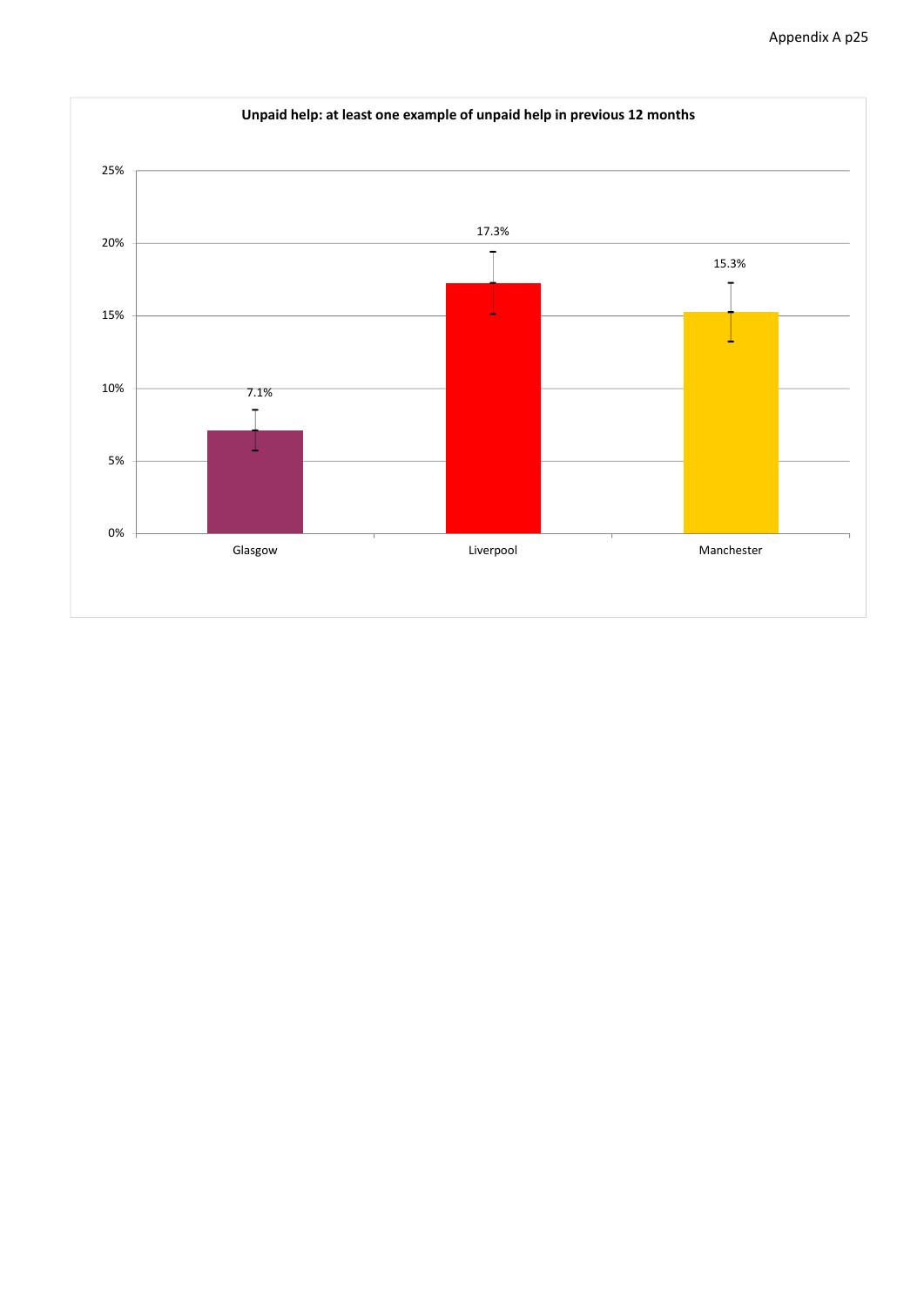**Unpaid help: at least one example of unpaid help in previous 12 months**

| | Glasgow | Liverpool | Manchester |
|---|---|---|---|
| % | 7.1% | 17.3% | 15.3% |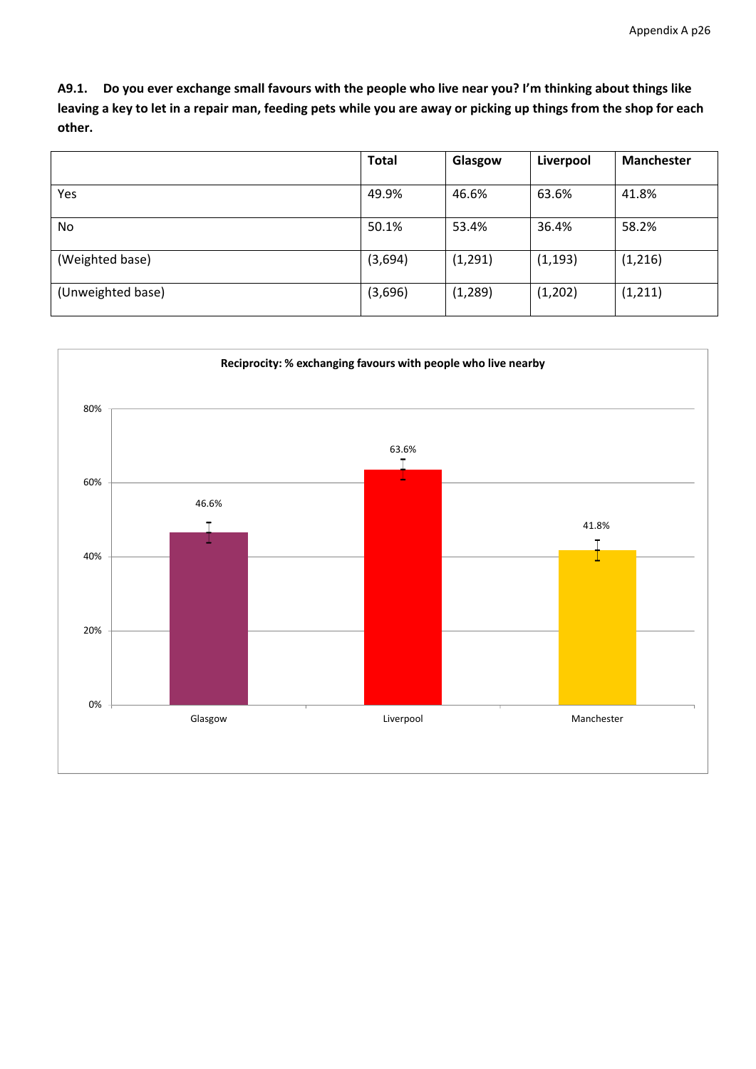**A9.1. Do you ever exchange small favours with the people who live near you? I'm thinking about things like leaving a key to let in a repair man, feeding pets while you are away or picking up things from the shop for each other.**

| | Total | Glasgow | Liverpool | Manchester |
|---|---|---|---|---|
| Yes | 49.9% | 46.6% | 63.6% | 41.8% |
| No | 50.1% | 53.4% | 36.4% | 58.2% |
| (Weighted base) | (3,694) | (1,291) | (1,193) | (1,216) |
| (Unweighted base) | (3,696) | (1,289) | (1,202) | (1,211) |

**Reciprocity: % exchanging favours with people who live nearby**

| | Glasgow | Liverpool | Manchester |
|---|---|---|---|
| % | 46.6% | 63.6% | 41.8% |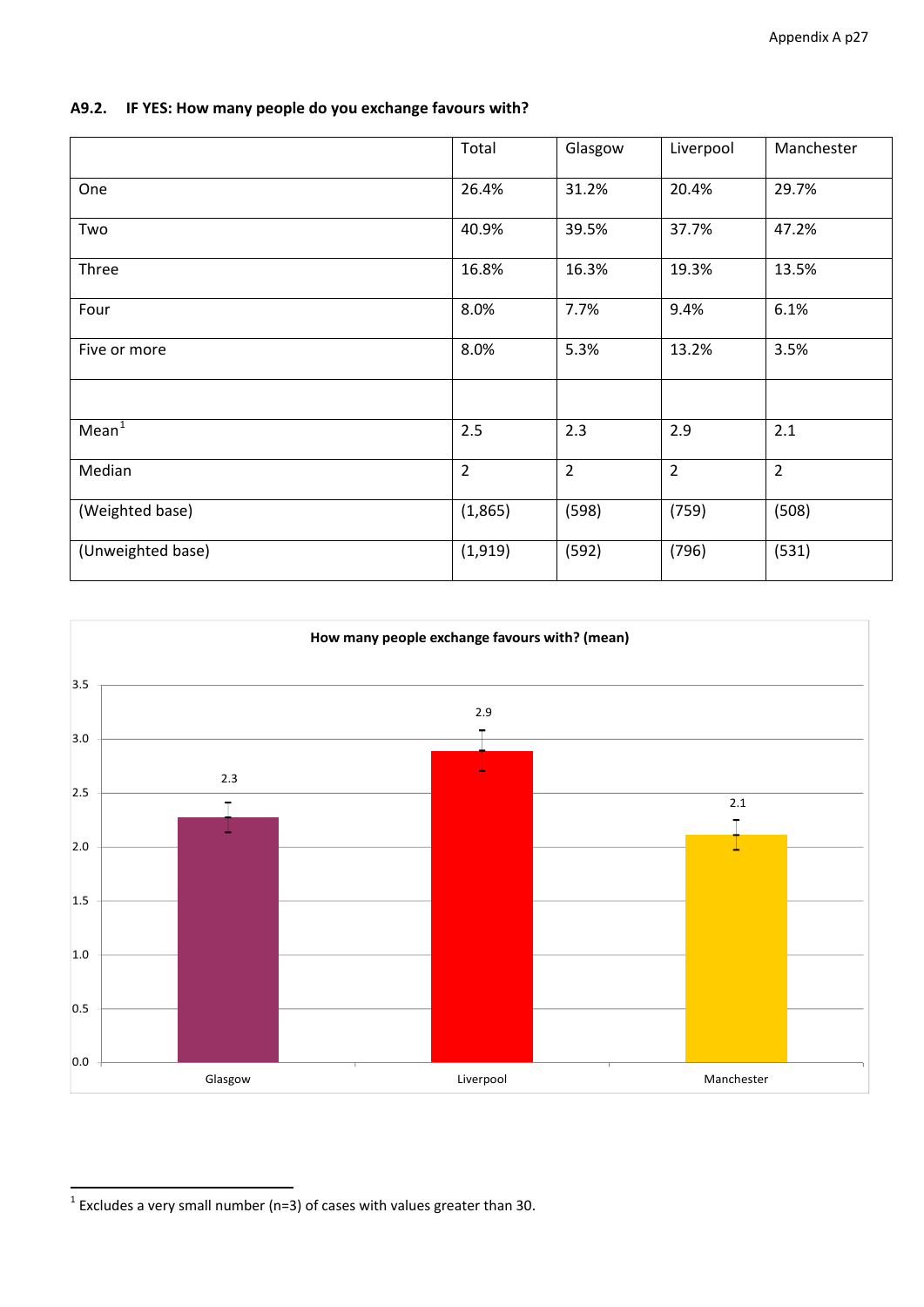### A9.2. IF YES: How many people do you exchange favours with?

| | Total | Glasgow | Liverpool | Manchester |
|---|---|---|---|---|
| One | 26.4% | 31.2% | 20.4% | 29.7% |
| Two | 40.9% | 39.5% | 37.7% | 47.2% |
| Three | 16.8% | 16.3% | 19.3% | 13.5% |
| Four | 8.0% | 7.7% | 9.4% | 6.1% |
| Five or more | 8.0% | 5.3% | 13.2% | 3.5% |
| | | | | |
| Mean[1] | 2.5 | 2.3 | 2.9 | 2.1 |
| Median | 2 | 2 | 2 | 2 |
| (Weighted base) | (1,865) | (598) | (759) | (508) |
| (Unweighted base) | (1,919) | (592) | (796) | (531) |

**How many people exchange favours with? (mean)**

| | Glasgow | Liverpool | Manchester |
|---|---|---|---|
| Mean | 2.3 | 2.9 | 2.1 |

[1] Excludes a very small number (n=3) of cases with values greater than 30.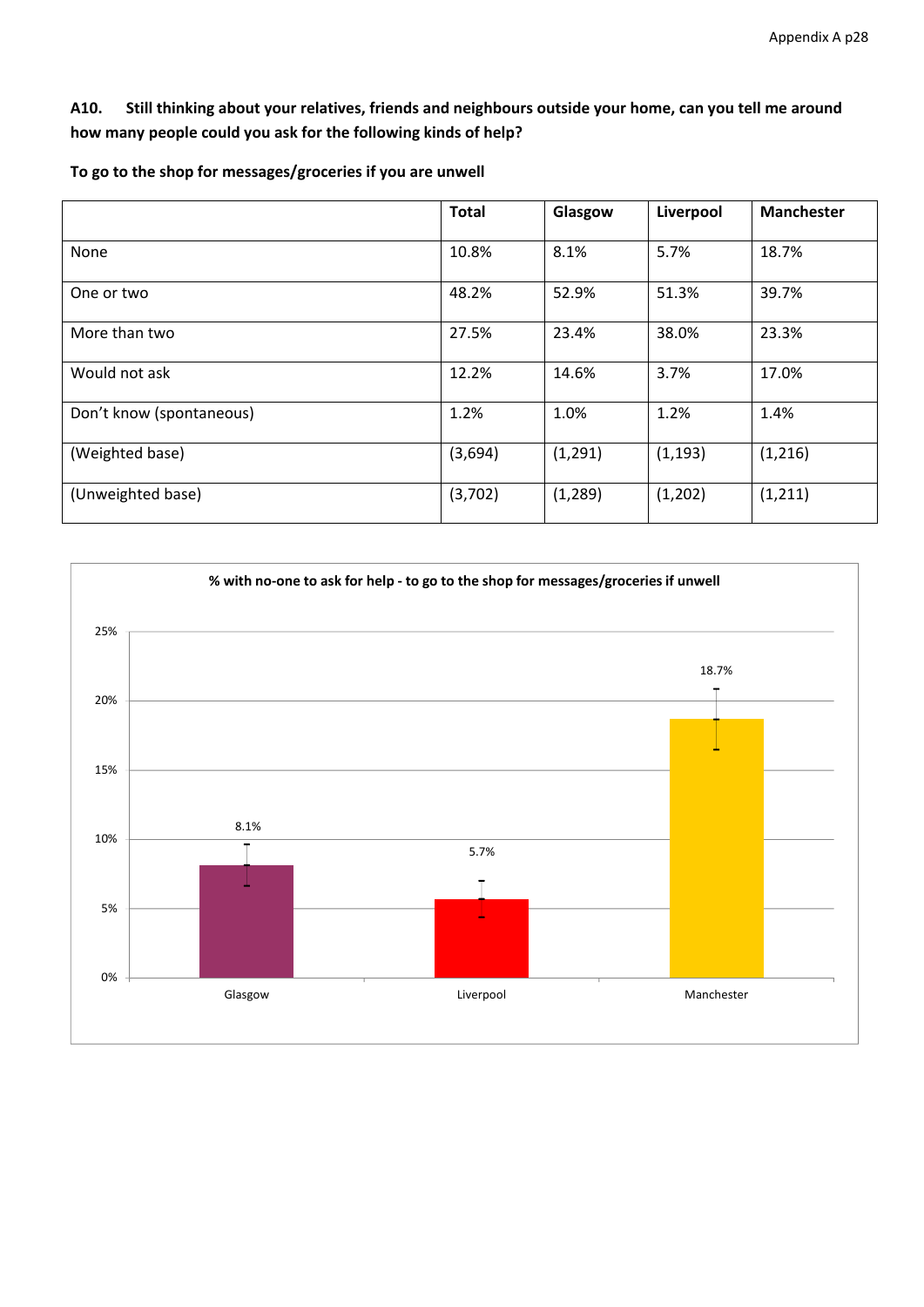**A10. Still thinking about your relatives, friends and neighbours outside your home, can you tell me around how many people could you ask for the following kinds of help?**

**To go to the shop for messages/groceries if you are unwell**

| | Total | Glasgow | Liverpool | Manchester |
|---|---|---|---|---|
| None | 10.8% | 8.1% | 5.7% | 18.7% |
| One or two | 48.2% | 52.9% | 51.3% | 39.7% |
| More than two | 27.5% | 23.4% | 38.0% | 23.3% |
| Would not ask | 12.2% | 14.6% | 3.7% | 17.0% |
| Don't know (spontaneous) | 1.2% | 1.0% | 1.2% | 1.4% |
| (Weighted base) | (3,694) | (1,291) | (1,193) | (1,216) |
| (Unweighted base) | (3,702) | (1,289) | (1,202) | (1,211) |

**% with no-one to ask for help - to go to the shop for messages/groceries if unwell**

| | Glasgow | Liverpool | Manchester |
|---|---|---|---|
| % with no-one to ask | 8.1% | 5.7% | 18.7% |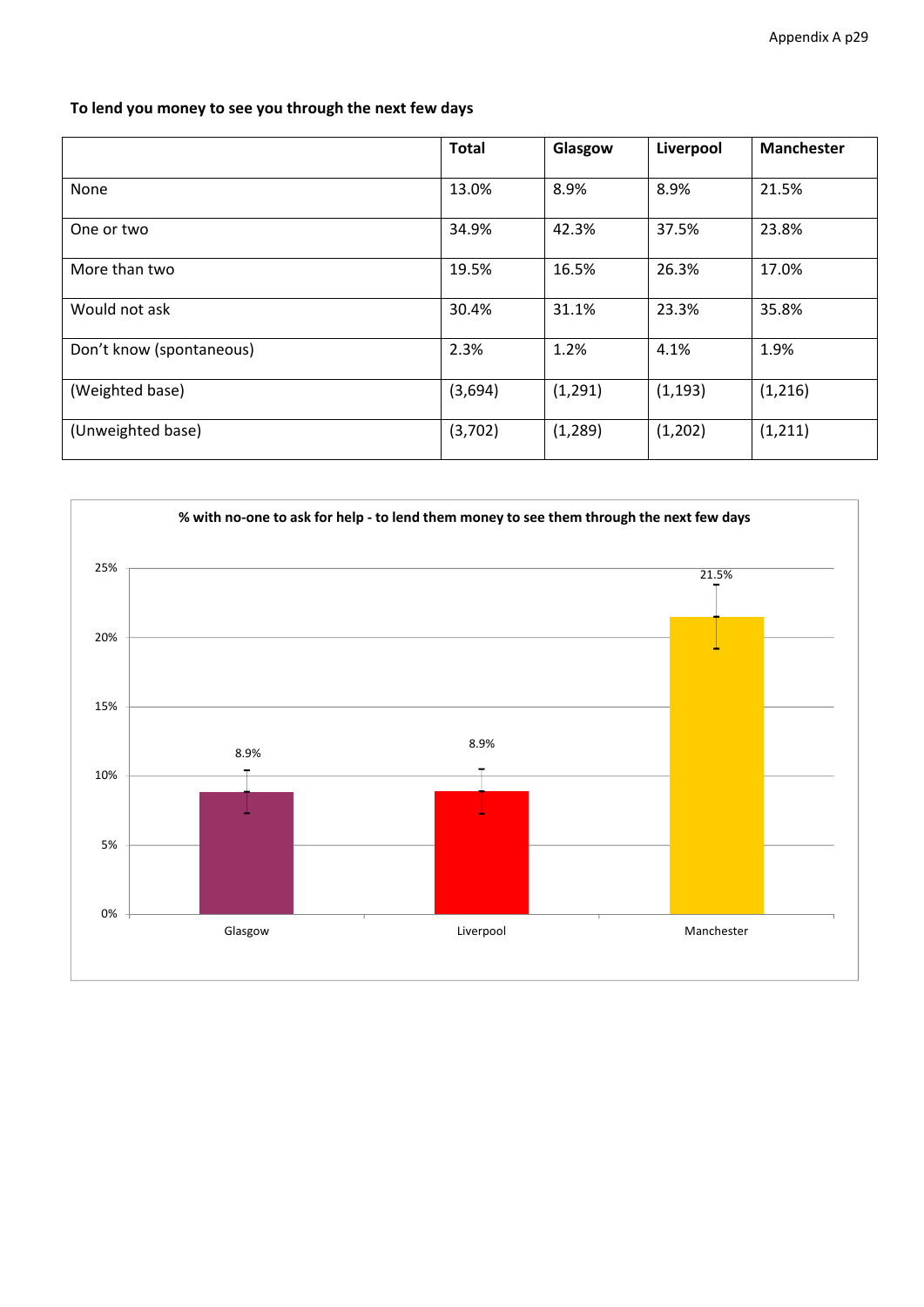**To lend you money to see you through the next few days**

| | Total | Glasgow | Liverpool | Manchester |
|---|---|---|---|---|
| None | 13.0% | 8.9% | 8.9% | 21.5% |
| One or two | 34.9% | 42.3% | 37.5% | 23.8% |
| More than two | 19.5% | 16.5% | 26.3% | 17.0% |
| Would not ask | 30.4% | 31.1% | 23.3% | 35.8% |
| Don't know (spontaneous) | 2.3% | 1.2% | 4.1% | 1.9% |
| (Weighted base) | (3,694) | (1,291) | (1,193) | (1,216) |
| (Unweighted base) | (3,702) | (1,289) | (1,202) | (1,211) |

**% with no-one to ask for help - to lend them money to see them through the next few days**

| | Glasgow | Liverpool | Manchester |
|---|---|---|---|
| % | 8.9% | 8.9% | 21.5% |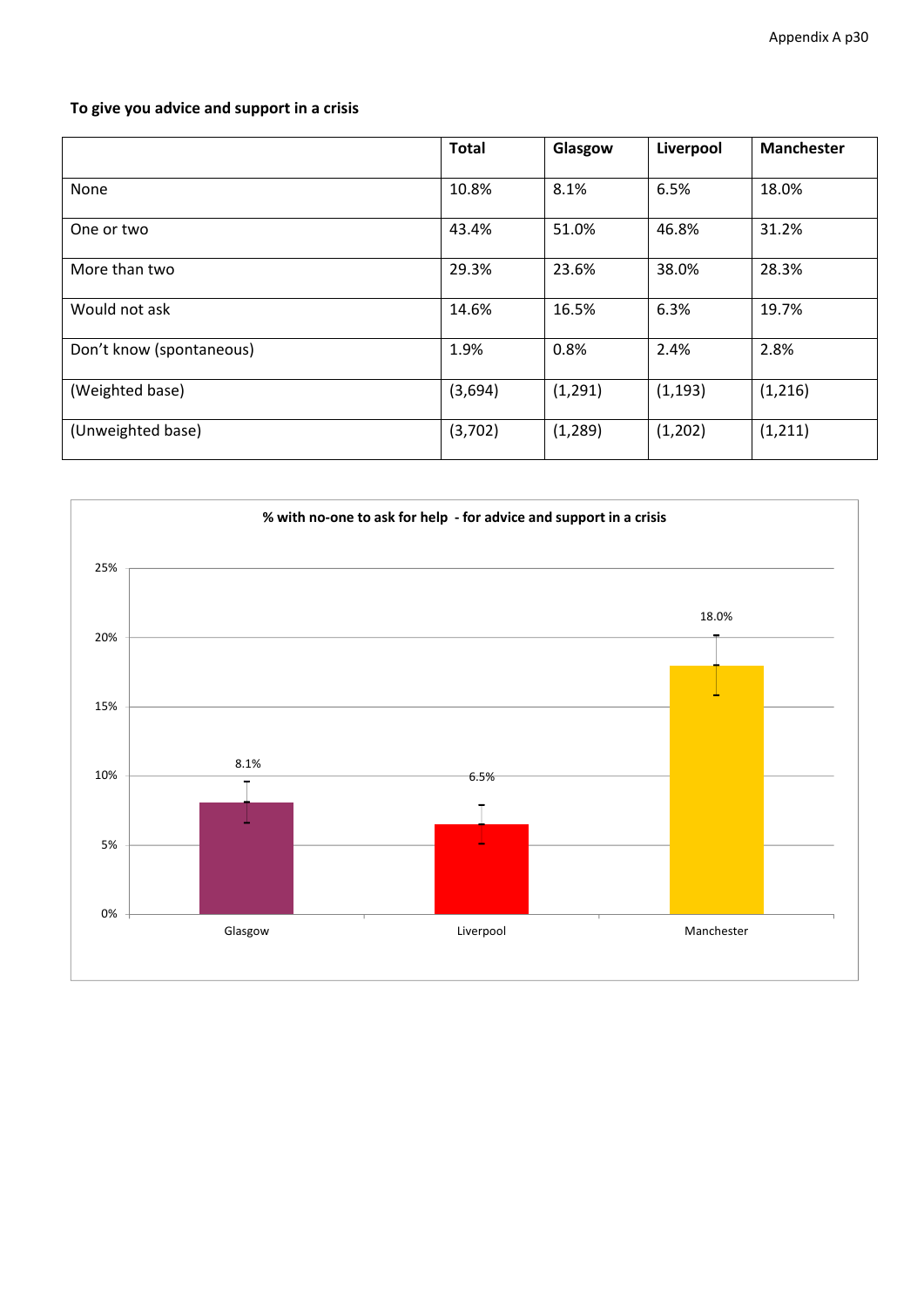**To give you advice and support in a crisis**

| | Total | Glasgow | Liverpool | Manchester |
|---|---|---|---|---|
| None | 10.8% | 8.1% | 6.5% | 18.0% |
| One or two | 43.4% | 51.0% | 46.8% | 31.2% |
| More than two | 29.3% | 23.6% | 38.0% | 28.3% |
| Would not ask | 14.6% | 16.5% | 6.3% | 19.7% |
| Don't know (spontaneous) | 1.9% | 0.8% | 2.4% | 2.8% |
| (Weighted base) | (3,694) | (1,291) | (1,193) | (1,216) |
| (Unweighted base) | (3,702) | (1,289) | (1,202) | (1,211) |

**% with no-one to ask for help - for advice and support in a crisis**

| | Glasgow | Liverpool | Manchester |
|---|---|---|---|
| % with no-one to ask | 8.1% | 6.5% | 18.0% |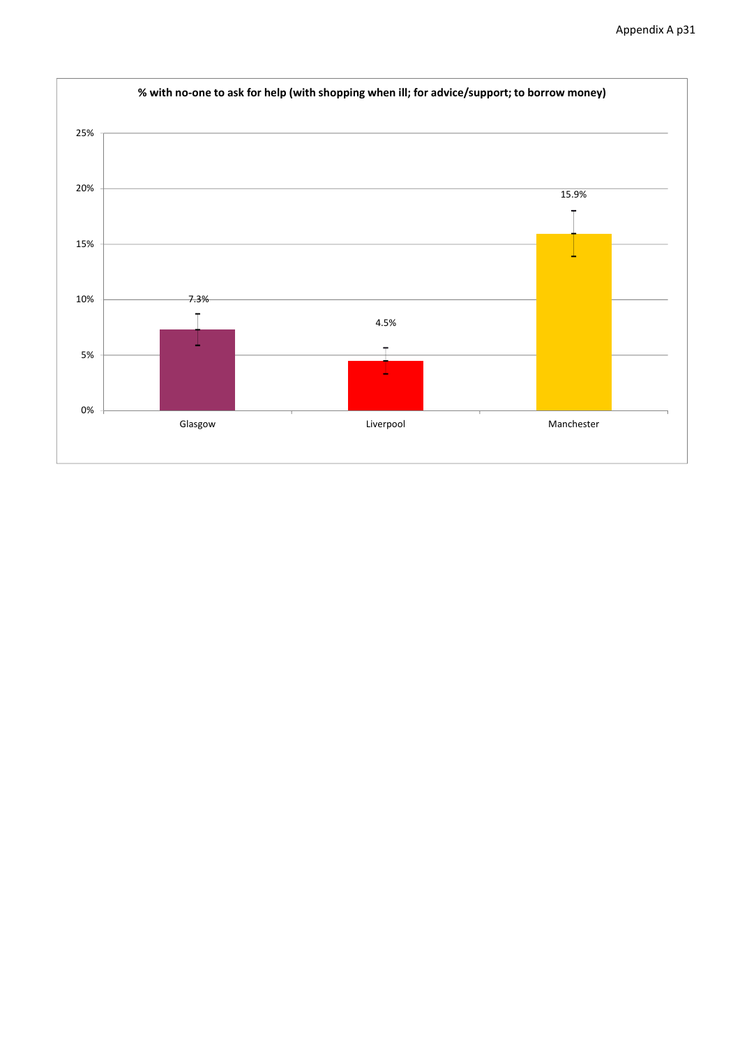**% with no-one to ask for help (with shopping when ill; for advice/support; to borrow money)**

| | Glasgow | Liverpool | Manchester |
|---|---|---|---|
| % with no-one to ask for help | 7.3% | 4.5% | 15.9% |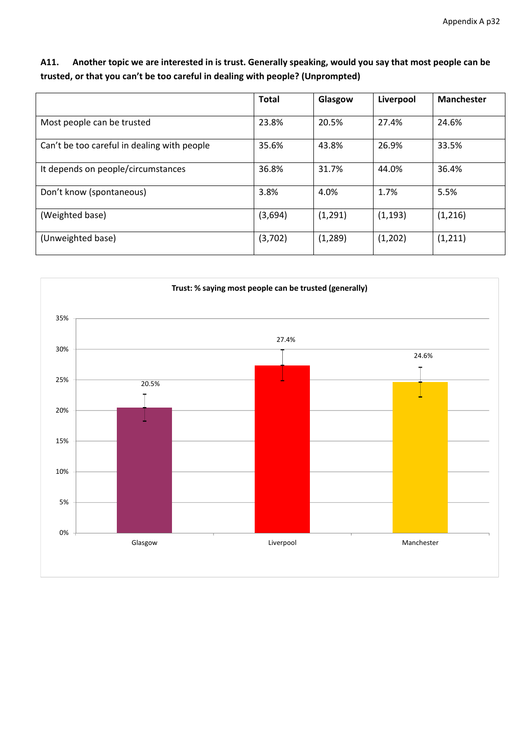**A11. Another topic we are interested in is trust. Generally speaking, would you say that most people can be trusted, or that you can't be too careful in dealing with people? (Unprompted)**

| | Total | Glasgow | Liverpool | Manchester |
|---|---|---|---|---|
| Most people can be trusted | 23.8% | 20.5% | 27.4% | 24.6% |
| Can't be too careful in dealing with people | 35.6% | 43.8% | 26.9% | 33.5% |
| It depends on people/circumstances | 36.8% | 31.7% | 44.0% | 36.4% |
| Don't know (spontaneous) | 3.8% | 4.0% | 1.7% | 5.5% |
| (Weighted base) | (3,694) | (1,291) | (1,193) | (1,216) |
| (Unweighted base) | (3,702) | (1,289) | (1,202) | (1,211) |

**Trust: % saying most people can be trusted (generally)**

| | Glasgow | Liverpool | Manchester |
|---|---|---|---|
| % saying most people can be trusted | 20.5% | 27.4% | 24.6% |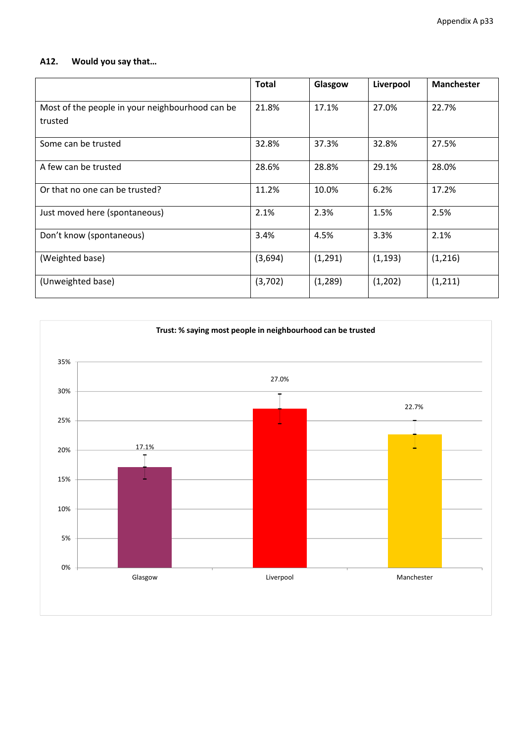**A12. Would you say that…**

| | Total | Glasgow | Liverpool | Manchester |
|---|---|---|---|---|
| Most of the people in your neighbourhood can be trusted | 21.8% | 17.1% | 27.0% | 22.7% |
| Some can be trusted | 32.8% | 37.3% | 32.8% | 27.5% |
| A few can be trusted | 28.6% | 28.8% | 29.1% | 28.0% |
| Or that no one can be trusted? | 11.2% | 10.0% | 6.2% | 17.2% |
| Just moved here (spontaneous) | 2.1% | 2.3% | 1.5% | 2.5% |
| Don't know (spontaneous) | 3.4% | 4.5% | 3.3% | 2.1% |
| (Weighted base) | (3,694) | (1,291) | (1,193) | (1,216) |
| (Unweighted base) | (3,702) | (1,289) | (1,202) | (1,211) |

**Trust: % saying most people in neighbourhood can be trusted**

| | Glasgow | Liverpool | Manchester |
|---|---|---|---|
| % | 17.1% | 27.0% | 22.7% |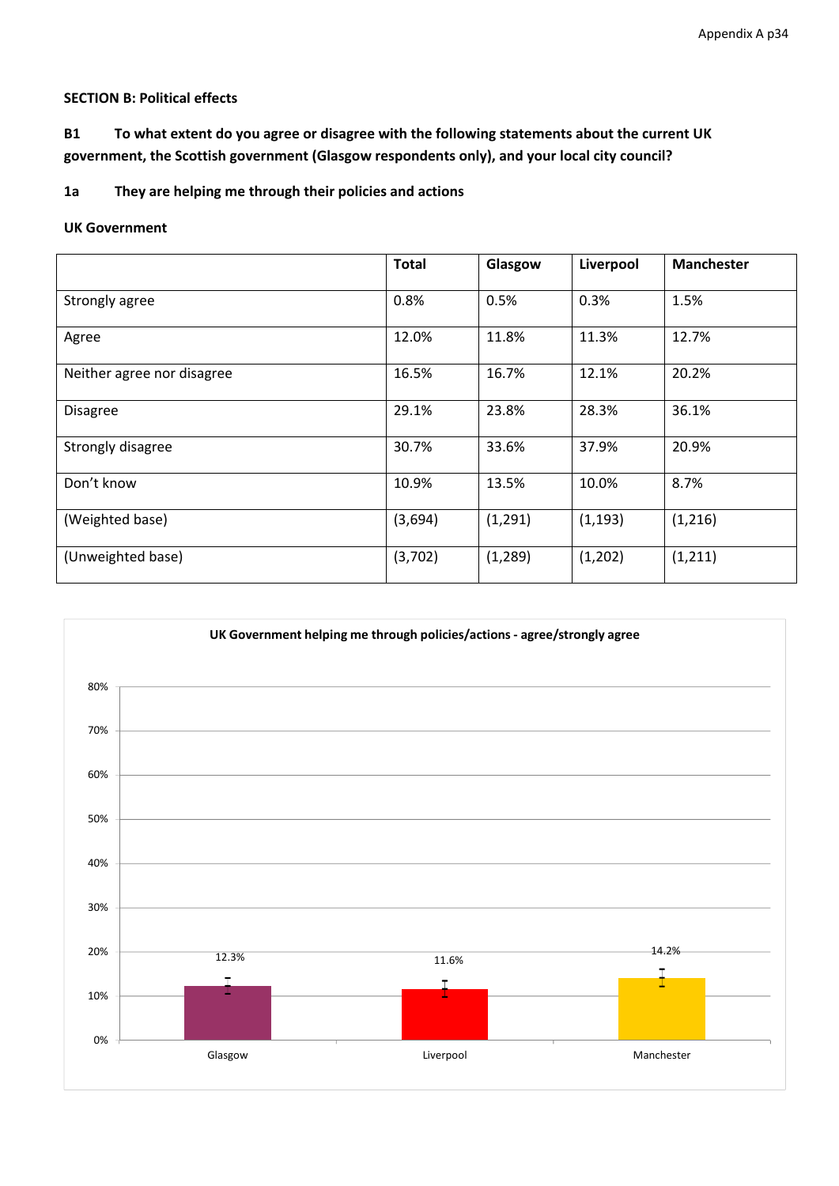## SECTION B: Political effects

**B1 To what extent do you agree or disagree with the following statements about the current UK government, the Scottish government (Glasgow respondents only), and your local city council?**

**1a They are helping me through their policies and actions**

**UK Government**

| | Total | Glasgow | Liverpool | Manchester |
|---|---|---|---|---|
| Strongly agree | 0.8% | 0.5% | 0.3% | 1.5% |
| Agree | 12.0% | 11.8% | 11.3% | 12.7% |
| Neither agree nor disagree | 16.5% | 16.7% | 12.1% | 20.2% |
| Disagree | 29.1% | 23.8% | 28.3% | 36.1% |
| Strongly disagree | 30.7% | 33.6% | 37.9% | 20.9% |
| Don't know | 10.9% | 13.5% | 10.0% | 8.7% |
| (Weighted base) | (3,694) | (1,291) | (1,193) | (1,216) |
| (Unweighted base) | (3,702) | (1,289) | (1,202) | (1,211) |

**UK Government helping me through policies/actions - agree/strongly agree**

| | Glasgow | Liverpool | Manchester |
|---|---|---|---|
| Agree/strongly agree | 12.3% | 11.6% | 14.2% |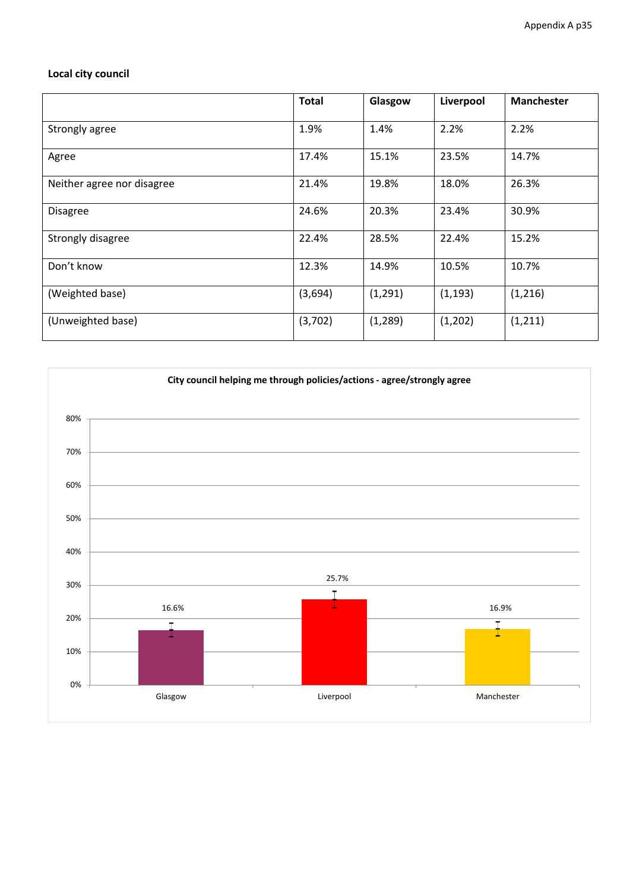**Local city council**

| | Total | Glasgow | Liverpool | Manchester |
|---|---|---|---|---|
| Strongly agree | 1.9% | 1.4% | 2.2% | 2.2% |
| Agree | 17.4% | 15.1% | 23.5% | 14.7% |
| Neither agree nor disagree | 21.4% | 19.8% | 18.0% | 26.3% |
| Disagree | 24.6% | 20.3% | 23.4% | 30.9% |
| Strongly disagree | 22.4% | 28.5% | 22.4% | 15.2% |
| Don't know | 12.3% | 14.9% | 10.5% | 10.7% |
| (Weighted base) | (3,694) | (1,291) | (1,193) | (1,216) |
| (Unweighted base) | (3,702) | (1,289) | (1,202) | (1,211) |

**City council helping me through policies/actions - agree/strongly agree**

| | Glasgow | Liverpool | Manchester |
|---|---|---|---|
| Agree/strongly agree | 16.6% | 25.7% | 16.9% |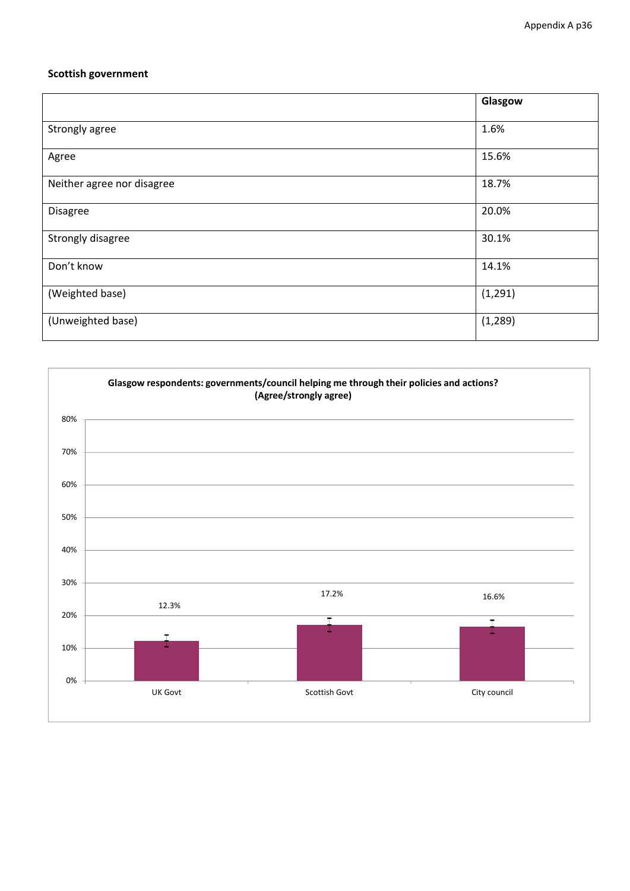### Scottish government

| | Glasgow |
|---|---|
| Strongly agree | 1.6% |
| Agree | 15.6% |
| Neither agree nor disagree | 18.7% |
| Disagree | 20.0% |
| Strongly disagree | 30.1% |
| Don't know | 14.1% |
| (Weighted base) | (1,291) |
| (Unweighted base) | (1,289) |

**Glasgow respondents: governments/council helping me through their policies and actions? (Agree/strongly agree)**

| UK Govt | Scottish Govt | City council |
|---|---|---|
| 12.3% | 17.2% | 16.6% |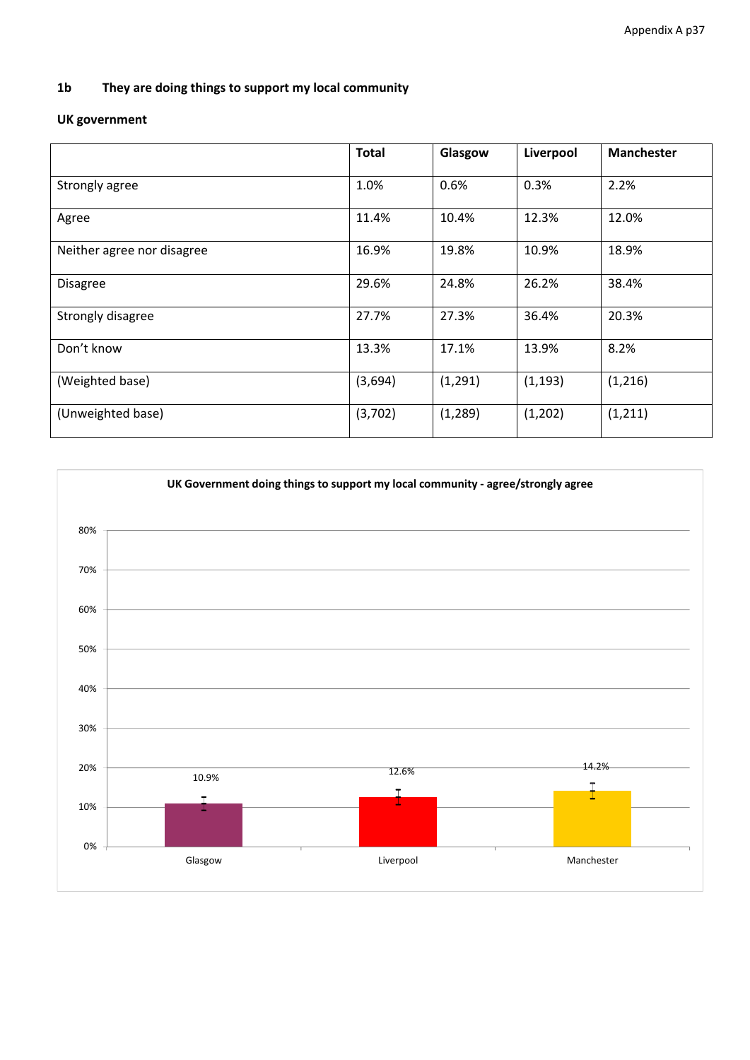### 1b They are doing things to support my local community

**UK government**

| | Total | Glasgow | Liverpool | Manchester |
|---|---|---|---|---|
| Strongly agree | 1.0% | 0.6% | 0.3% | 2.2% |
| Agree | 11.4% | 10.4% | 12.3% | 12.0% |
| Neither agree nor disagree | 16.9% | 19.8% | 10.9% | 18.9% |
| Disagree | 29.6% | 24.8% | 26.2% | 38.4% |
| Strongly disagree | 27.7% | 27.3% | 36.4% | 20.3% |
| Don't know | 13.3% | 17.1% | 13.9% | 8.2% |
| (Weighted base) | (3,694) | (1,291) | (1,193) | (1,216) |
| (Unweighted base) | (3,702) | (1,289) | (1,202) | (1,211) |

**UK Government doing things to support my local community - agree/strongly agree**

| | Glasgow | Liverpool | Manchester |
|---|---|---|---|
| Agree/strongly agree | 10.9% | 12.6% | 14.2% |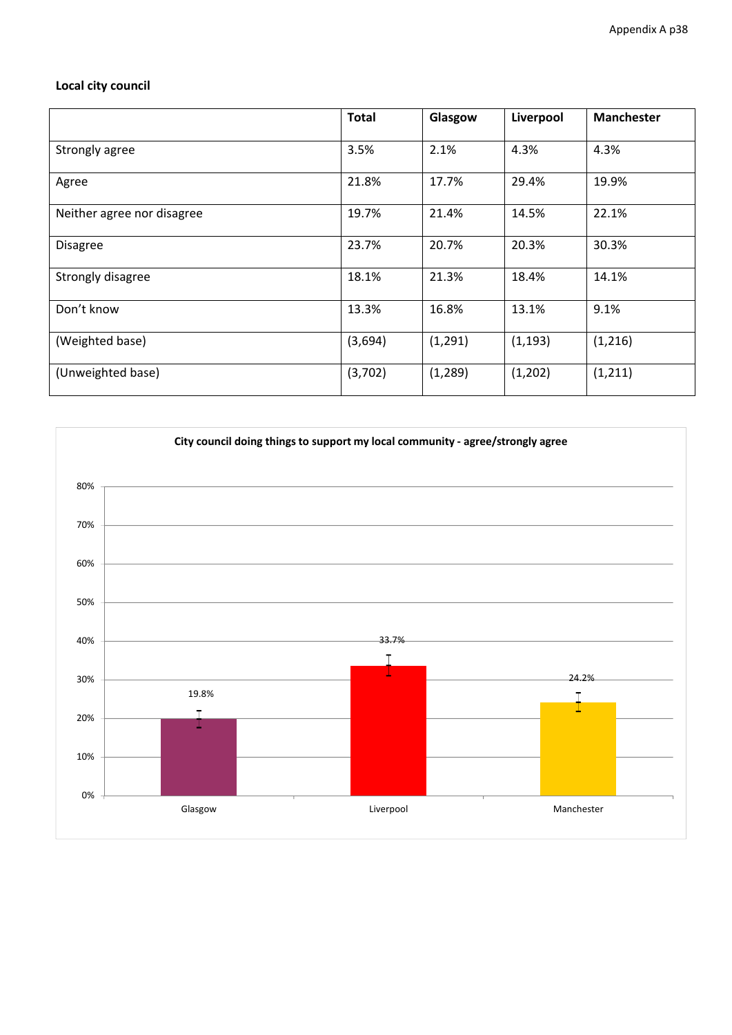**Local city council**

| | Total | Glasgow | Liverpool | Manchester |
|---|---|---|---|---|
| Strongly agree | 3.5% | 2.1% | 4.3% | 4.3% |
| Agree | 21.8% | 17.7% | 29.4% | 19.9% |
| Neither agree nor disagree | 19.7% | 21.4% | 14.5% | 22.1% |
| Disagree | 23.7% | 20.7% | 20.3% | 30.3% |
| Strongly disagree | 18.1% | 21.3% | 18.4% | 14.1% |
| Don't know | 13.3% | 16.8% | 13.1% | 9.1% |
| (Weighted base) | (3,694) | (1,291) | (1,193) | (1,216) |
| (Unweighted base) | (3,702) | (1,289) | (1,202) | (1,211) |

**City council doing things to support my local community - agree/strongly agree**

| | Glasgow | Liverpool | Manchester |
|---|---|---|---|
| Agree/strongly agree | 19.8% | 33.7% | 24.2% |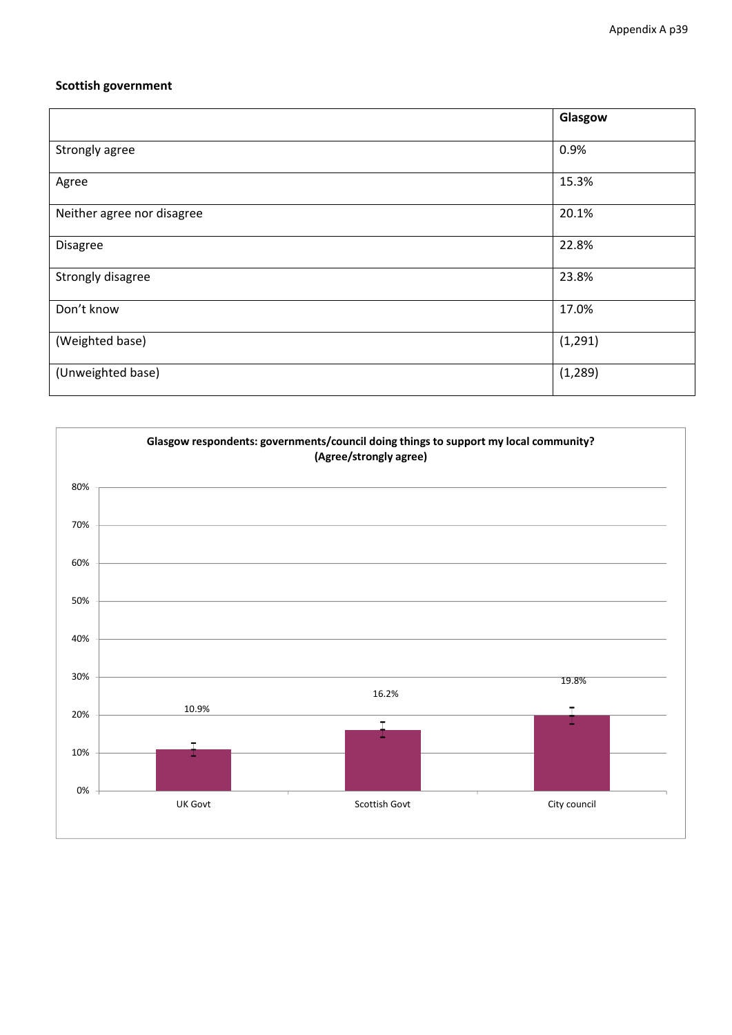**Scottish government**

| | Glasgow |
|---|---|
| Strongly agree | 0.9% |
| Agree | 15.3% |
| Neither agree nor disagree | 20.1% |
| Disagree | 22.8% |
| Strongly disagree | 23.8% |
| Don't know | 17.0% |
| (Weighted base) | (1,291) |
| (Unweighted base) | (1,289) |

**Glasgow respondents: governments/council doing things to support my local community? (Agree/strongly agree)**

| UK Govt | Scottish Govt | City council |
|---|---|---|
| 10.9% | 16.2% | 19.8% |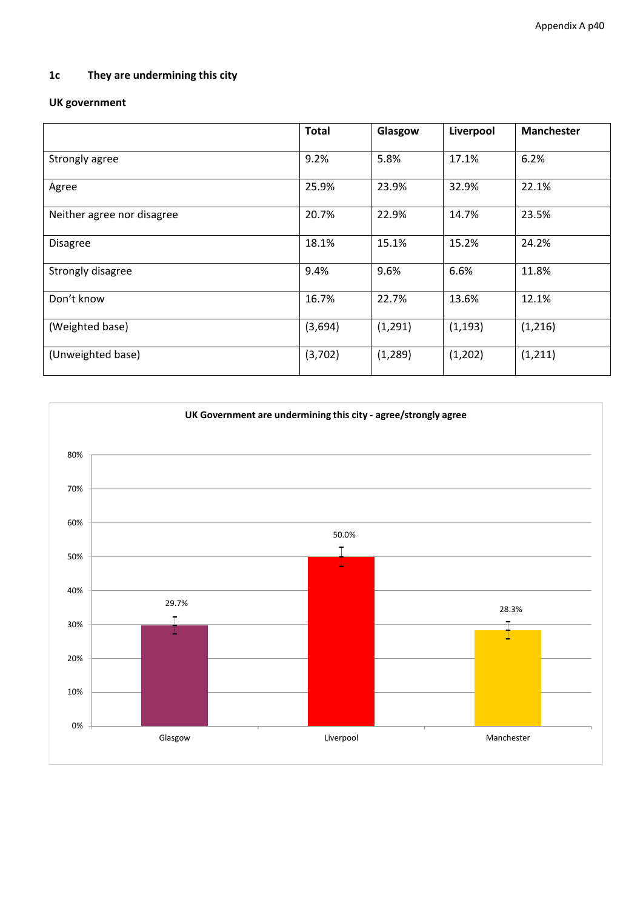### 1c They are undermining this city

**UK government**

| | Total | Glasgow | Liverpool | Manchester |
|---|---|---|---|---|
| Strongly agree | 9.2% | 5.8% | 17.1% | 6.2% |
| Agree | 25.9% | 23.9% | 32.9% | 22.1% |
| Neither agree nor disagree | 20.7% | 22.9% | 14.7% | 23.5% |
| Disagree | 18.1% | 15.1% | 15.2% | 24.2% |
| Strongly disagree | 9.4% | 9.6% | 6.6% | 11.8% |
| Don't know | 16.7% | 22.7% | 13.6% | 12.1% |
| (Weighted base) | (3,694) | (1,291) | (1,193) | (1,216) |
| (Unweighted base) | (3,702) | (1,289) | (1,202) | (1,211) |

**UK Government are undermining this city - agree/strongly agree**

| | Glasgow | Liverpool | Manchester |
|---|---|---|---|
| Agree/strongly agree | 29.7% | 50.0% | 28.3% |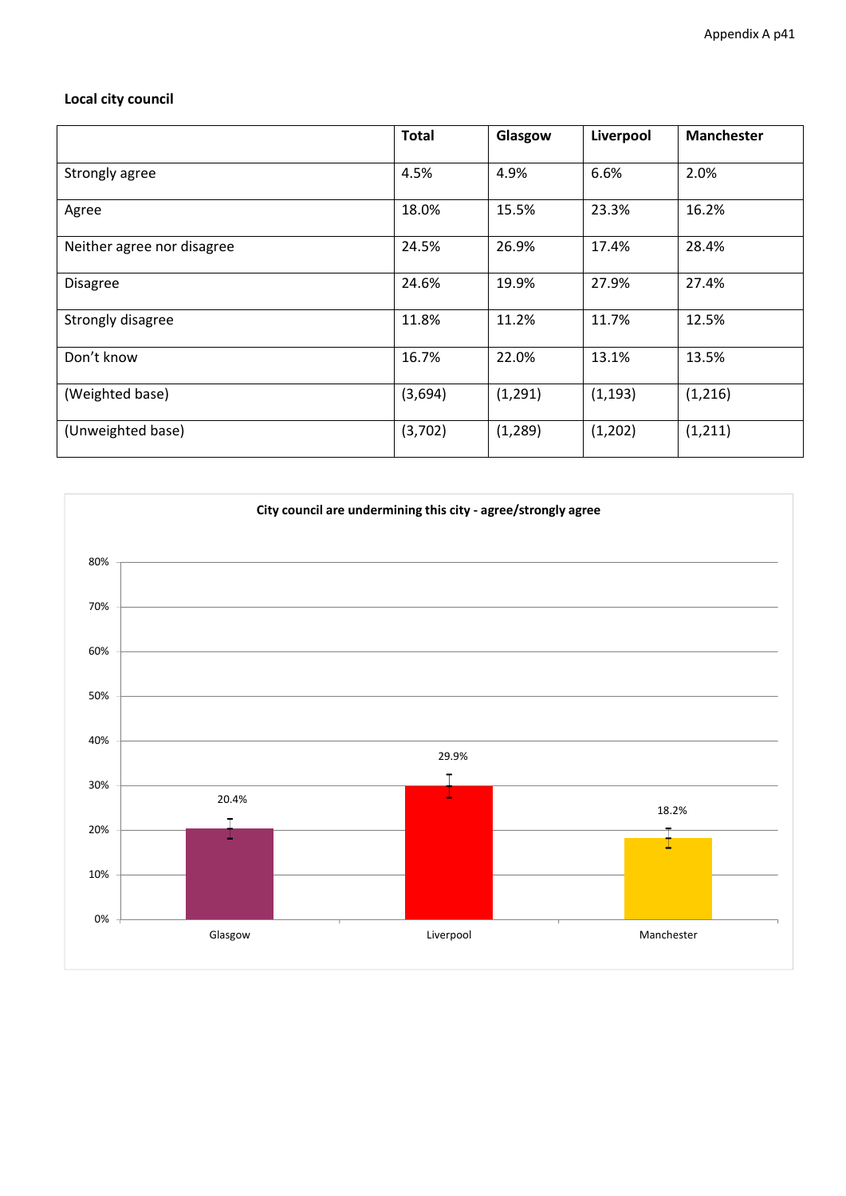### Local city council

| | Total | Glasgow | Liverpool | Manchester |
|---|---|---|---|---|
| Strongly agree | 4.5% | 4.9% | 6.6% | 2.0% |
| Agree | 18.0% | 15.5% | 23.3% | 16.2% |
| Neither agree nor disagree | 24.5% | 26.9% | 17.4% | 28.4% |
| Disagree | 24.6% | 19.9% | 27.9% | 27.4% |
| Strongly disagree | 11.8% | 11.2% | 11.7% | 12.5% |
| Don't know | 16.7% | 22.0% | 13.1% | 13.5% |
| (Weighted base) | (3,694) | (1,291) | (1,193) | (1,216) |
| (Unweighted base) | (3,702) | (1,289) | (1,202) | (1,211) |

**City council are undermining this city - agree/strongly agree**

| | Glasgow | Liverpool | Manchester |
|---|---|---|---|
| Agree/strongly agree | 20.4% | 29.9% | 18.2% |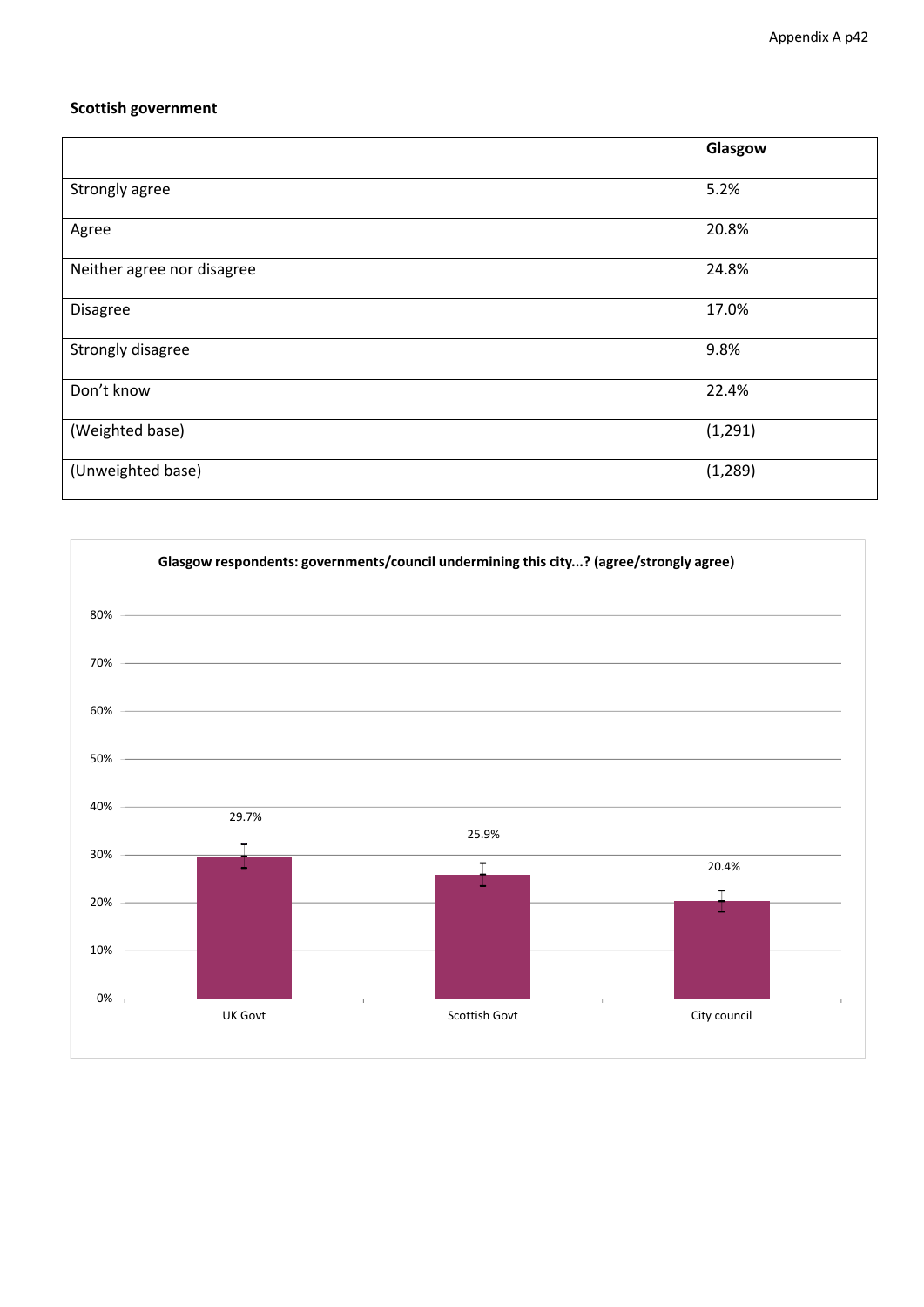**Scottish government**

| | Glasgow |
|---|---|
| Strongly agree | 5.2% |
| Agree | 20.8% |
| Neither agree nor disagree | 24.8% |
| Disagree | 17.0% |
| Strongly disagree | 9.8% |
| Don't know | 22.4% |
| (Weighted base) | (1,291) |
| (Unweighted base) | (1,289) |

**Glasgow respondents: governments/council undermining this city...? (agree/strongly agree)**

| UK Govt | Scottish Govt | City council |
|---|---|---|
| 29.7% | 25.9% | 20.4% |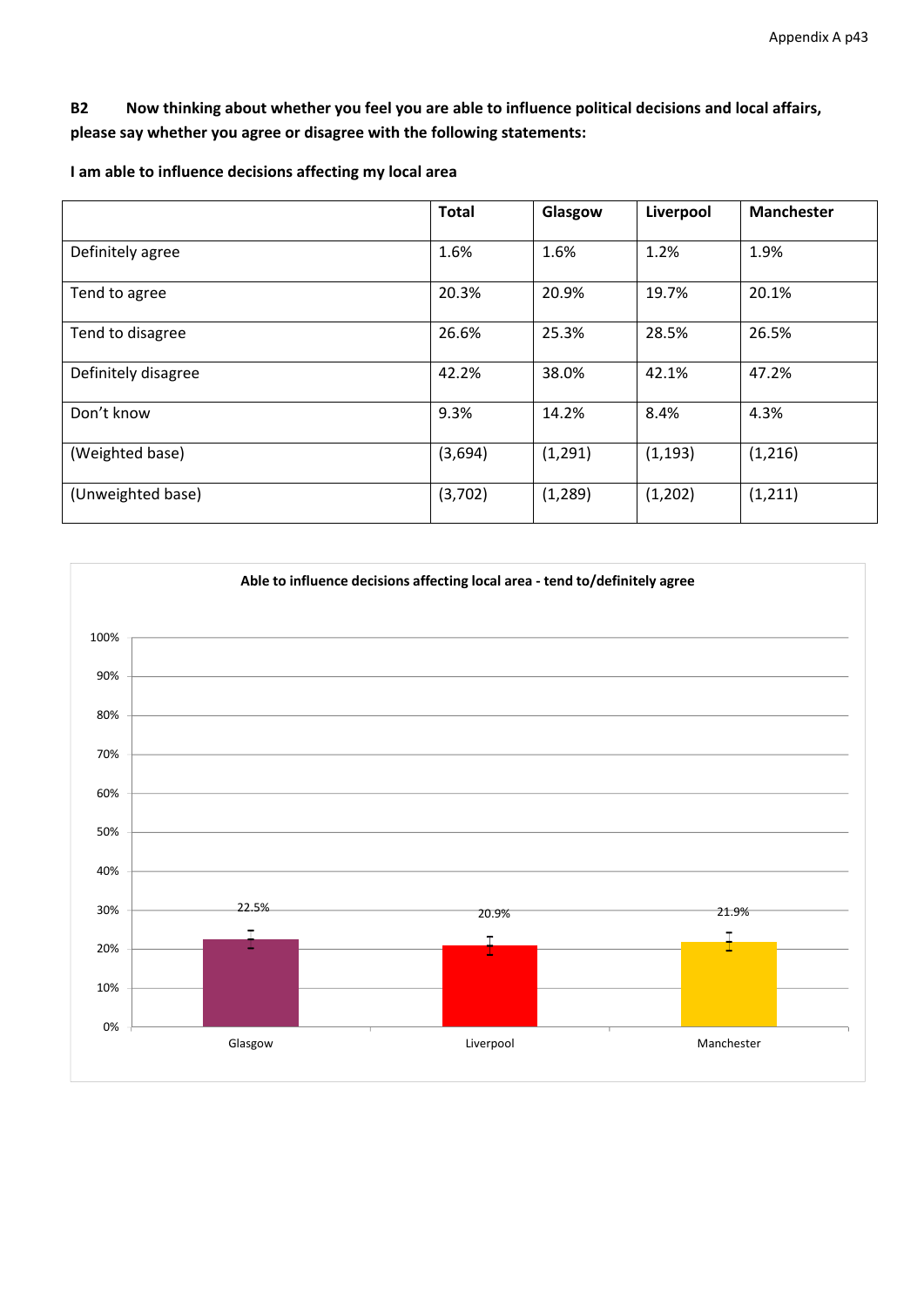**B2 Now thinking about whether you feel you are able to influence political decisions and local affairs, please say whether you agree or disagree with the following statements:**

**I am able to influence decisions affecting my local area**

| | Total | Glasgow | Liverpool | Manchester |
|---|---|---|---|---|
| Definitely agree | 1.6% | 1.6% | 1.2% | 1.9% |
| Tend to agree | 20.3% | 20.9% | 19.7% | 20.1% |
| Tend to disagree | 26.6% | 25.3% | 28.5% | 26.5% |
| Definitely disagree | 42.2% | 38.0% | 42.1% | 47.2% |
| Don't know | 9.3% | 14.2% | 8.4% | 4.3% |
| (Weighted base) | (3,694) | (1,291) | (1,193) | (1,216) |
| (Unweighted base) | (3,702) | (1,289) | (1,202) | (1,211) |

**Able to influence decisions affecting local area - tend to/definitely agree**

| | Glasgow | Liverpool | Manchester |
|---|---|---|---|
| Tend to/definitely agree | 22.5% | 20.9% | 21.9% |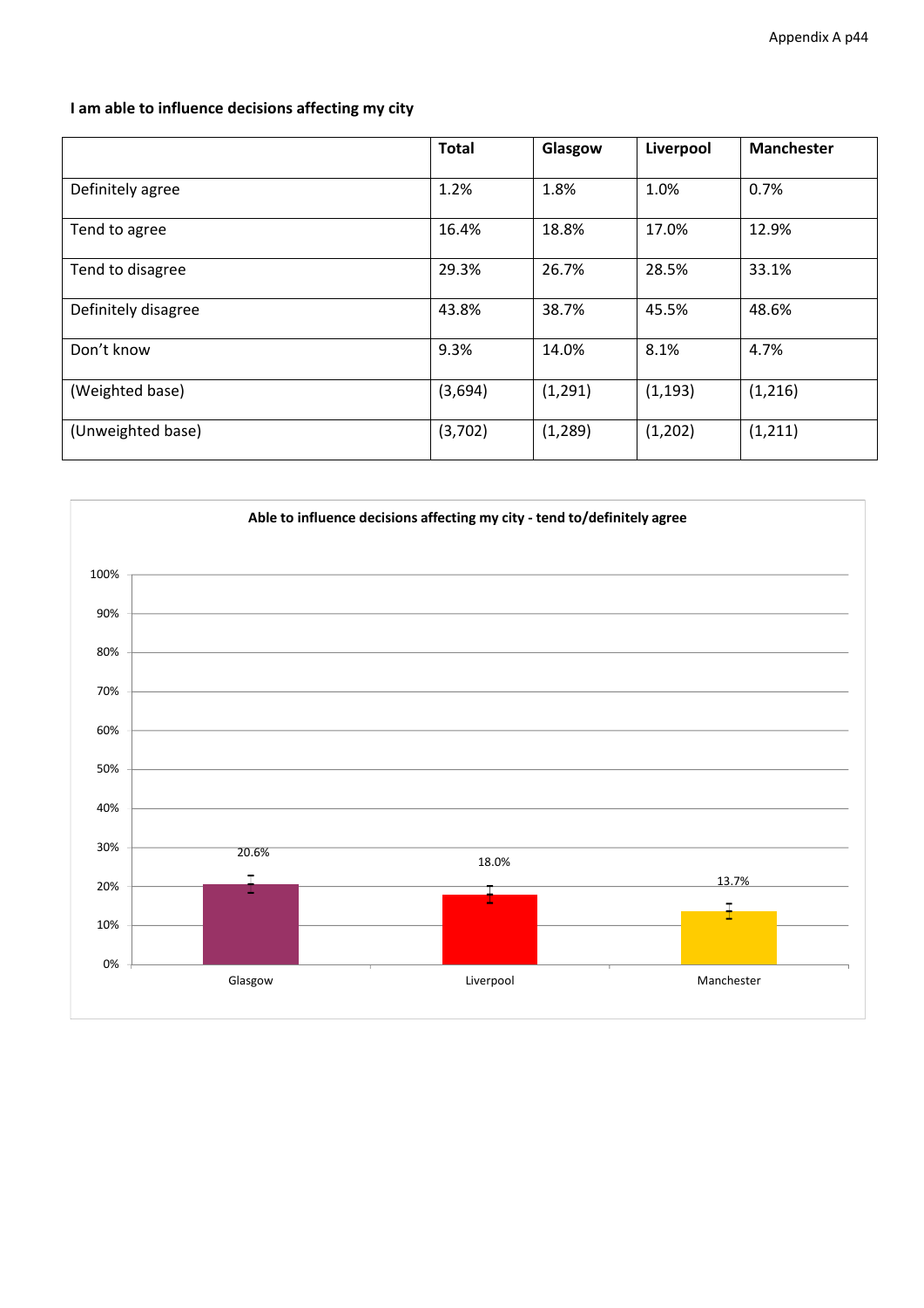**I am able to influence decisions affecting my city**

| | Total | Glasgow | Liverpool | Manchester |
|---|---|---|---|---|
| Definitely agree | 1.2% | 1.8% | 1.0% | 0.7% |
| Tend to agree | 16.4% | 18.8% | 17.0% | 12.9% |
| Tend to disagree | 29.3% | 26.7% | 28.5% | 33.1% |
| Definitely disagree | 43.8% | 38.7% | 45.5% | 48.6% |
| Don't know | 9.3% | 14.0% | 8.1% | 4.7% |
| (Weighted base) | (3,694) | (1,291) | (1,193) | (1,216) |
| (Unweighted base) | (3,702) | (1,289) | (1,202) | (1,211) |

**Able to influence decisions affecting my city - tend to/definitely agree**

| | Glasgow | Liverpool | Manchester |
|---|---|---|---|
| Tend to/definitely agree | 20.6% | 18.0% | 13.7% |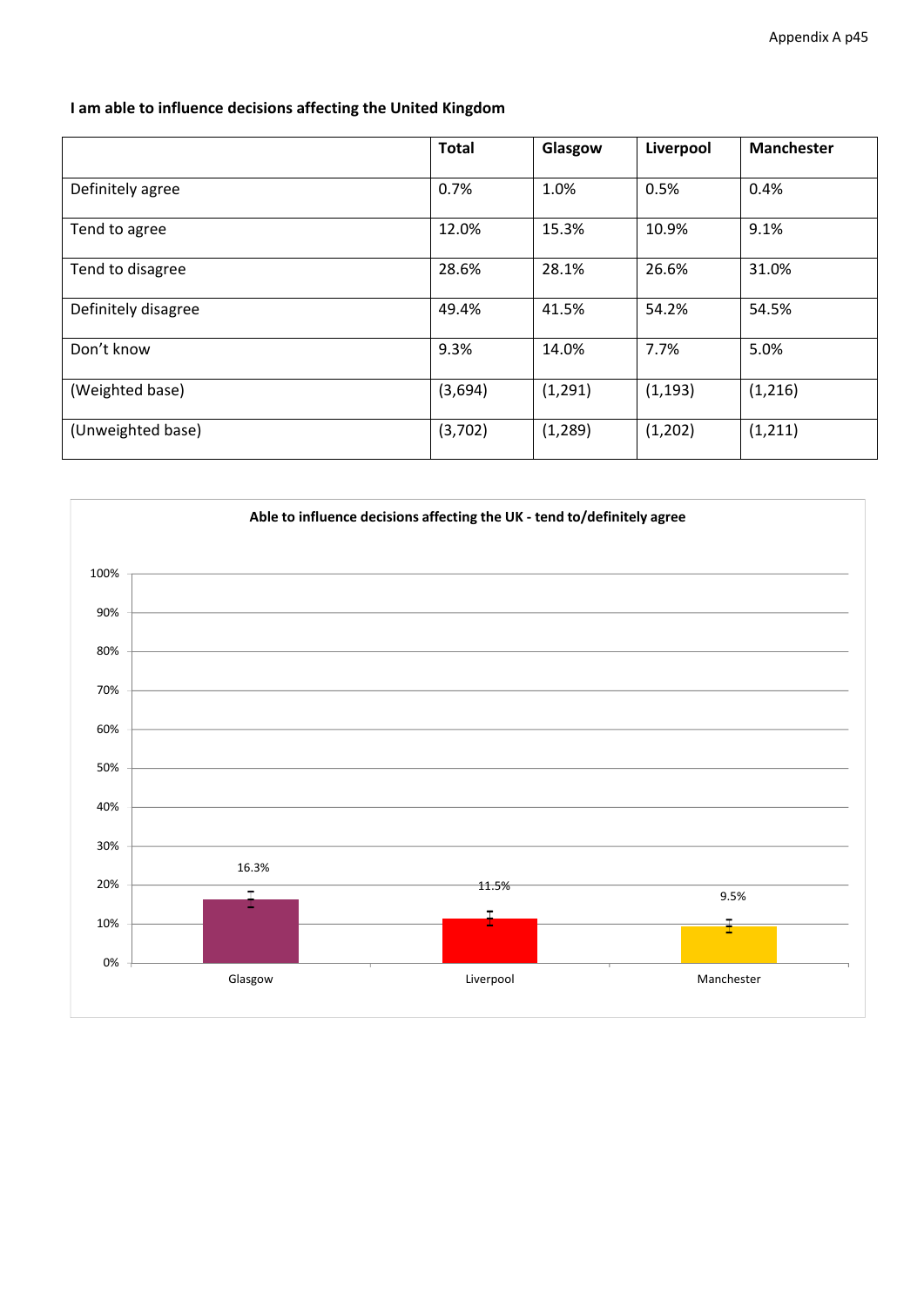**I am able to influence decisions affecting the United Kingdom**

| | Total | Glasgow | Liverpool | Manchester |
|---|---|---|---|---|
| Definitely agree | 0.7% | 1.0% | 0.5% | 0.4% |
| Tend to agree | 12.0% | 15.3% | 10.9% | 9.1% |
| Tend to disagree | 28.6% | 28.1% | 26.6% | 31.0% |
| Definitely disagree | 49.4% | 41.5% | 54.2% | 54.5% |
| Don't know | 9.3% | 14.0% | 7.7% | 5.0% |
| (Weighted base) | (3,694) | (1,291) | (1,193) | (1,216) |
| (Unweighted base) | (3,702) | (1,289) | (1,202) | (1,211) |

**Able to influence decisions affecting the UK - tend to/definitely agree**

| | Glasgow | Liverpool | Manchester |
|---|---|---|---|
| Tend to/definitely agree | 16.3% | 11.5% | 9.5% |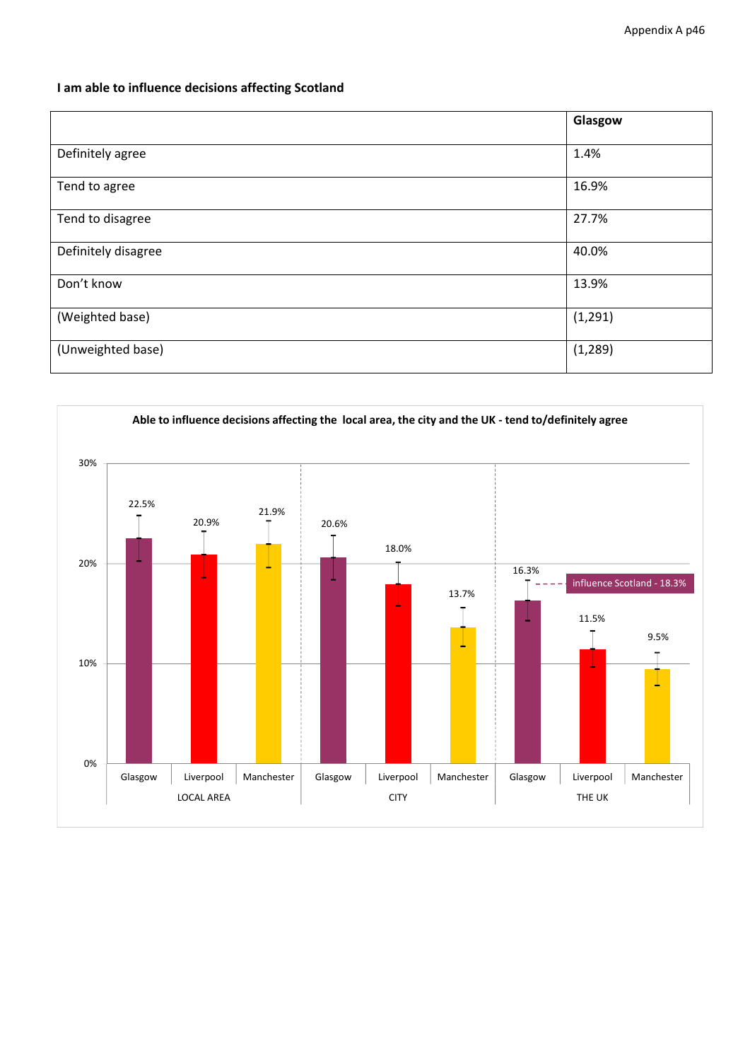**I am able to influence decisions affecting Scotland**

| | Glasgow |
|---|---|
| Definitely agree | 1.4% |
| Tend to agree | 16.9% |
| Tend to disagree | 27.7% |
| Definitely disagree | 40.0% |
| Don't know | 13.9% |
| (Weighted base) | (1,291) |
| (Unweighted base) | (1,289) |

**Able to influence decisions affecting the local area, the city and the UK - tend to/definitely agree**

| | Glasgow | Liverpool | Manchester |
|---|---|---|---|
| LOCAL AREA | 22.5% | 20.9% | 21.9% |
| CITY | 20.6% | 18.0% | 13.7% |
| THE UK | 16.3% | 11.5% | 9.5% |

influence Scotland - 18.3%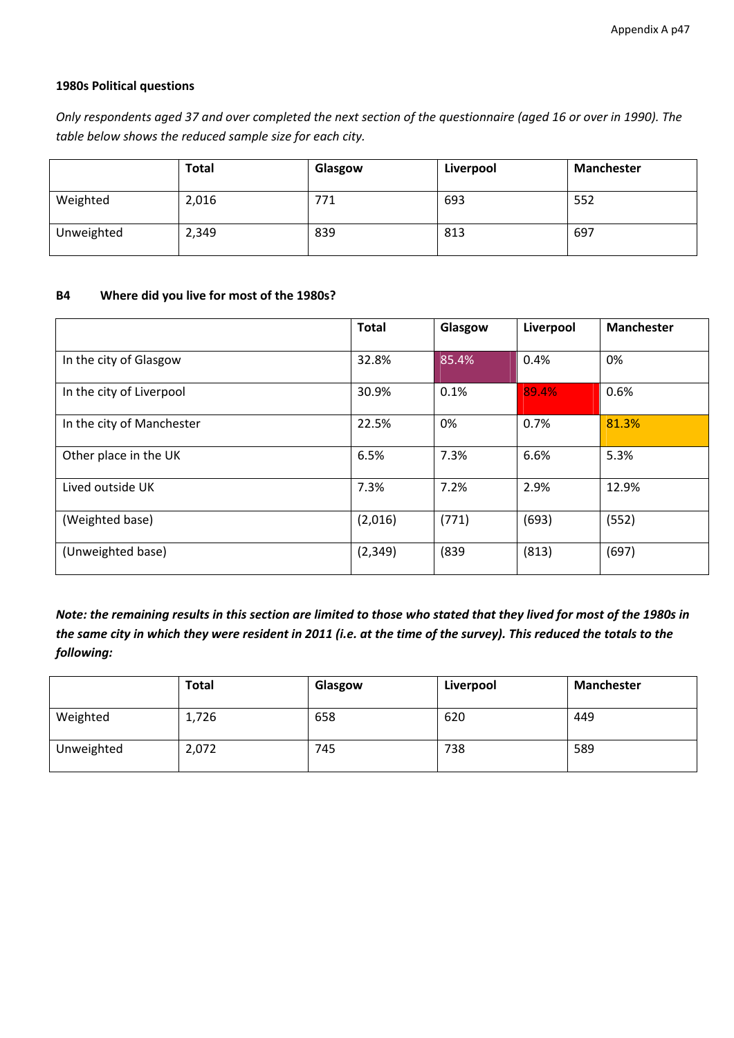**1980s Political questions**

*Only respondents aged 37 and over completed the next section of the questionnaire (aged 16 or over in 1990). The table below shows the reduced sample size for each city.*

| | Total | Glasgow | Liverpool | Manchester |
|---|---|---|---|---|
| Weighted | 2,016 | 771 | 693 | 552 |
| Unweighted | 2,349 | 839 | 813 | 697 |

**B4 Where did you live for most of the 1980s?**

| | Total | Glasgow | Liverpool | Manchester |
|---|---|---|---|---|
| In the city of Glasgow | 32.8% | 85.4% | 0.4% | 0% |
| In the city of Liverpool | 30.9% | 0.1% | 89.4% | 0.6% |
| In the city of Manchester | 22.5% | 0% | 0.7% | 81.3% |
| Other place in the UK | 6.5% | 7.3% | 6.6% | 5.3% |
| Lived outside UK | 7.3% | 7.2% | 2.9% | 12.9% |
| (Weighted base) | (2,016) | (771) | (693) | (552) |
| (Unweighted base) | (2,349) | (839 | (813) | (697) |

***Note: the remaining results in this section are limited to those who stated that they lived for most of the 1980s in the same city in which they were resident in 2011 (i.e. at the time of the survey). This reduced the totals to the following:***

| | Total | Glasgow | Liverpool | Manchester |
|---|---|---|---|---|
| Weighted | 1,726 | 658 | 620 | 449 |
| Unweighted | 2,072 | 745 | 738 | 589 |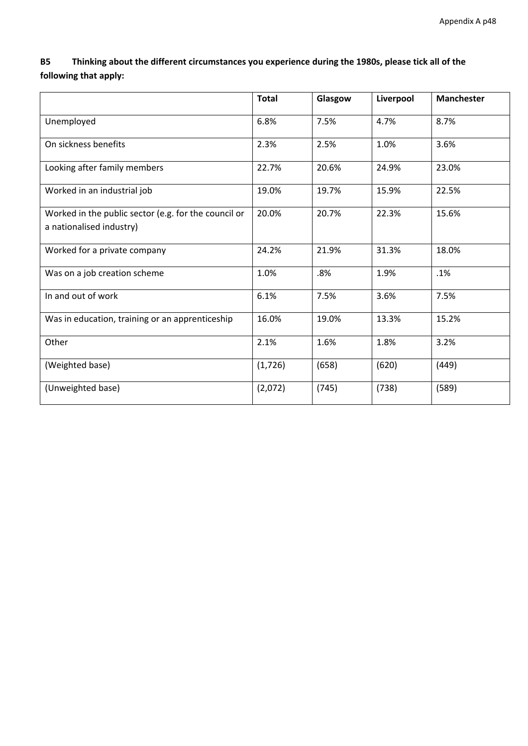**B5 Thinking about the different circumstances you experience during the 1980s, please tick all of the following that apply:**

| | Total | Glasgow | Liverpool | Manchester |
|---|---|---|---|---|
| Unemployed | 6.8% | 7.5% | 4.7% | 8.7% |
| On sickness benefits | 2.3% | 2.5% | 1.0% | 3.6% |
| Looking after family members | 22.7% | 20.6% | 24.9% | 23.0% |
| Worked in an industrial job | 19.0% | 19.7% | 15.9% | 22.5% |
| Worked in the public sector (e.g. for the council or a nationalised industry) | 20.0% | 20.7% | 22.3% | 15.6% |
| Worked for a private company | 24.2% | 21.9% | 31.3% | 18.0% |
| Was on a job creation scheme | 1.0% | .8% | 1.9% | .1% |
| In and out of work | 6.1% | 7.5% | 3.6% | 7.5% |
| Was in education, training or an apprenticeship | 16.0% | 19.0% | 13.3% | 15.2% |
| Other | 2.1% | 1.6% | 1.8% | 3.2% |
| (Weighted base) | (1,726) | (658) | (620) | (449) |
| (Unweighted base) | (2,072) | (745) | (738) | (589) |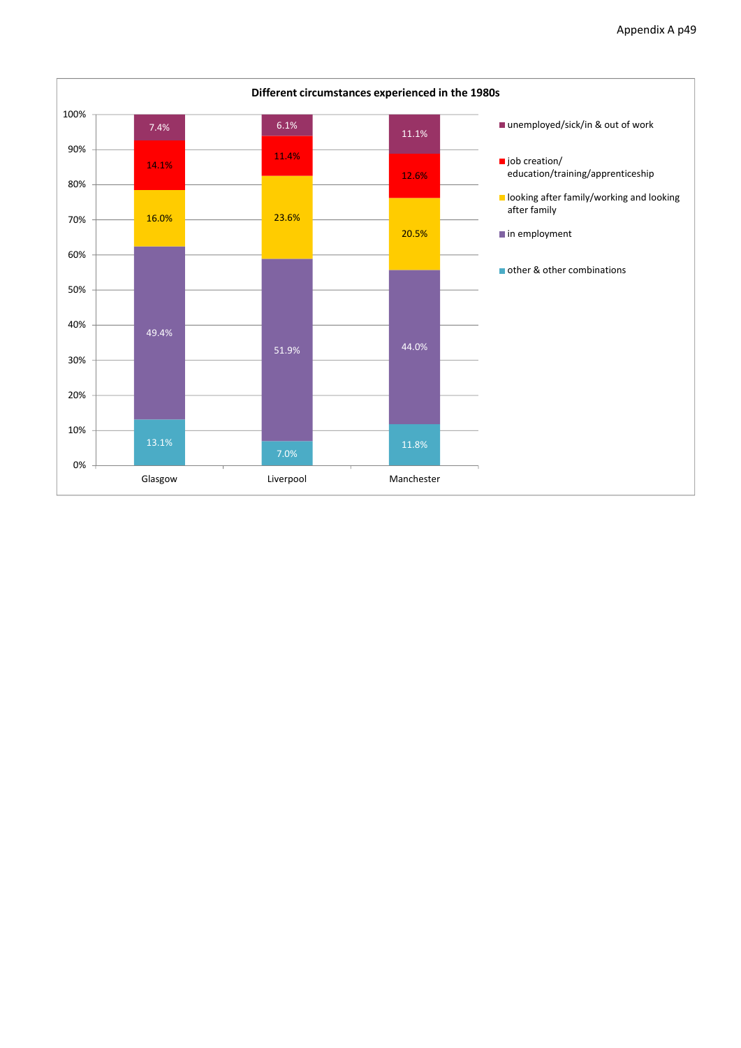**Different circumstances experienced in the 1980s**

| | Glasgow | Liverpool | Manchester |
|---|---|---|---|
| unemployed/sick/in & out of work | 7.4% | 6.1% | 11.1% |
| job creation/ education/training/apprenticeship | 14.1% | 11.4% | 12.6% |
| looking after family/working and looking after family | 16.0% | 23.6% | 20.5% |
| in employment | 49.4% | 51.9% | 44.0% |
| other & other combinations | 13.1% | 7.0% | 11.8% |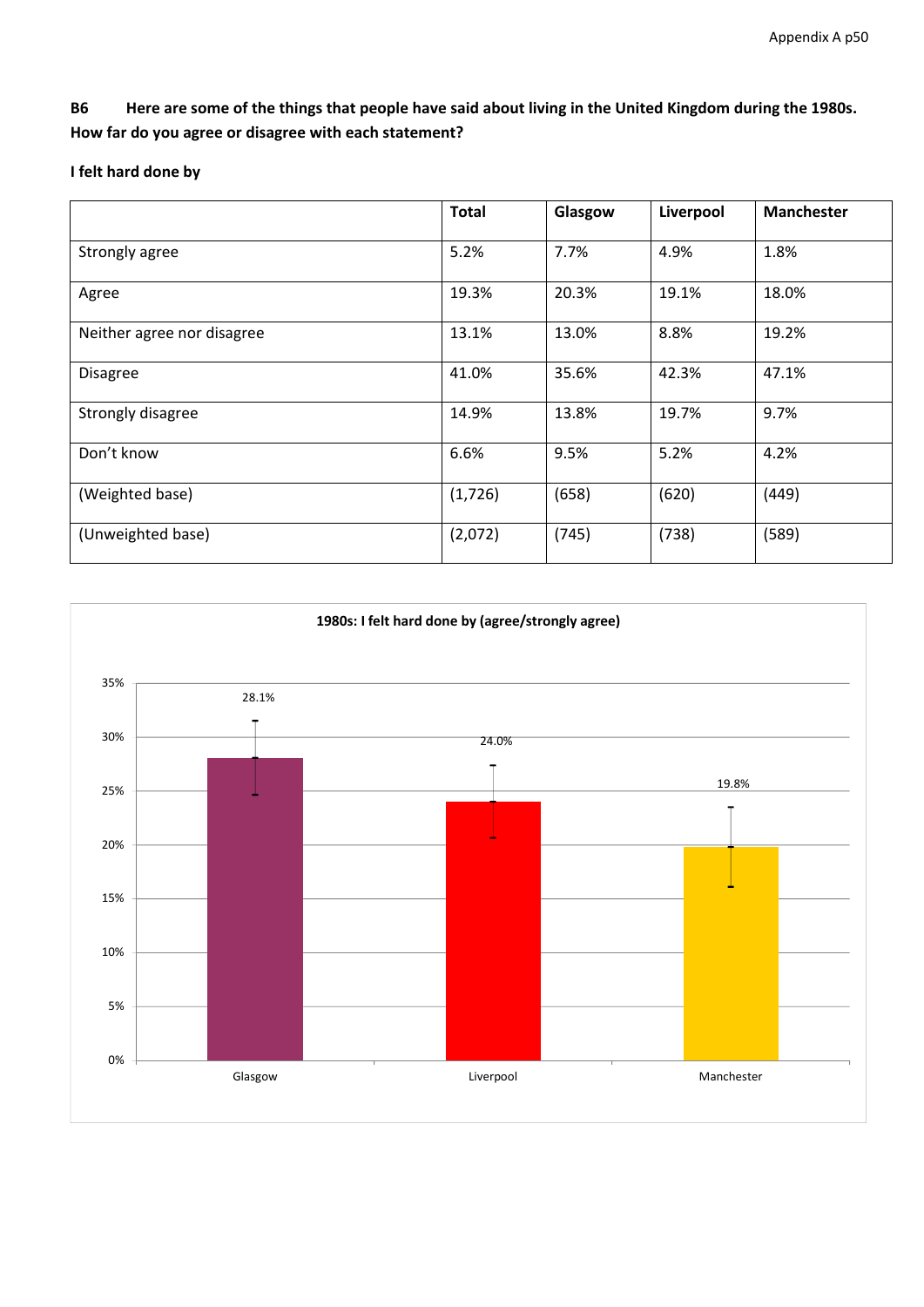**B6 Here are some of the things that people have said about living in the United Kingdom during the 1980s. How far do you agree or disagree with each statement?**

**I felt hard done by**

| | Total | Glasgow | Liverpool | Manchester |
|---|---|---|---|---|
| Strongly agree | 5.2% | 7.7% | 4.9% | 1.8% |
| Agree | 19.3% | 20.3% | 19.1% | 18.0% |
| Neither agree nor disagree | 13.1% | 13.0% | 8.8% | 19.2% |
| Disagree | 41.0% | 35.6% | 42.3% | 47.1% |
| Strongly disagree | 14.9% | 13.8% | 19.7% | 9.7% |
| Don't know | 6.6% | 9.5% | 5.2% | 4.2% |
| (Weighted base) | (1,726) | (658) | (620) | (449) |
| (Unweighted base) | (2,072) | (745) | (738) | (589) |

**1980s: I felt hard done by (agree/strongly agree)**

| | Glasgow | Liverpool | Manchester |
|---|---|---|---|
| Agree/strongly agree | 28.1% | 24.0% | 19.8% |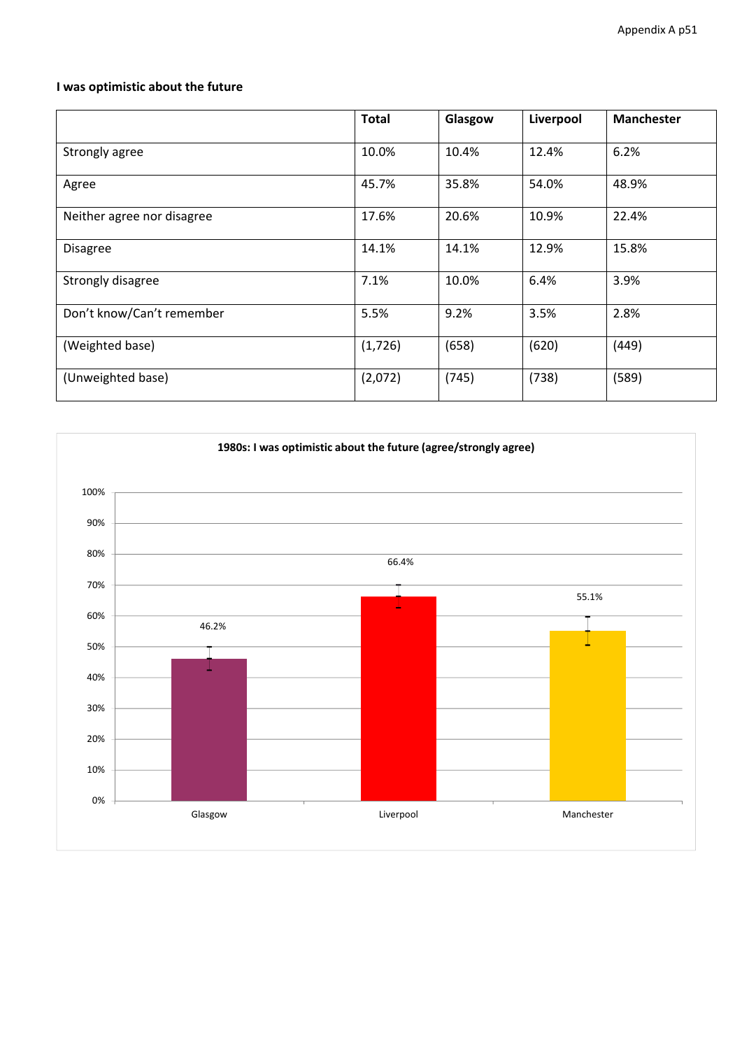**I was optimistic about the future**

| | Total | Glasgow | Liverpool | Manchester |
|---|---|---|---|---|
| Strongly agree | 10.0% | 10.4% | 12.4% | 6.2% |
| Agree | 45.7% | 35.8% | 54.0% | 48.9% |
| Neither agree nor disagree | 17.6% | 20.6% | 10.9% | 22.4% |
| Disagree | 14.1% | 14.1% | 12.9% | 15.8% |
| Strongly disagree | 7.1% | 10.0% | 6.4% | 3.9% |
| Don't know/Can't remember | 5.5% | 9.2% | 3.5% | 2.8% |
| (Weighted base) | (1,726) | (658) | (620) | (449) |
| (Unweighted base) | (2,072) | (745) | (738) | (589) |

**1980s: I was optimistic about the future (agree/strongly agree)**

| | Glasgow | Liverpool | Manchester |
|---|---|---|---|
| Agree/strongly agree | 46.2% | 66.4% | 55.1% |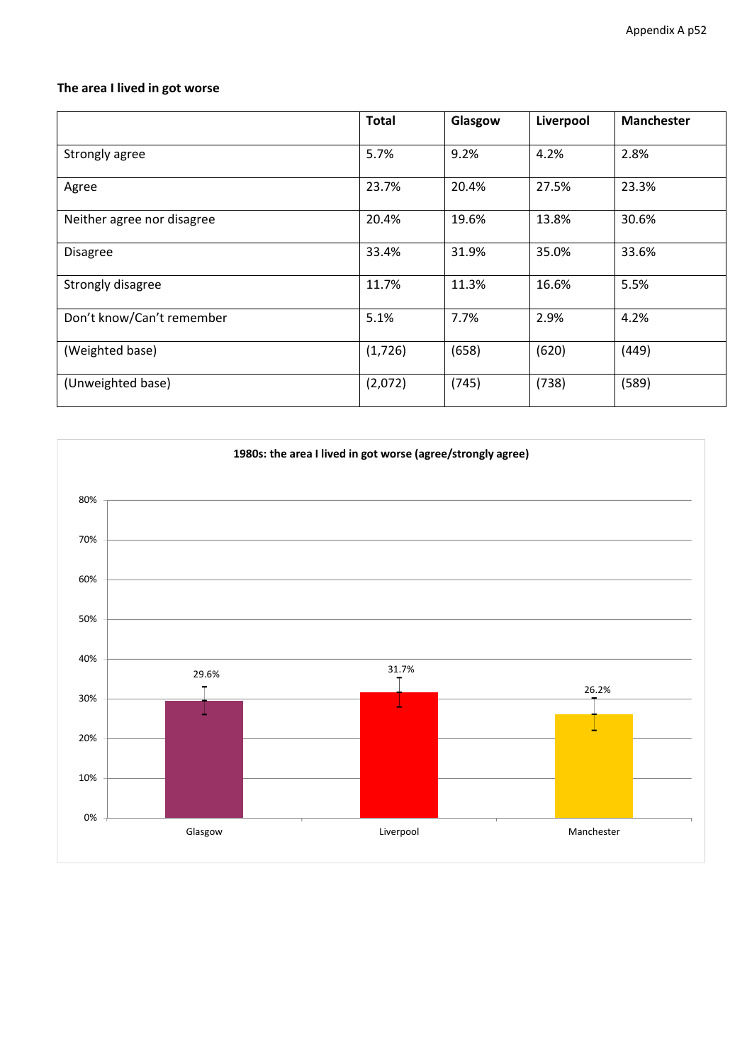**The area I lived in got worse**

| | Total | Glasgow | Liverpool | Manchester |
|---|---|---|---|---|
| Strongly agree | 5.7% | 9.2% | 4.2% | 2.8% |
| Agree | 23.7% | 20.4% | 27.5% | 23.3% |
| Neither agree nor disagree | 20.4% | 19.6% | 13.8% | 30.6% |
| Disagree | 33.4% | 31.9% | 35.0% | 33.6% |
| Strongly disagree | 11.7% | 11.3% | 16.6% | 5.5% |
| Don't know/Can't remember | 5.1% | 7.7% | 2.9% | 4.2% |
| (Weighted base) | (1,726) | (658) | (620) | (449) |
| (Unweighted base) | (2,072) | (745) | (738) | (589) |

**1980s: the area I lived in got worse (agree/strongly agree)**

| | Glasgow | Liverpool | Manchester |
|---|---|---|---|
| Agree/strongly agree | 29.6% | 31.7% | 26.2% |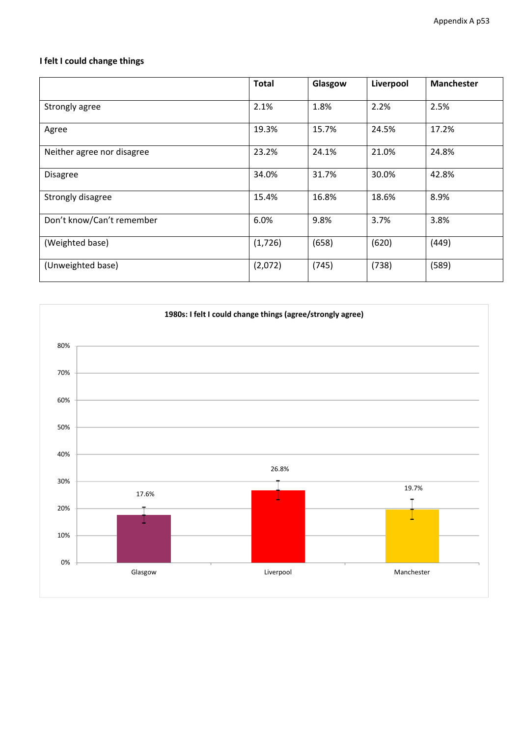### I felt I could change things

| | Total | Glasgow | Liverpool | Manchester |
|---|---|---|---|---|
| Strongly agree | 2.1% | 1.8% | 2.2% | 2.5% |
| Agree | 19.3% | 15.7% | 24.5% | 17.2% |
| Neither agree nor disagree | 23.2% | 24.1% | 21.0% | 24.8% |
| Disagree | 34.0% | 31.7% | 30.0% | 42.8% |
| Strongly disagree | 15.4% | 16.8% | 18.6% | 8.9% |
| Don't know/Can't remember | 6.0% | 9.8% | 3.7% | 3.8% |
| (Weighted base) | (1,726) | (658) | (620) | (449) |
| (Unweighted base) | (2,072) | (745) | (738) | (589) |

**1980s: I felt I could change things (agree/strongly agree)**

| | Glasgow | Liverpool | Manchester |
|---|---|---|---|
| Agree/strongly agree | 17.6% | 26.8% | 19.7% |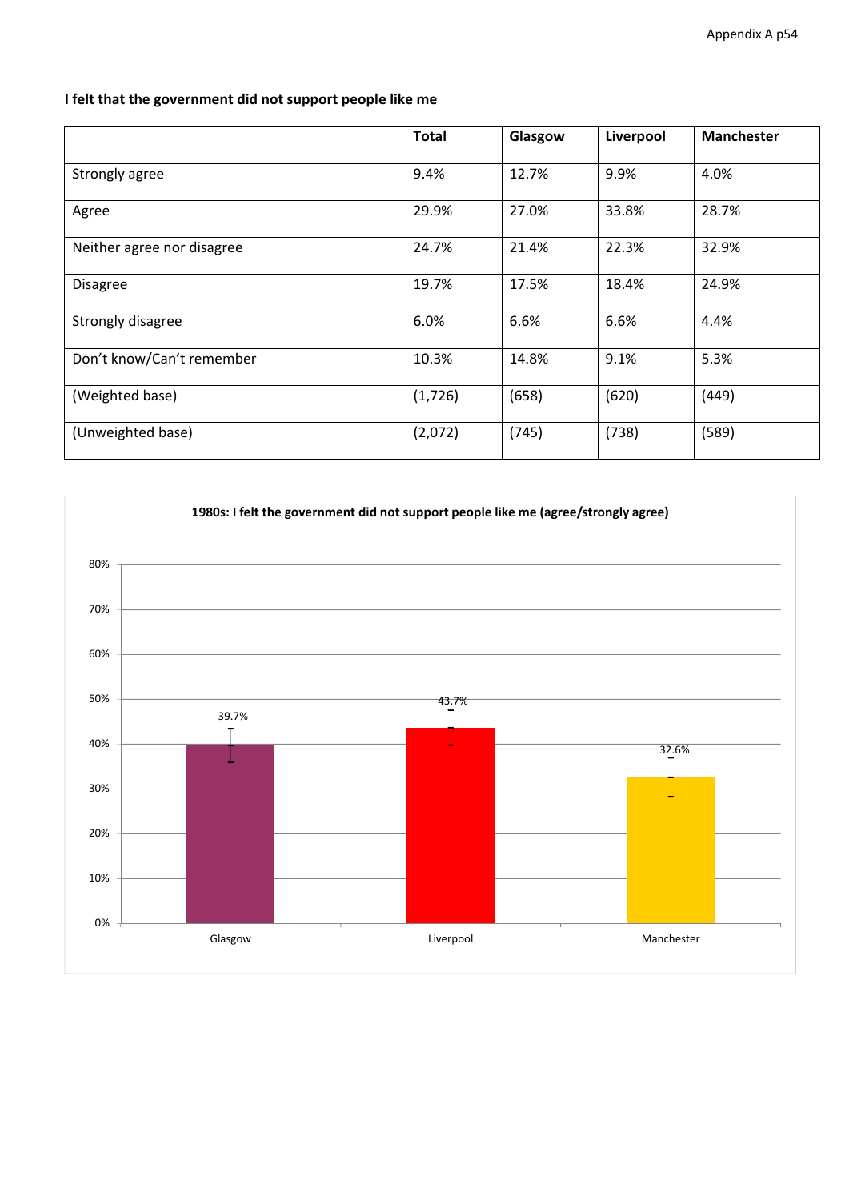**I felt that the government did not support people like me**

| | Total | Glasgow | Liverpool | Manchester |
|---|---|---|---|---|
| Strongly agree | 9.4% | 12.7% | 9.9% | 4.0% |
| Agree | 29.9% | 27.0% | 33.8% | 28.7% |
| Neither agree nor disagree | 24.7% | 21.4% | 22.3% | 32.9% |
| Disagree | 19.7% | 17.5% | 18.4% | 24.9% |
| Strongly disagree | 6.0% | 6.6% | 6.6% | 4.4% |
| Don't know/Can't remember | 10.3% | 14.8% | 9.1% | 5.3% |
| (Weighted base) | (1,726) | (658) | (620) | (449) |
| (Unweighted base) | (2,072) | (745) | (738) | (589) |

**1980s: I felt the government did not support people like me (agree/strongly agree)**

| | Glasgow | Liverpool | Manchester |
|---|---|---|---|
| Agree/strongly agree | 39.7% | 43.7% | 32.6% |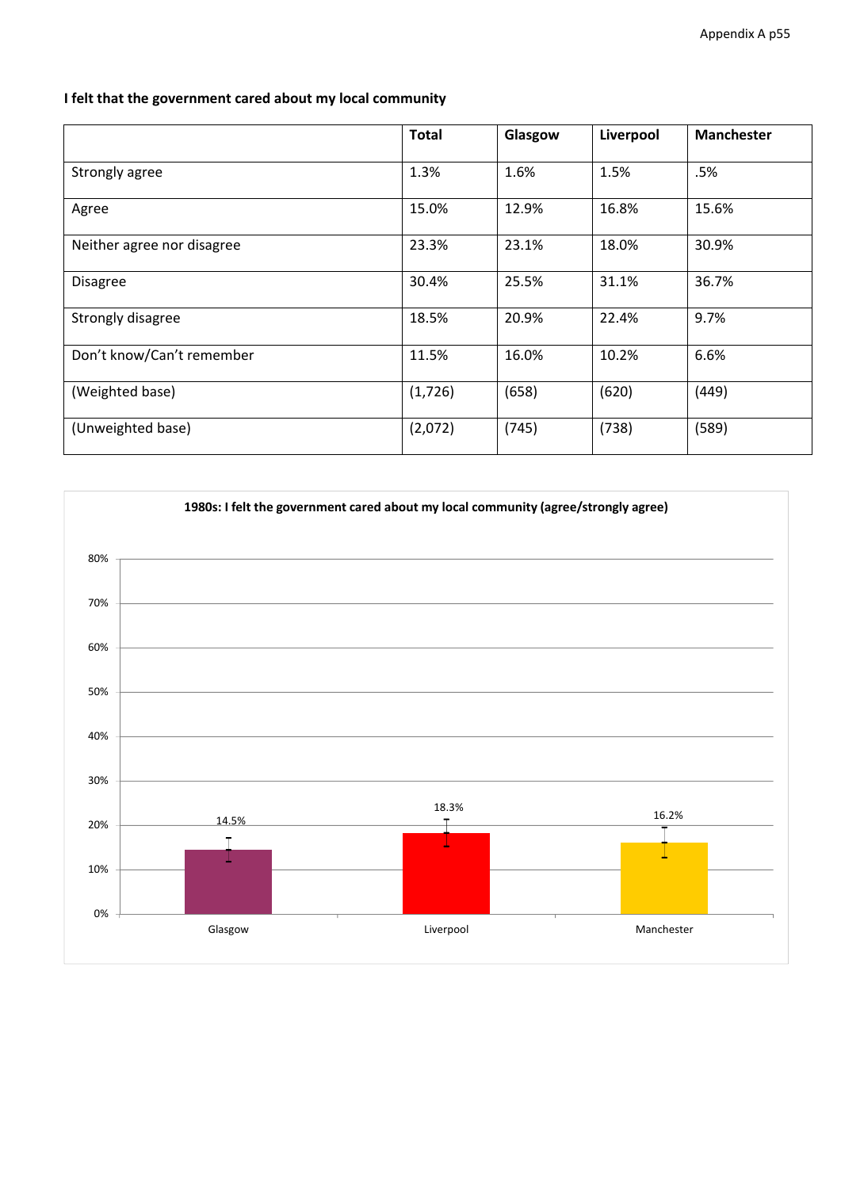**I felt that the government cared about my local community**

| | Total | Glasgow | Liverpool | Manchester |
|---|---|---|---|---|
| Strongly agree | 1.3% | 1.6% | 1.5% | .5% |
| Agree | 15.0% | 12.9% | 16.8% | 15.6% |
| Neither agree nor disagree | 23.3% | 23.1% | 18.0% | 30.9% |
| Disagree | 30.4% | 25.5% | 31.1% | 36.7% |
| Strongly disagree | 18.5% | 20.9% | 22.4% | 9.7% |
| Don't know/Can't remember | 11.5% | 16.0% | 10.2% | 6.6% |
| (Weighted base) | (1,726) | (658) | (620) | (449) |
| (Unweighted base) | (2,072) | (745) | (738) | (589) |

**1980s: I felt the government cared about my local community (agree/strongly agree)**

| | Glasgow | Liverpool | Manchester |
|---|---|---|---|
| Agree/strongly agree | 14.5% | 18.3% | 16.2% |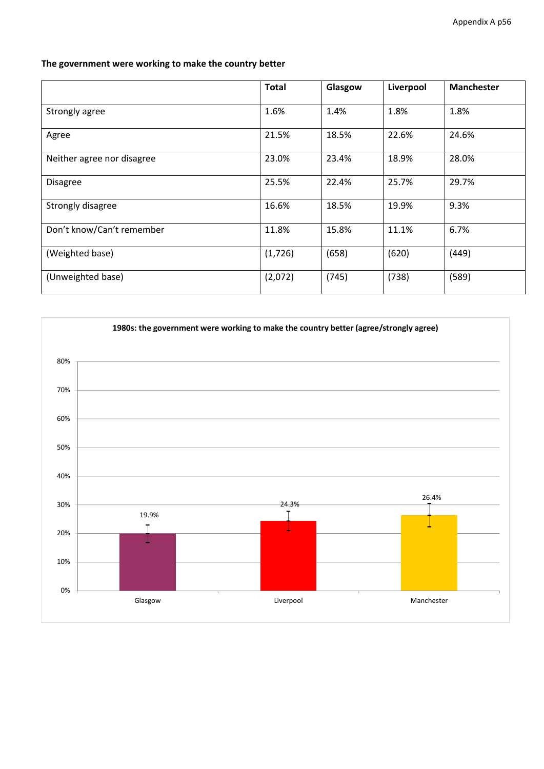**The government were working to make the country better**

| | Total | Glasgow | Liverpool | Manchester |
|---|---|---|---|---|
| Strongly agree | 1.6% | 1.4% | 1.8% | 1.8% |
| Agree | 21.5% | 18.5% | 22.6% | 24.6% |
| Neither agree nor disagree | 23.0% | 23.4% | 18.9% | 28.0% |
| Disagree | 25.5% | 22.4% | 25.7% | 29.7% |
| Strongly disagree | 16.6% | 18.5% | 19.9% | 9.3% |
| Don't know/Can't remember | 11.8% | 15.8% | 11.1% | 6.7% |
| (Weighted base) | (1,726) | (658) | (620) | (449) |
| (Unweighted base) | (2,072) | (745) | (738) | (589) |

**1980s: the government were working to make the country better (agree/strongly agree)**

| | Glasgow | Liverpool | Manchester |
|---|---|---|---|
| Agree/strongly agree | 19.9% | 24.3% | 26.4% |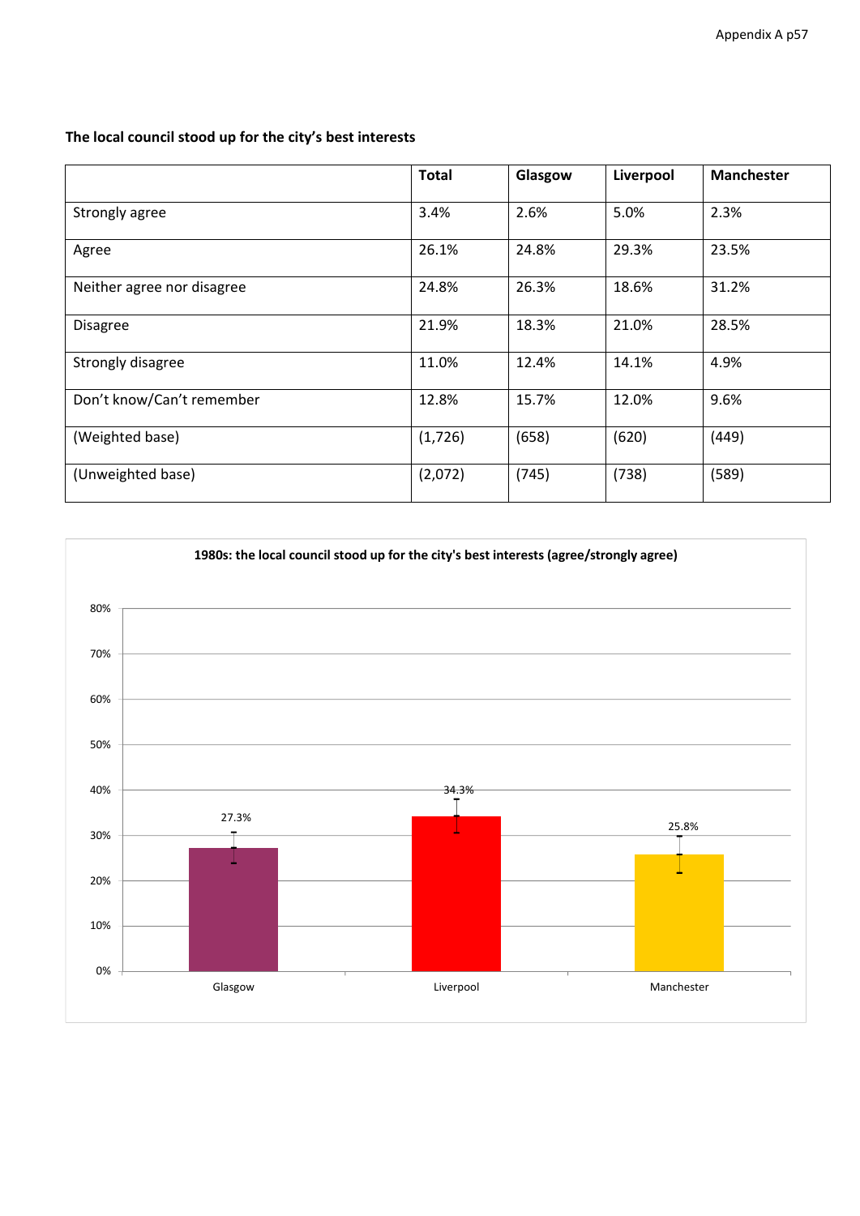**The local council stood up for the city's best interests**

| | Total | Glasgow | Liverpool | Manchester |
|---|---|---|---|---|
| Strongly agree | 3.4% | 2.6% | 5.0% | 2.3% |
| Agree | 26.1% | 24.8% | 29.3% | 23.5% |
| Neither agree nor disagree | 24.8% | 26.3% | 18.6% | 31.2% |
| Disagree | 21.9% | 18.3% | 21.0% | 28.5% |
| Strongly disagree | 11.0% | 12.4% | 14.1% | 4.9% |
| Don't know/Can't remember | 12.8% | 15.7% | 12.0% | 9.6% |
| (Weighted base) | (1,726) | (658) | (620) | (449) |
| (Unweighted base) | (2,072) | (745) | (738) | (589) |

**1980s: the local council stood up for the city's best interests (agree/strongly agree)**

| | Glasgow | Liverpool | Manchester |
|---|---|---|---|
| Agree/strongly agree | 27.3% | 34.3% | 25.8% |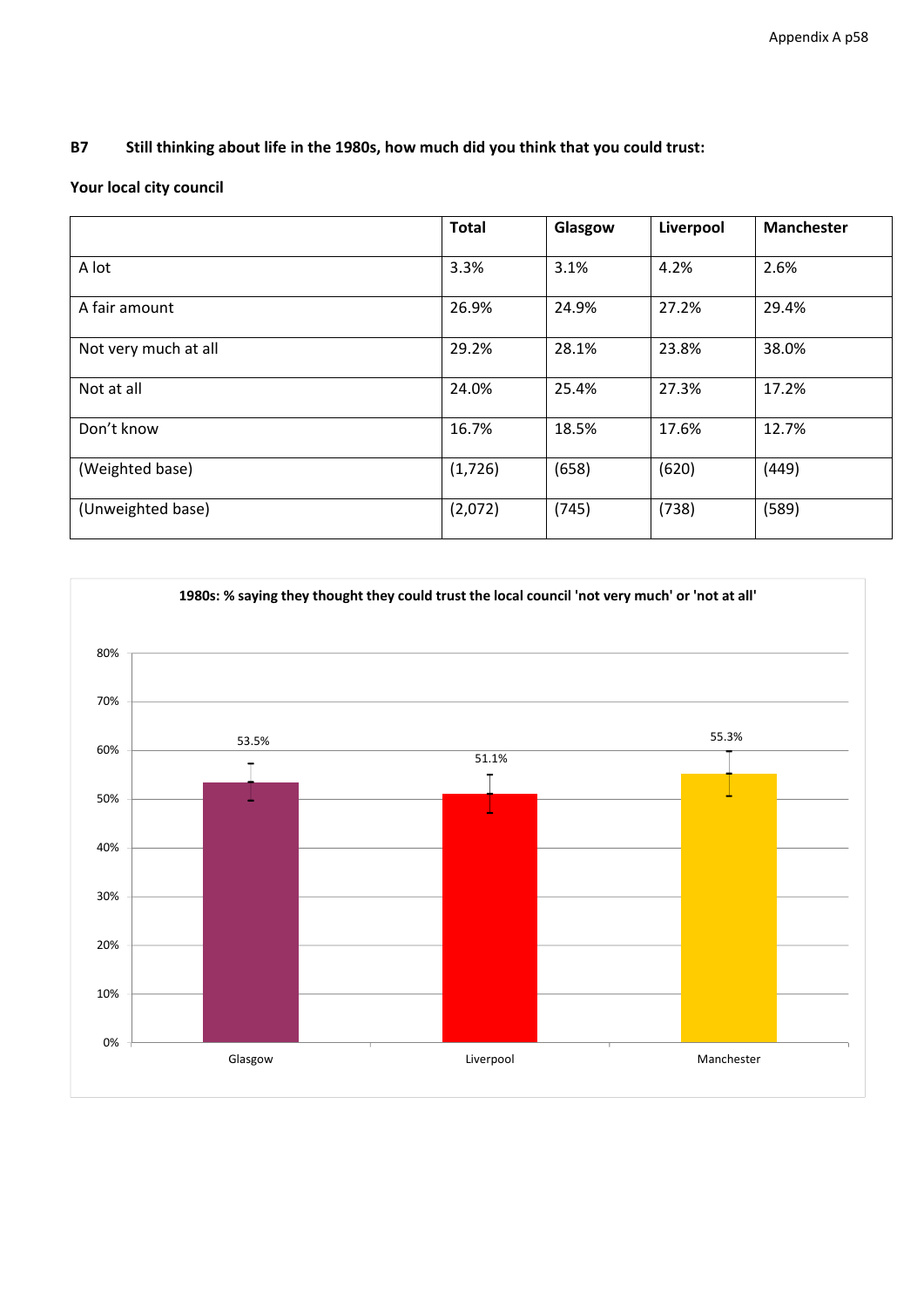**B7 Still thinking about life in the 1980s, how much did you think that you could trust:**

**Your local city council**

| | Total | Glasgow | Liverpool | Manchester |
|---|---|---|---|---|
| A lot | 3.3% | 3.1% | 4.2% | 2.6% |
| A fair amount | 26.9% | 24.9% | 27.2% | 29.4% |
| Not very much at all | 29.2% | 28.1% | 23.8% | 38.0% |
| Not at all | 24.0% | 25.4% | 27.3% | 17.2% |
| Don't know | 16.7% | 18.5% | 17.6% | 12.7% |
| (Weighted base) | (1,726) | (658) | (620) | (449) |
| (Unweighted base) | (2,072) | (745) | (738) | (589) |

**1980s: % saying they thought they could trust the local council 'not very much' or 'not at all'**

| | Glasgow | Liverpool | Manchester |
|---|---|---|---|
| % | 53.5% | 51.1% | 55.3% |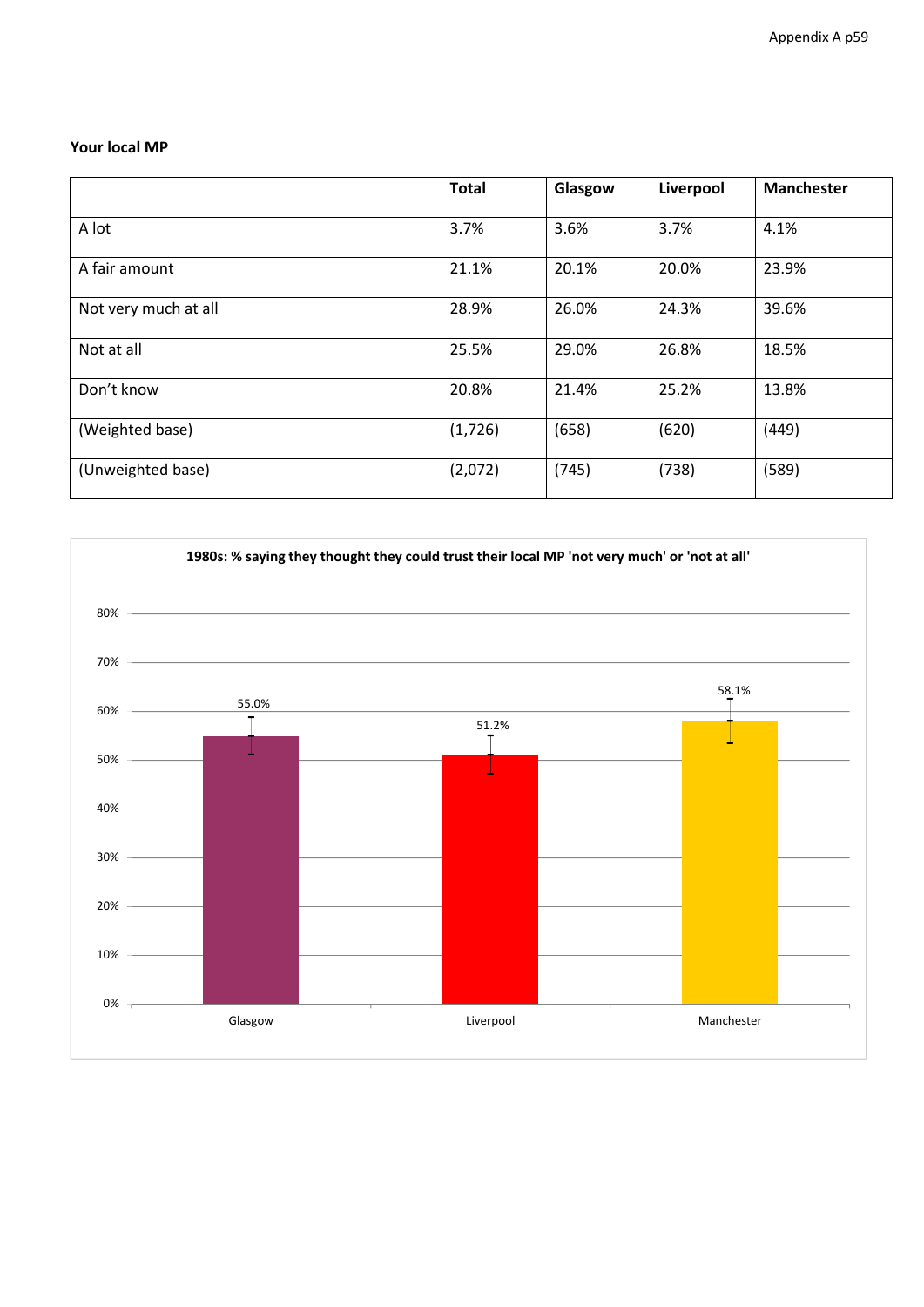**Your local MP**

| | Total | Glasgow | Liverpool | Manchester |
|---|---|---|---|---|
| A lot | 3.7% | 3.6% | 3.7% | 4.1% |
| A fair amount | 21.1% | 20.1% | 20.0% | 23.9% |
| Not very much at all | 28.9% | 26.0% | 24.3% | 39.6% |
| Not at all | 25.5% | 29.0% | 26.8% | 18.5% |
| Don't know | 20.8% | 21.4% | 25.2% | 13.8% |
| (Weighted base) | (1,726) | (658) | (620) | (449) |
| (Unweighted base) | (2,072) | (745) | (738) | (589) |

**1980s: % saying they thought they could trust their local MP 'not very much' or 'not at all'**

| | Glasgow | Liverpool | Manchester |
|---|---|---|---|
| % | 55.0% | 51.2% | 58.1% |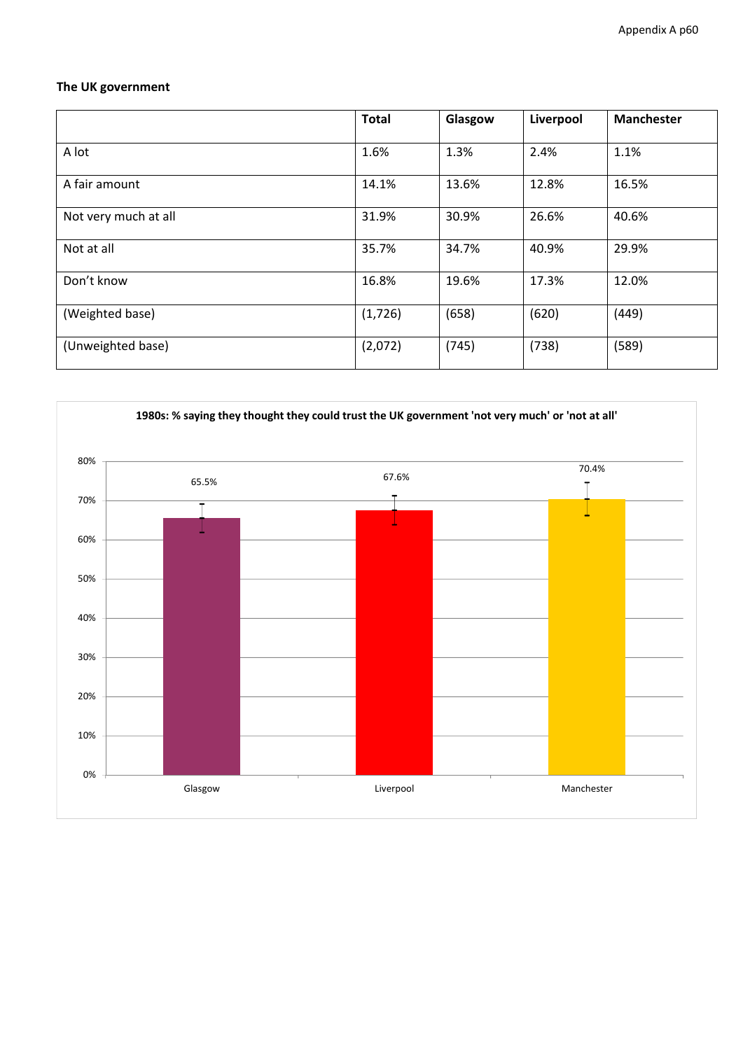**The UK government**

| | Total | Glasgow | Liverpool | Manchester |
|---|---|---|---|---|
| A lot | 1.6% | 1.3% | 2.4% | 1.1% |
| A fair amount | 14.1% | 13.6% | 12.8% | 16.5% |
| Not very much at all | 31.9% | 30.9% | 26.6% | 40.6% |
| Not at all | 35.7% | 34.7% | 40.9% | 29.9% |
| Don't know | 16.8% | 19.6% | 17.3% | 12.0% |
| (Weighted base) | (1,726) | (658) | (620) | (449) |
| (Unweighted base) | (2,072) | (745) | (738) | (589) |

**1980s: % saying they thought they could trust the UK government 'not very much' or 'not at all'**

| | Glasgow | Liverpool | Manchester |
|---|---|---|---|
| % | 65.5% | 67.6% | 70.4% |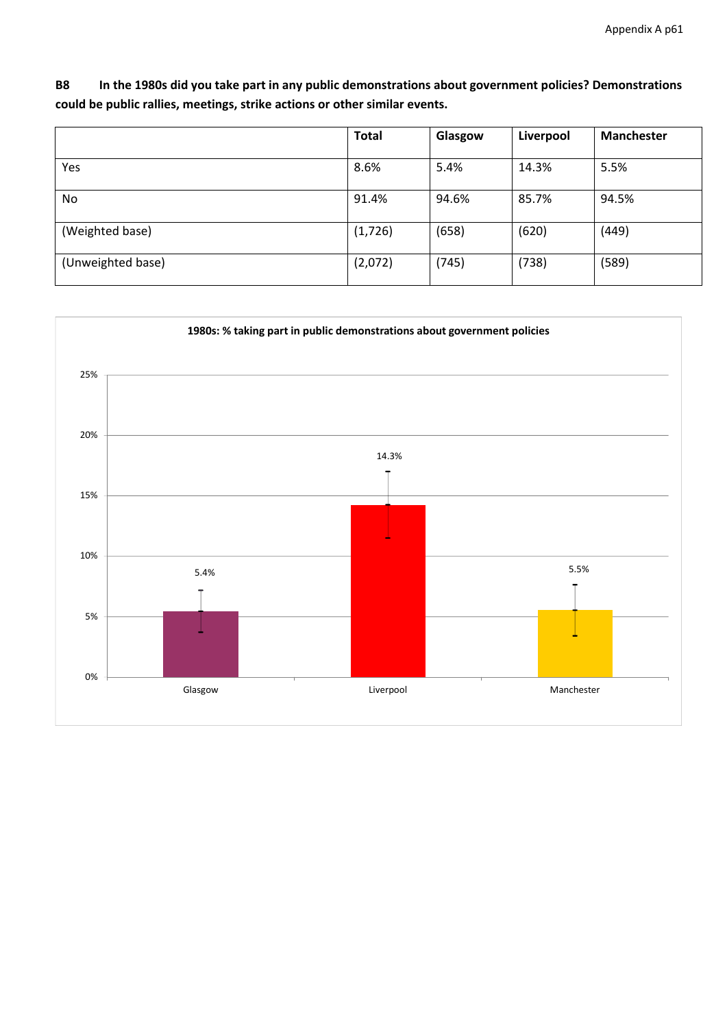**B8 In the 1980s did you take part in any public demonstrations about government policies? Demonstrations could be public rallies, meetings, strike actions or other similar events.**

| | Total | Glasgow | Liverpool | Manchester |
|---|---|---|---|---|
| Yes | 8.6% | 5.4% | 14.3% | 5.5% |
| No | 91.4% | 94.6% | 85.7% | 94.5% |
| (Weighted base) | (1,726) | (658) | (620) | (449) |
| (Unweighted base) | (2,072) | (745) | (738) | (589) |

**1980s: % taking part in public demonstrations about government policies**

| | Glasgow | Liverpool | Manchester |
|---|---|---|---|
| % | 5.4% | 14.3% | 5.5% |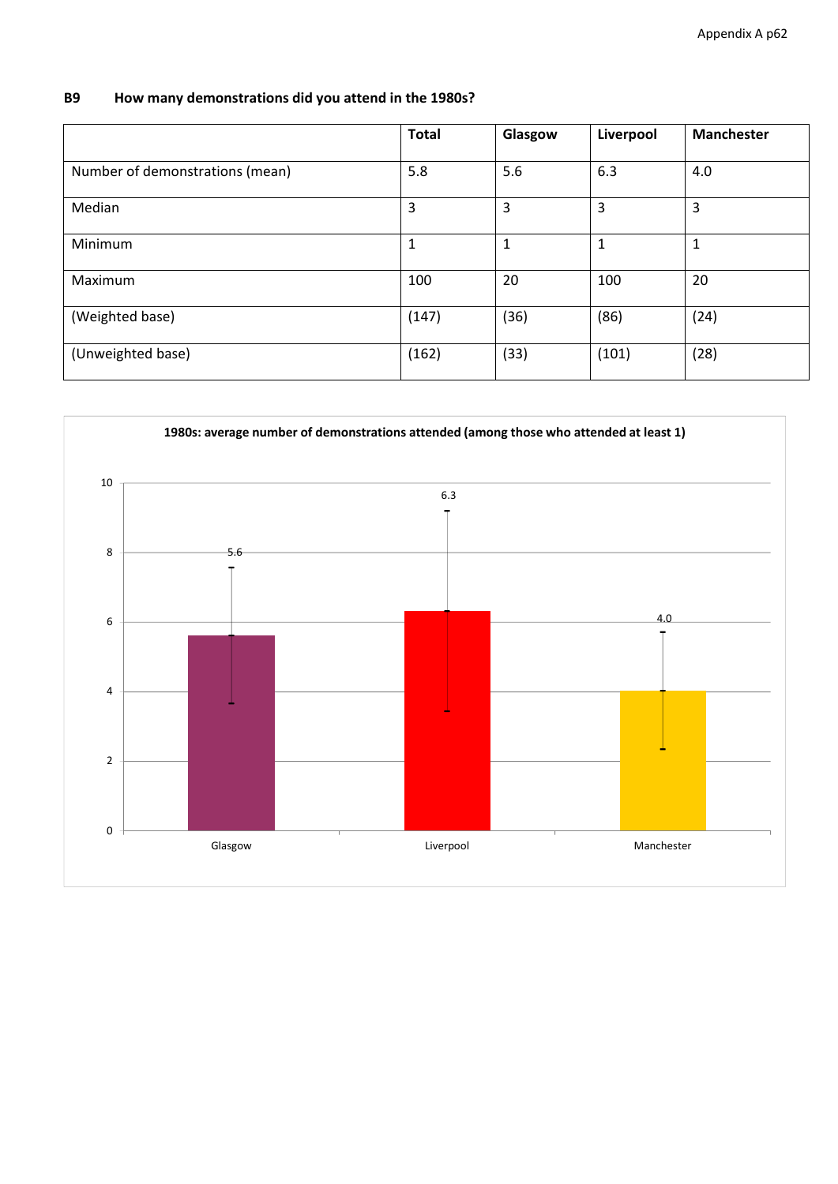**B9 How many demonstrations did you attend in the 1980s?**

| | Total | Glasgow | Liverpool | Manchester |
|---|---|---|---|---|
| Number of demonstrations (mean) | 5.8 | 5.6 | 6.3 | 4.0 |
| Median | 3 | 3 | 3 | 3 |
| Minimum | 1 | 1 | 1 | 1 |
| Maximum | 100 | 20 | 100 | 20 |
| (Weighted base) | (147) | (36) | (86) | (24) |
| (Unweighted base) | (162) | (33) | (101) | (28) |

**1980s: average number of demonstrations attended (among those who attended at least 1)**

| | Glasgow | Liverpool | Manchester |
|---|---|---|---|
| Average number of demonstrations | 5.6 | 6.3 | 4.0 |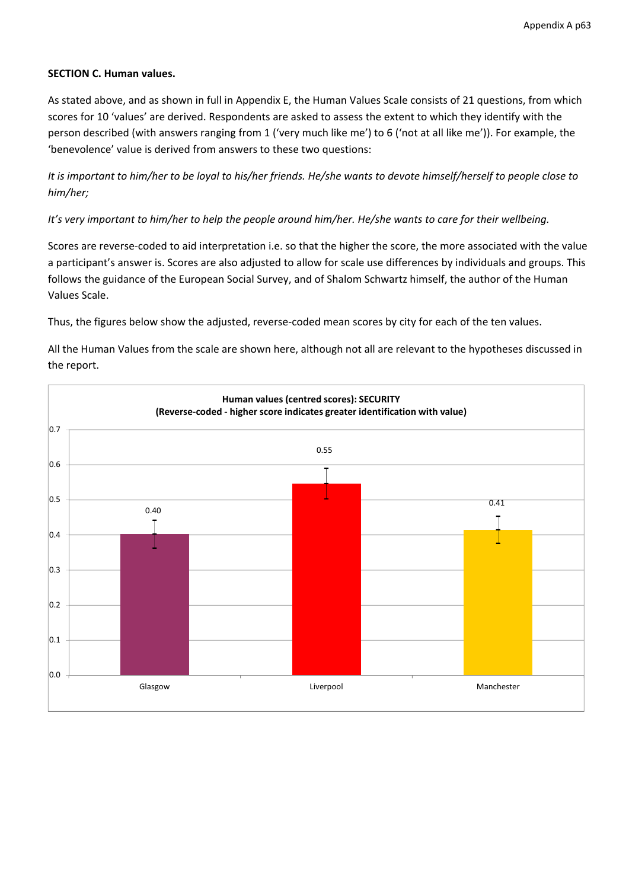**SECTION C. Human values.**

As stated above, and as shown in full in Appendix E, the Human Values Scale consists of 21 questions, from which scores for 10 'values' are derived. Respondents are asked to assess the extent to which they identify with the person described (with answers ranging from 1 ('very much like me') to 6 ('not at all like me')). For example, the 'benevolence' value is derived from answers to these two questions:

*It is important to him/her to be loyal to his/her friends. He/she wants to devote himself/herself to people close to him/her;*

*It's very important to him/her to help the people around him/her. He/she wants to care for their wellbeing.*

Scores are reverse-coded to aid interpretation i.e. so that the higher the score, the more associated with the value a participant's answer is. Scores are also adjusted to allow for scale use differences by individuals and groups. This follows the guidance of the European Social Survey, and of Shalom Schwartz himself, the author of the Human Values Scale.

Thus, the figures below show the adjusted, reverse-coded mean scores by city for each of the ten values.

All the Human Values from the scale are shown here, although not all are relevant to the hypotheses discussed in the report.

**Human values (centred scores): SECURITY**
**(Reverse-coded - higher score indicates greater identification with value)**

| City | Score |
|---|---|
| Glasgow | 0.40 |
| Liverpool | 0.55 |
| Manchester | 0.41 |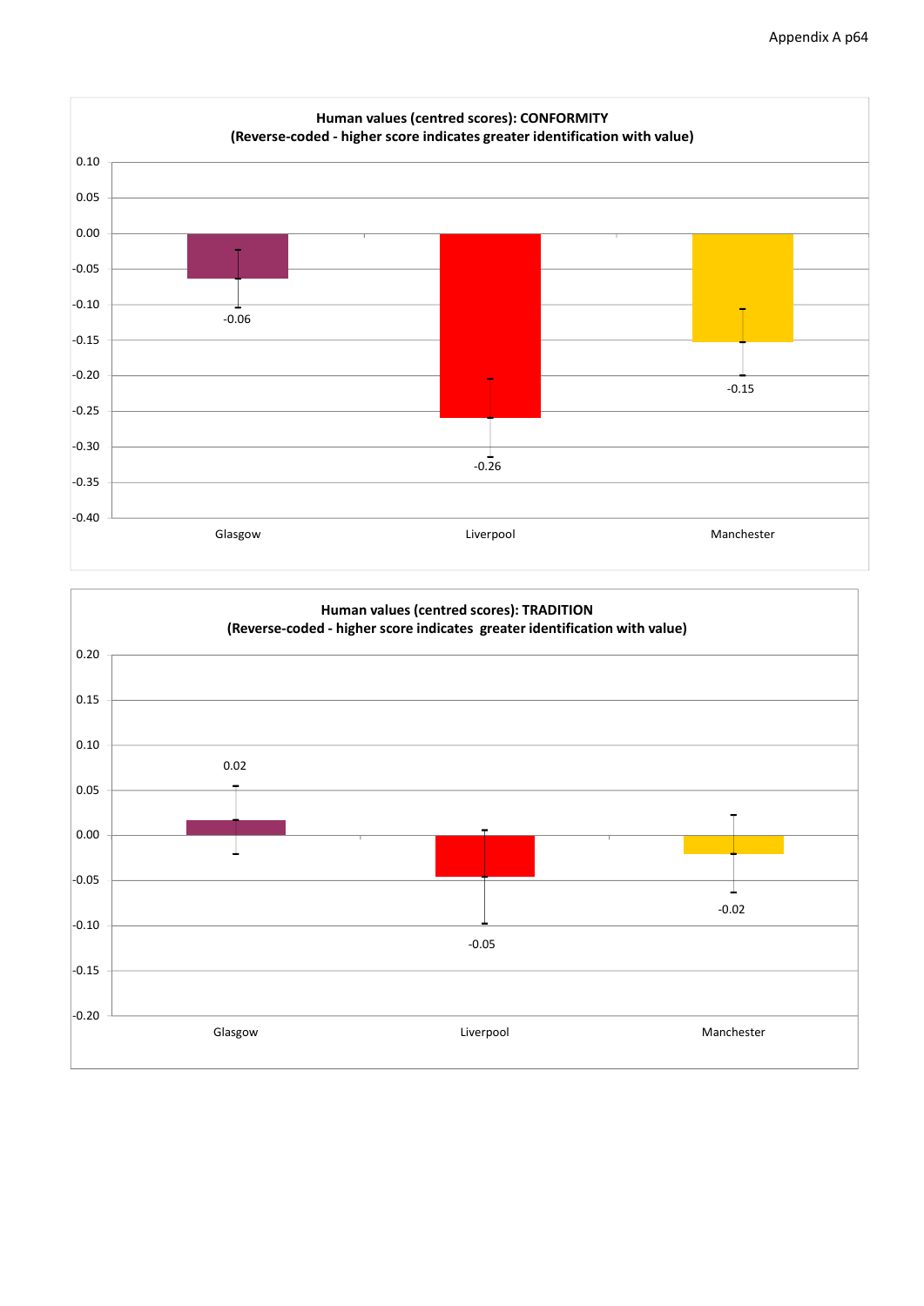**Human values (centred scores): CONFORMITY**
**(Reverse-coded - higher score indicates greater identification with value)**

| City | Score |
|---|---|
| Glasgow | -0.06 |
| Liverpool | -0.26 |
| Manchester | -0.15 |

**Human values (centred scores): TRADITION**
**(Reverse-coded - higher score indicates greater identification with value)**

| City | Score |
|---|---|
| Glasgow | 0.02 |
| Liverpool | -0.05 |
| Manchester | -0.02 |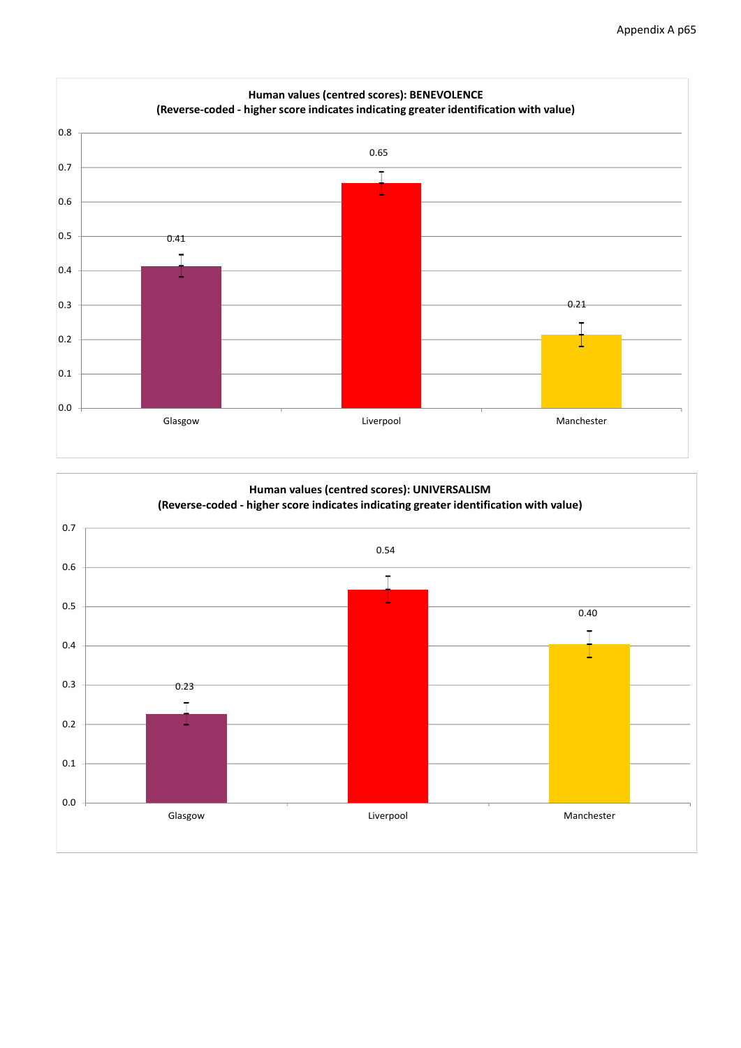**Human values (centred scores): BENEVOLENCE**
**(Reverse-coded - higher score indicates indicating greater identification with value)**

| | Glasgow | Liverpool | Manchester |
|---|---|---|---|
| Benevolence | 0.41 | 0.65 | 0.21 |

**Human values (centred scores): UNIVERSALISM**
**(Reverse-coded - higher score indicates indicating greater identification with value)**

| | Glasgow | Liverpool | Manchester |
|---|---|---|---|
| Universalism | 0.23 | 0.54 | 0.40 |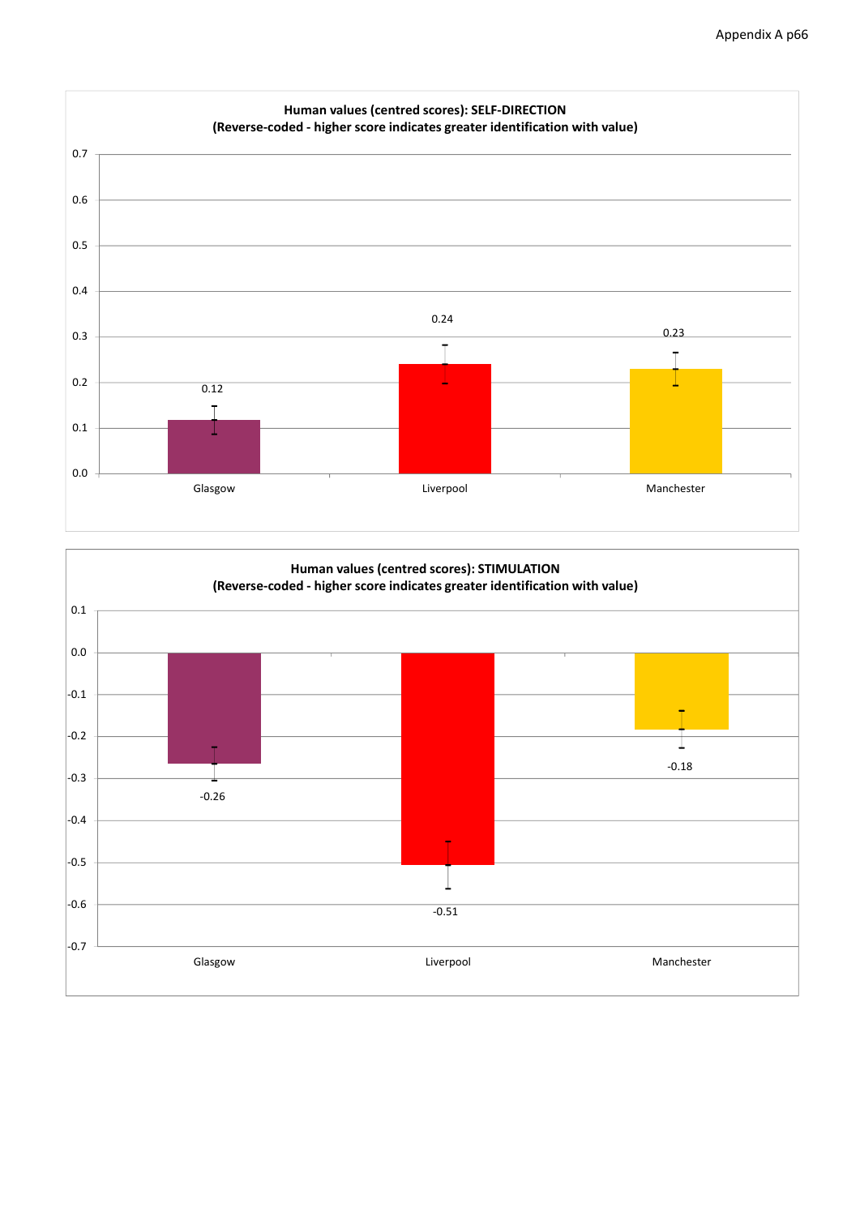**Human values (centred scores): SELF-DIRECTION**
**(Reverse-coded - higher score indicates greater identification with value)**

| City | Score |
|---|---|
| Glasgow | 0.12 |
| Liverpool | 0.24 |
| Manchester | 0.23 |

**Human values (centred scores): STIMULATION**
**(Reverse-coded - higher score indicates greater identification with value)**

| City | Score |
|---|---|
| Glasgow | -0.26 |
| Liverpool | -0.51 |
| Manchester | -0.18 |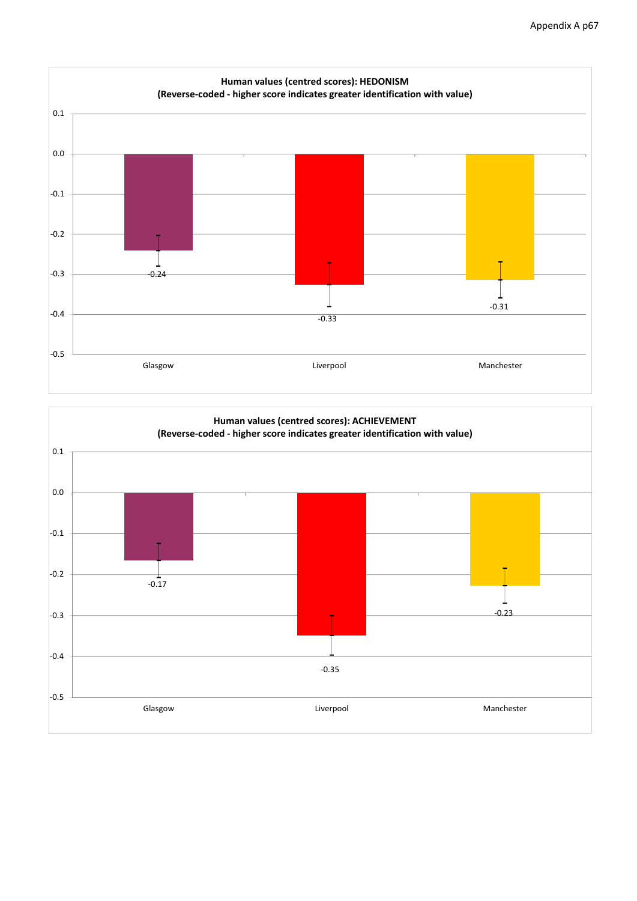**Human values (centred scores): HEDONISM**
**(Reverse-coded - higher score indicates greater identification with value)**

| | Glasgow | Liverpool | Manchester |
|---|---|---|---|
| Centred score | -0.24 | -0.33 | -0.31 |

**Human values (centred scores): ACHIEVEMENT**
**(Reverse-coded - higher score indicates greater identification with value)**

| | Glasgow | Liverpool | Manchester |
|---|---|---|---|
| Centred score | -0.17 | -0.35 | -0.23 |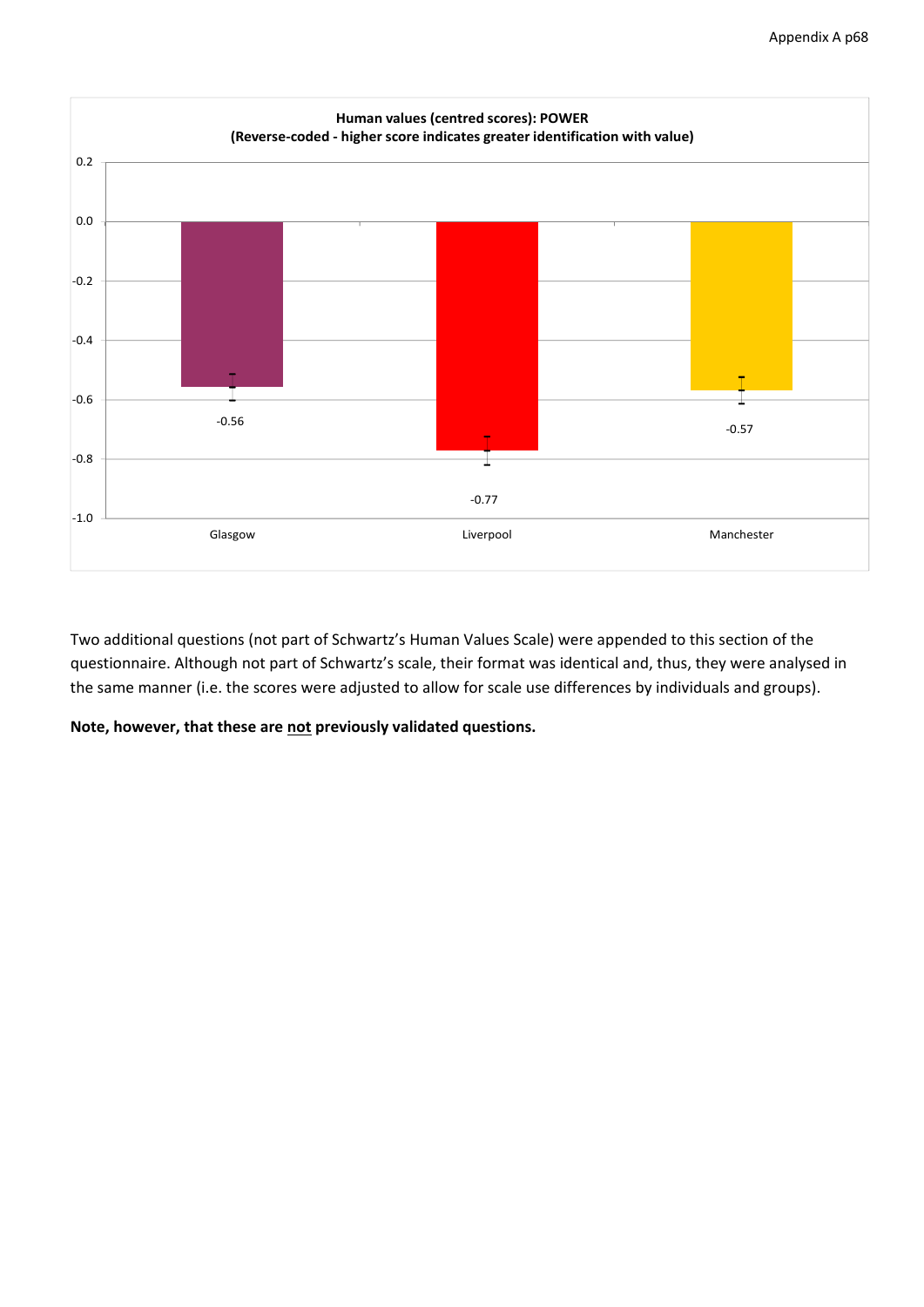**Human values (centred scores): POWER**
**(Reverse-coded - higher score indicates greater identification with value)**

| | Glasgow | Liverpool | Manchester |
|---|---|---|---|
| Score | -0.56 | -0.77 | -0.57 |

Two additional questions (not part of Schwartz's Human Values Scale) were appended to this section of the questionnaire. Although not part of Schwartz's scale, their format was identical and, thus, they were analysed in the same manner (i.e. the scores were adjusted to allow for scale use differences by individuals and groups).

**Note, however, that these are <u>not</u> previously validated questions.**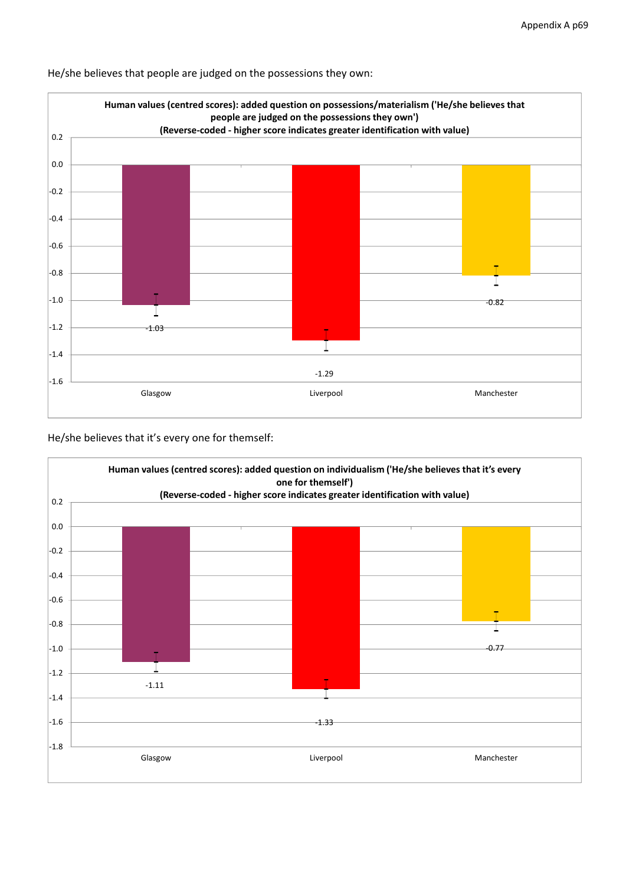He/she believes that people are judged on the possessions they own:

**Human values (centred scores): added question on possessions/materialism ('He/she believes that people are judged on the possessions they own')**
**(Reverse-coded - higher score indicates greater identification with value)**

| | Glasgow | Liverpool | Manchester |
|---|---|---|---|
| Score | -1.03 | -1.29 | -0.82 |

He/she believes that it's every one for themself:

**Human values (centred scores): added question on individualism ('He/she believes that it's every one for themself')**
**(Reverse-coded - higher score indicates greater identification with value)**

| | Glasgow | Liverpool | Manchester |
|---|---|---|---|
| Score | -1.11 | -1.33 | -0.77 |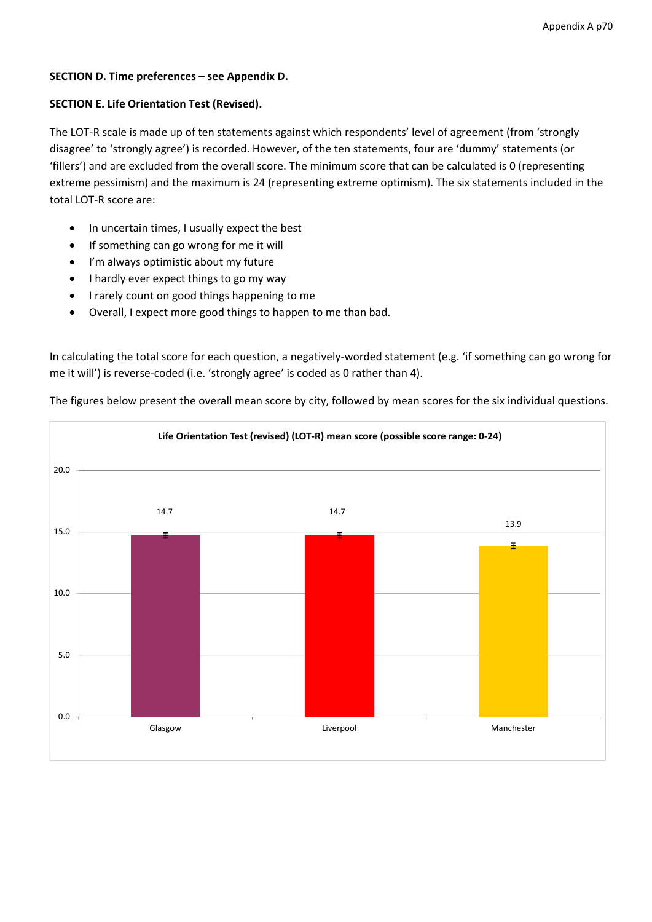**SECTION D. Time preferences – see Appendix D.**

**SECTION E. Life Orientation Test (Revised).**

The LOT-R scale is made up of ten statements against which respondents' level of agreement (from 'strongly disagree' to 'strongly agree') is recorded. However, of the ten statements, four are 'dummy' statements (or 'fillers') and are excluded from the overall score. The minimum score that can be calculated is 0 (representing extreme pessimism) and the maximum is 24 (representing extreme optimism). The six statements included in the total LOT-R score are:

- In uncertain times, I usually expect the best
- If something can go wrong for me it will
- I'm always optimistic about my future
- I hardly ever expect things to go my way
- I rarely count on good things happening to me
- Overall, I expect more good things to happen to me than bad.

In calculating the total score for each question, a negatively-worded statement (e.g. 'if something can go wrong for me it will') is reverse-coded (i.e. 'strongly agree' is coded as 0 rather than 4).

The figures below present the overall mean score by city, followed by mean scores for the six individual questions.

**Life Orientation Test (revised) (LOT-R) mean score (possible score range: 0-24)**

| City | Mean score |
|---|---|
| Glasgow | 14.7 |
| Liverpool | 14.7 |
| Manchester | 13.9 |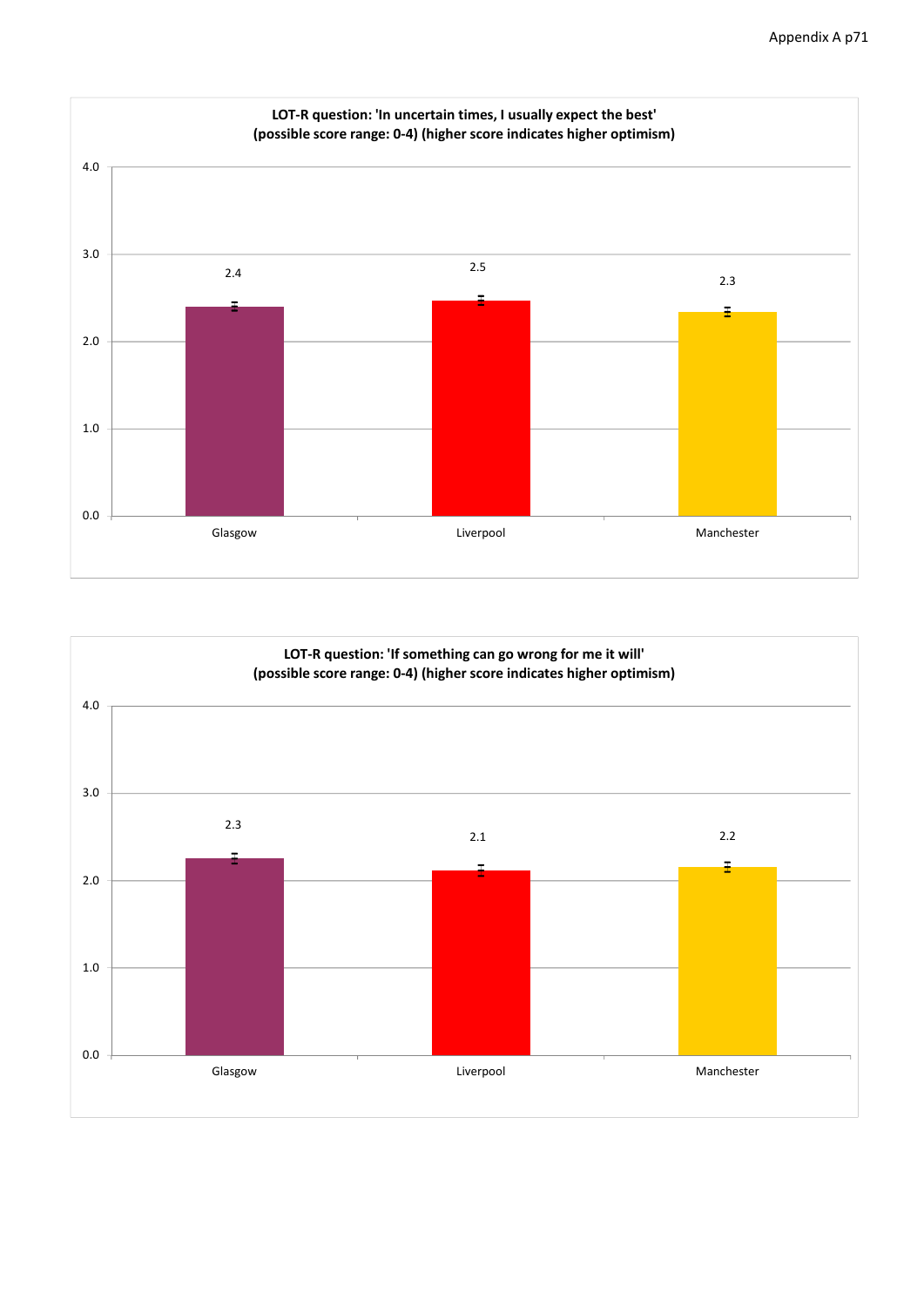**LOT-R question: 'In uncertain times, I usually expect the best'**
**(possible score range: 0-4) (higher score indicates higher optimism)**

| City | Score |
|---|---|
| Glasgow | 2.4 |
| Liverpool | 2.5 |
| Manchester | 2.3 |

**LOT-R question: 'If something can go wrong for me it will'**
**(possible score range: 0-4) (higher score indicates higher optimism)**

| City | Score |
|---|---|
| Glasgow | 2.3 |
| Liverpool | 2.1 |
| Manchester | 2.2 |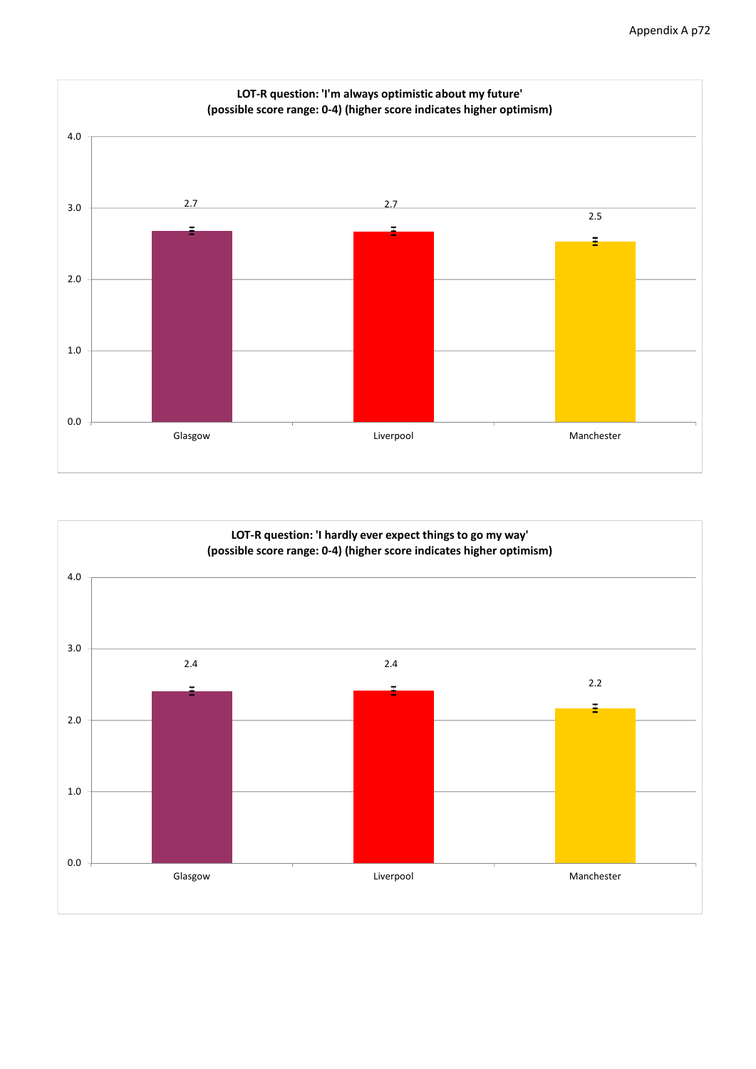**LOT-R question: 'I'm always optimistic about my future'**
**(possible score range: 0-4) (higher score indicates higher optimism)**

| City | Score |
|---|---|
| Glasgow | 2.7 |
| Liverpool | 2.7 |
| Manchester | 2.5 |

**LOT-R question: 'I hardly ever expect things to go my way'**
**(possible score range: 0-4) (higher score indicates higher optimism)**

| City | Score |
|---|---|
| Glasgow | 2.4 |
| Liverpool | 2.4 |
| Manchester | 2.2 |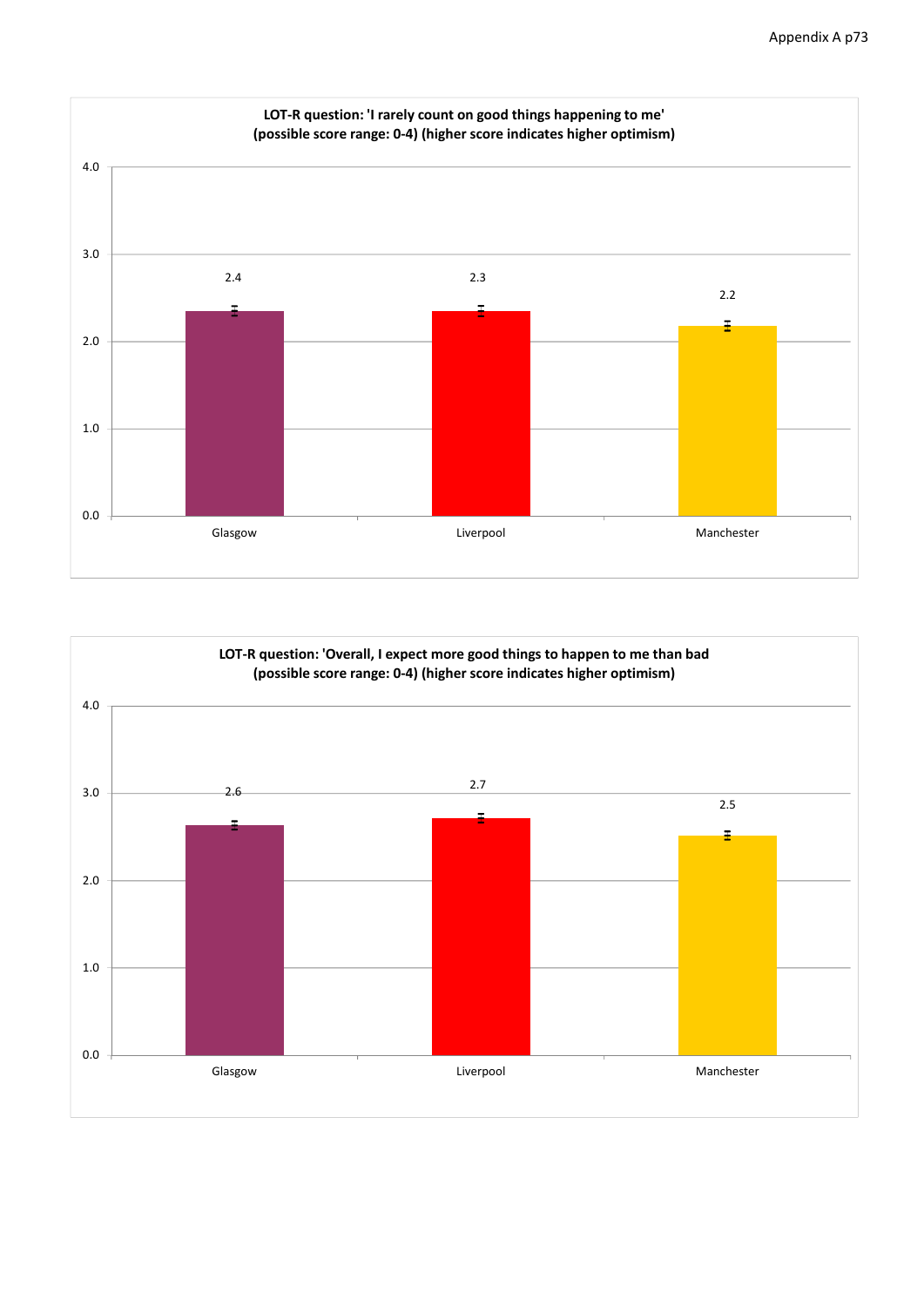**LOT-R question: 'I rarely count on good things happening to me'**
**(possible score range: 0-4) (higher score indicates higher optimism)**

| | Glasgow | Liverpool | Manchester |
|---|---|---|---|
| Score | 2.4 | 2.3 | 2.2 |

**LOT-R question: 'Overall, I expect more good things to happen to me than bad**
**(possible score range: 0-4) (higher score indicates higher optimism)**

| | Glasgow | Liverpool | Manchester |
|---|---|---|---|
| Score | 2.6 | 2.7 | 2.5 |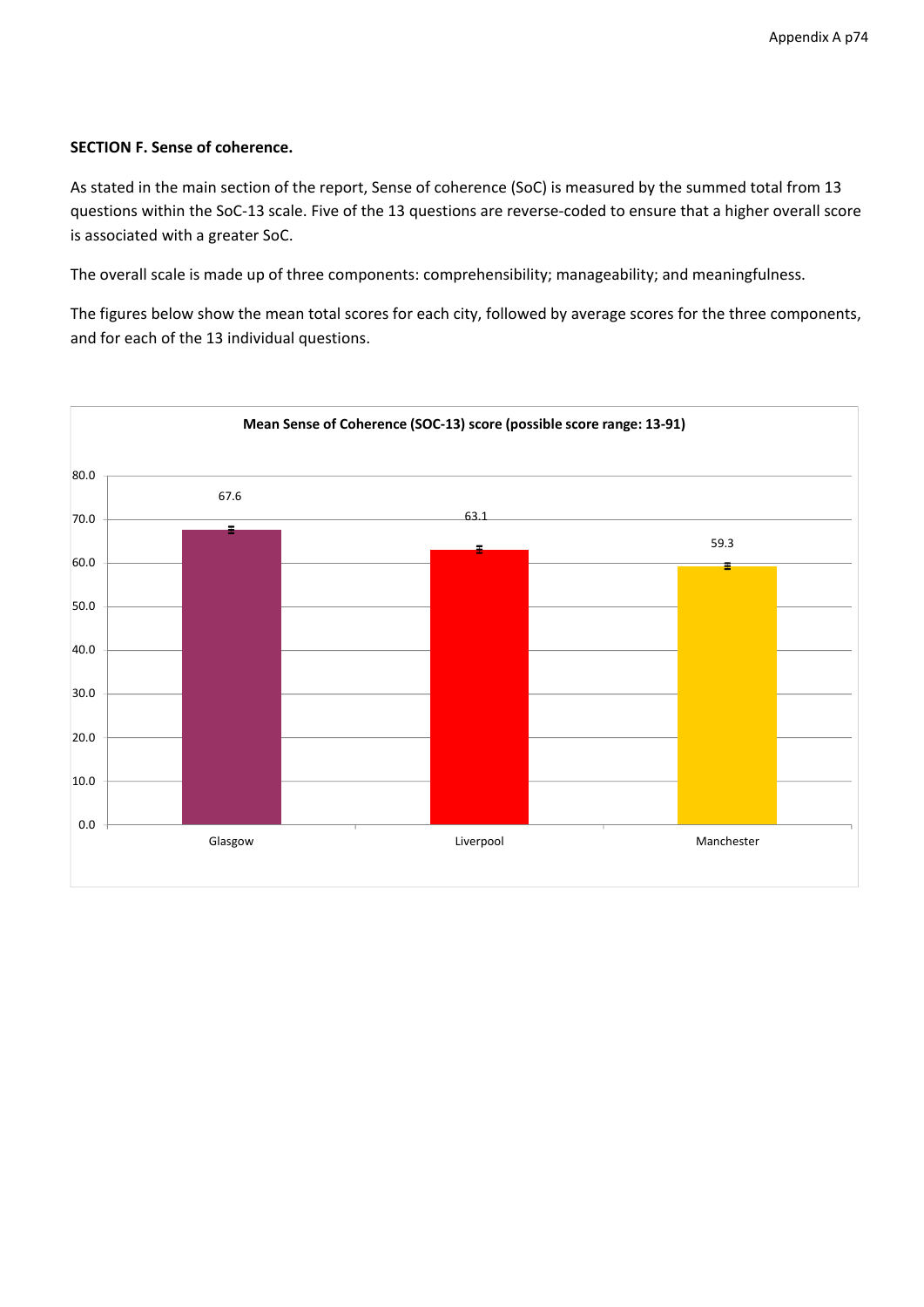**SECTION F. Sense of coherence.**

As stated in the main section of the report, Sense of coherence (SoC) is measured by the summed total from 13 questions within the SoC-13 scale. Five of the 13 questions are reverse-coded to ensure that a higher overall score is associated with a greater SoC.

The overall scale is made up of three components: comprehensibility; manageability; and meaningfulness.

The figures below show the mean total scores for each city, followed by average scores for the three components, and for each of the 13 individual questions.

**Mean Sense of Coherence (SOC-13) score (possible score range: 13-91)**

| City | Mean score |
|---|---|
| Glasgow | 67.6 |
| Liverpool | 63.1 |
| Manchester | 59.3 |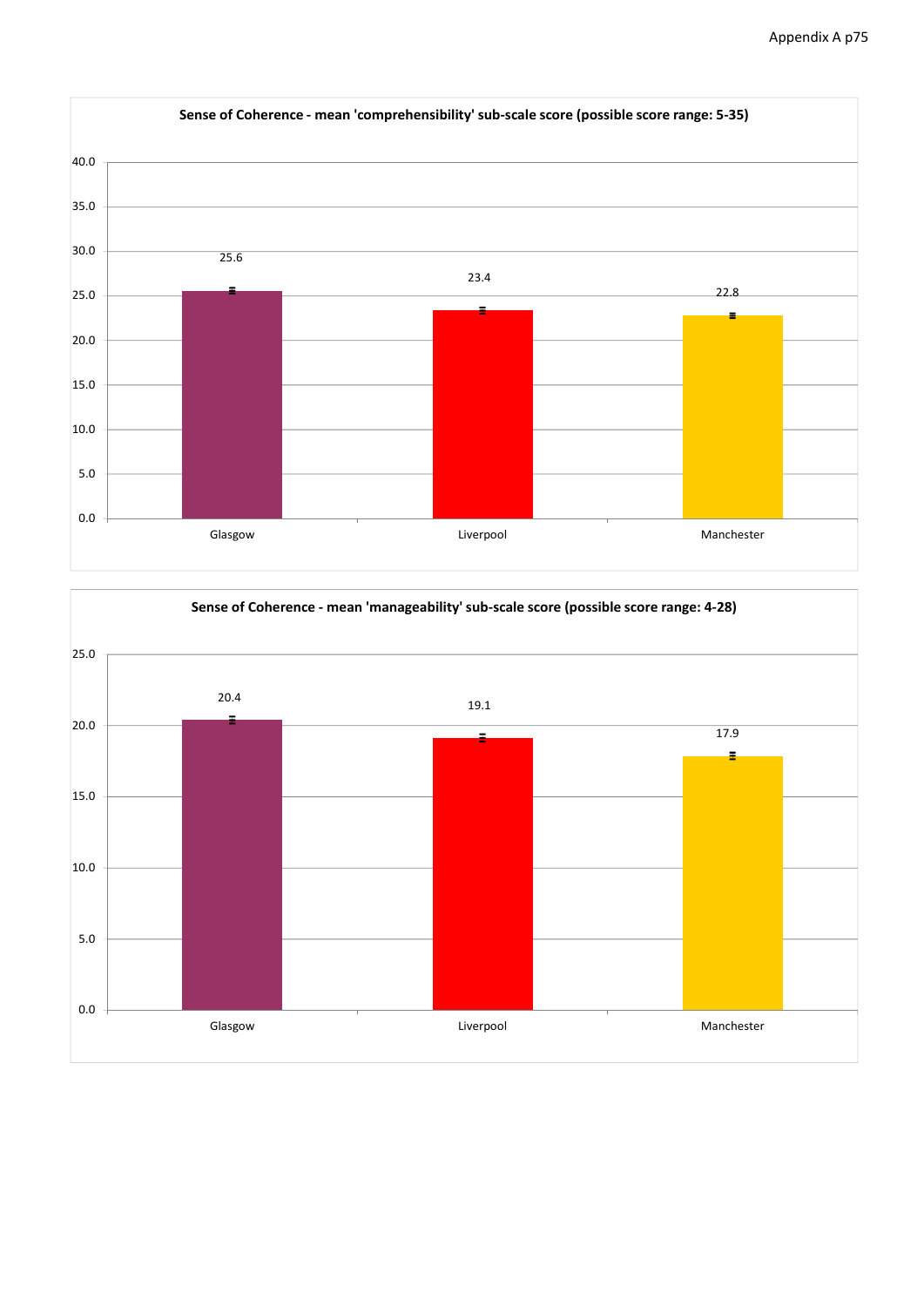**Sense of Coherence - mean 'comprehensibility' sub-scale score (possible score range: 5-35)**

| | Glasgow | Liverpool | Manchester |
|---|---|---|---|
| Mean score | 25.6 | 23.4 | 22.8 |

**Sense of Coherence - mean 'manageability' sub-scale score (possible score range: 4-28)**

| | Glasgow | Liverpool | Manchester |
|---|---|---|---|
| Mean score | 20.4 | 19.1 | 17.9 |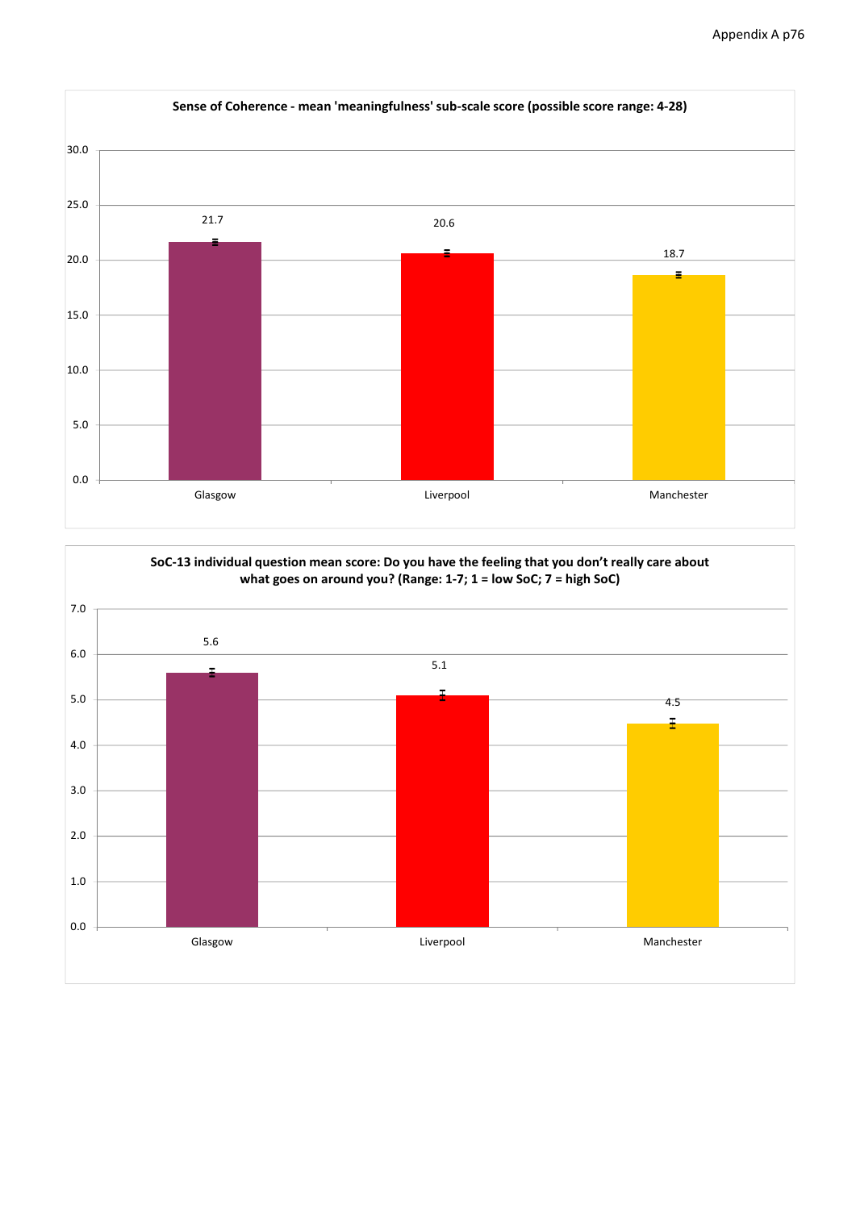**Sense of Coherence - mean 'meaningfulness' sub-scale score (possible score range: 4-28)**

| | Glasgow | Liverpool | Manchester |
|---|---|---|---|
| Mean score | 21.7 | 20.6 | 18.7 |

**SoC-13 individual question mean score: Do you have the feeling that you don't really care about what goes on around you? (Range: 1-7; 1 = low SoC; 7 = high SoC)**

| | Glasgow | Liverpool | Manchester |
|---|---|---|---|
| Mean score | 5.6 | 5.1 | 4.5 |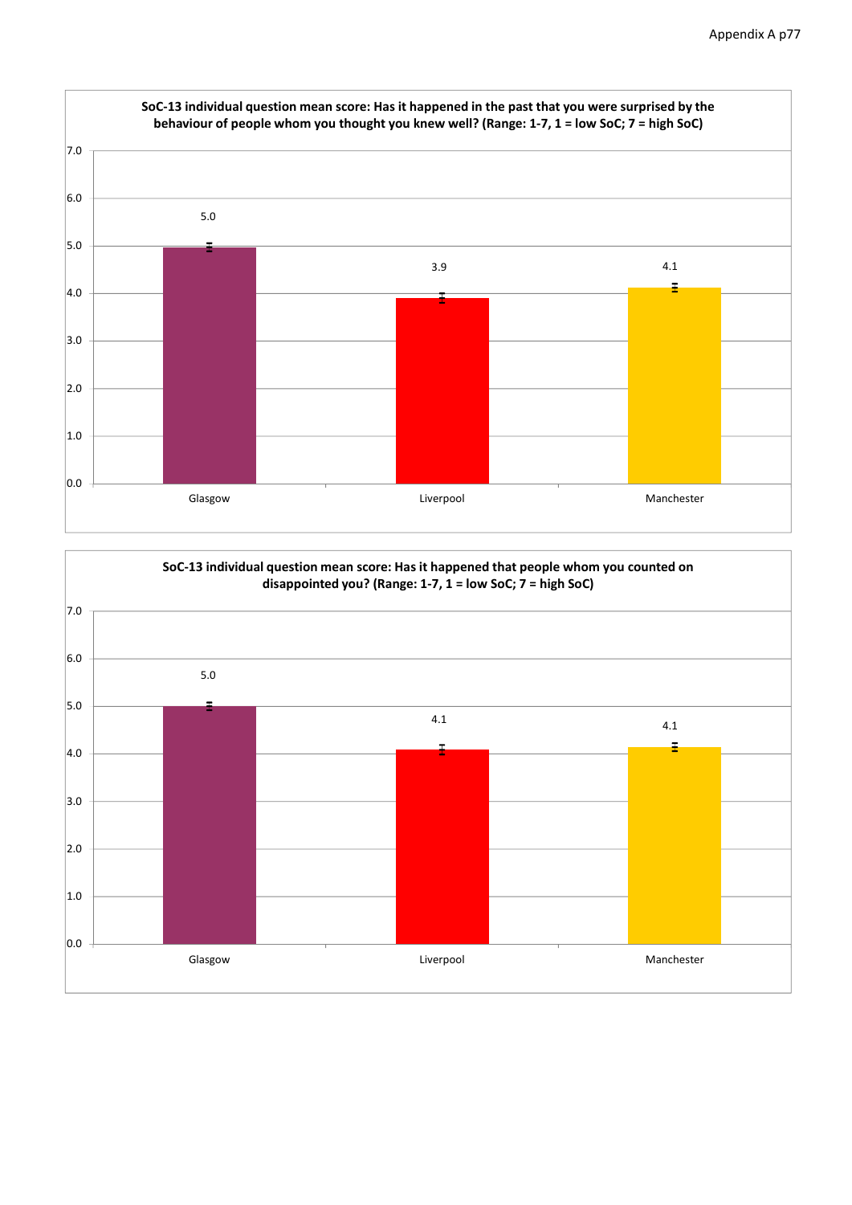**SoC-13 individual question mean score: Has it happened in the past that you were surprised by the behaviour of people whom you thought you knew well? (Range: 1-7, 1 = low SoC; 7 = high SoC)**

| City | Mean score |
| --- | --- |
| Glasgow | 5.0 |
| Liverpool | 3.9 |
| Manchester | 4.1 |

**SoC-13 individual question mean score: Has it happened that people whom you counted on disappointed you? (Range: 1-7, 1 = low SoC; 7 = high SoC)**

| City | Mean score |
| --- | --- |
| Glasgow | 5.0 |
| Liverpool | 4.1 |
| Manchester | 4.1 |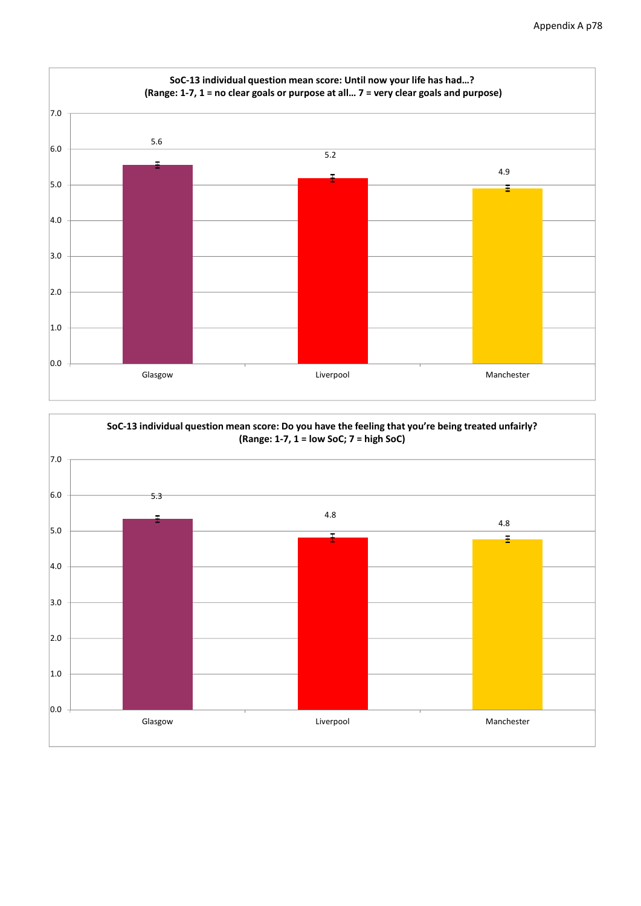**SoC-13 individual question mean score: Until now your life has had…?**
**(Range: 1-7, 1 = no clear goals or purpose at all… 7 = very clear goals and purpose)**

| City | Mean score |
| --- | --- |
| Glasgow | 5.6 |
| Liverpool | 5.2 |
| Manchester | 4.9 |

**SoC-13 individual question mean score: Do you have the feeling that you're being treated unfairly?**
**(Range: 1-7, 1 = low SoC; 7 = high SoC)**

| City | Mean score |
| --- | --- |
| Glasgow | 5.3 |
| Liverpool | 4.8 |
| Manchester | 4.8 |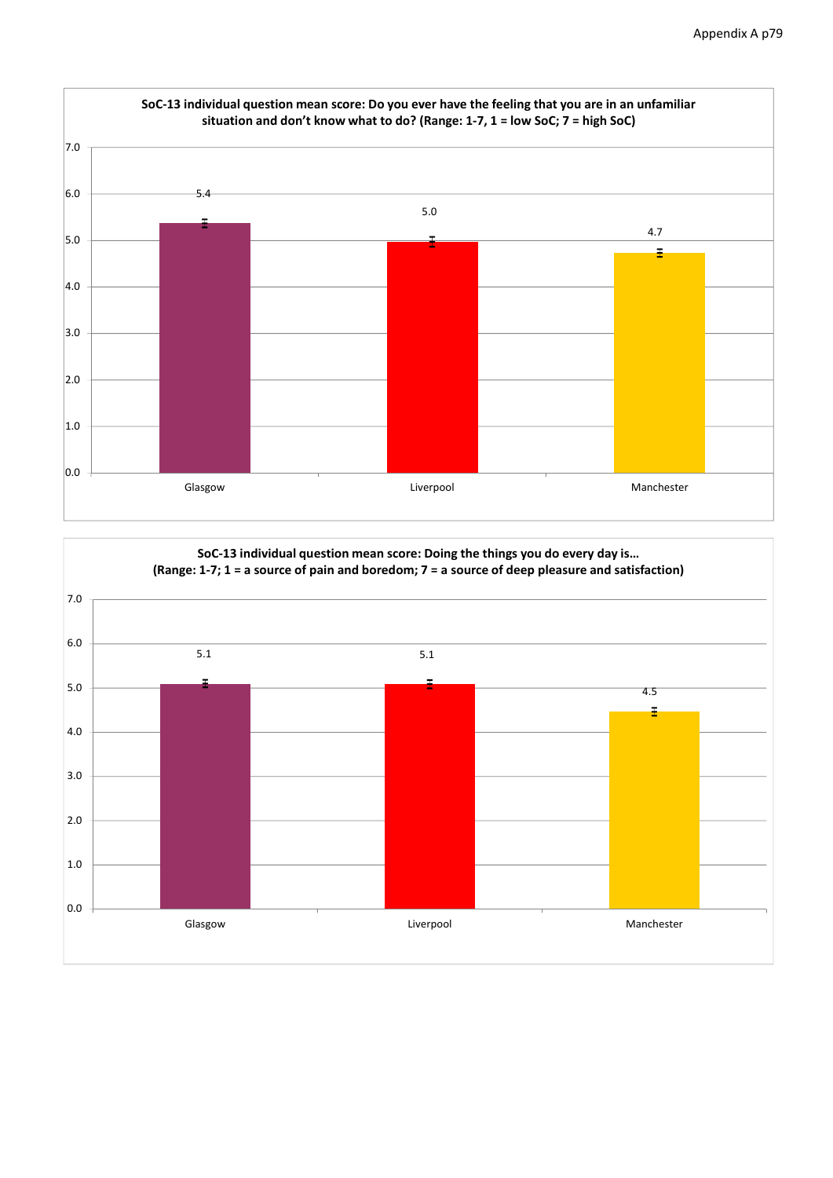**SoC-13 individual question mean score: Do you ever have the feeling that you are in an unfamiliar situation and don't know what to do? (Range: 1-7, 1 = low SoC; 7 = high SoC)**

| | Glasgow | Liverpool | Manchester |
|---|---|---|---|
| Mean score | 5.4 | 5.0 | 4.7 |

**SoC-13 individual question mean score: Doing the things you do every day is… (Range: 1-7; 1 = a source of pain and boredom; 7 = a source of deep pleasure and satisfaction)**

| | Glasgow | Liverpool | Manchester |
|---|---|---|---|
| Mean score | 5.1 | 5.1 | 4.5 |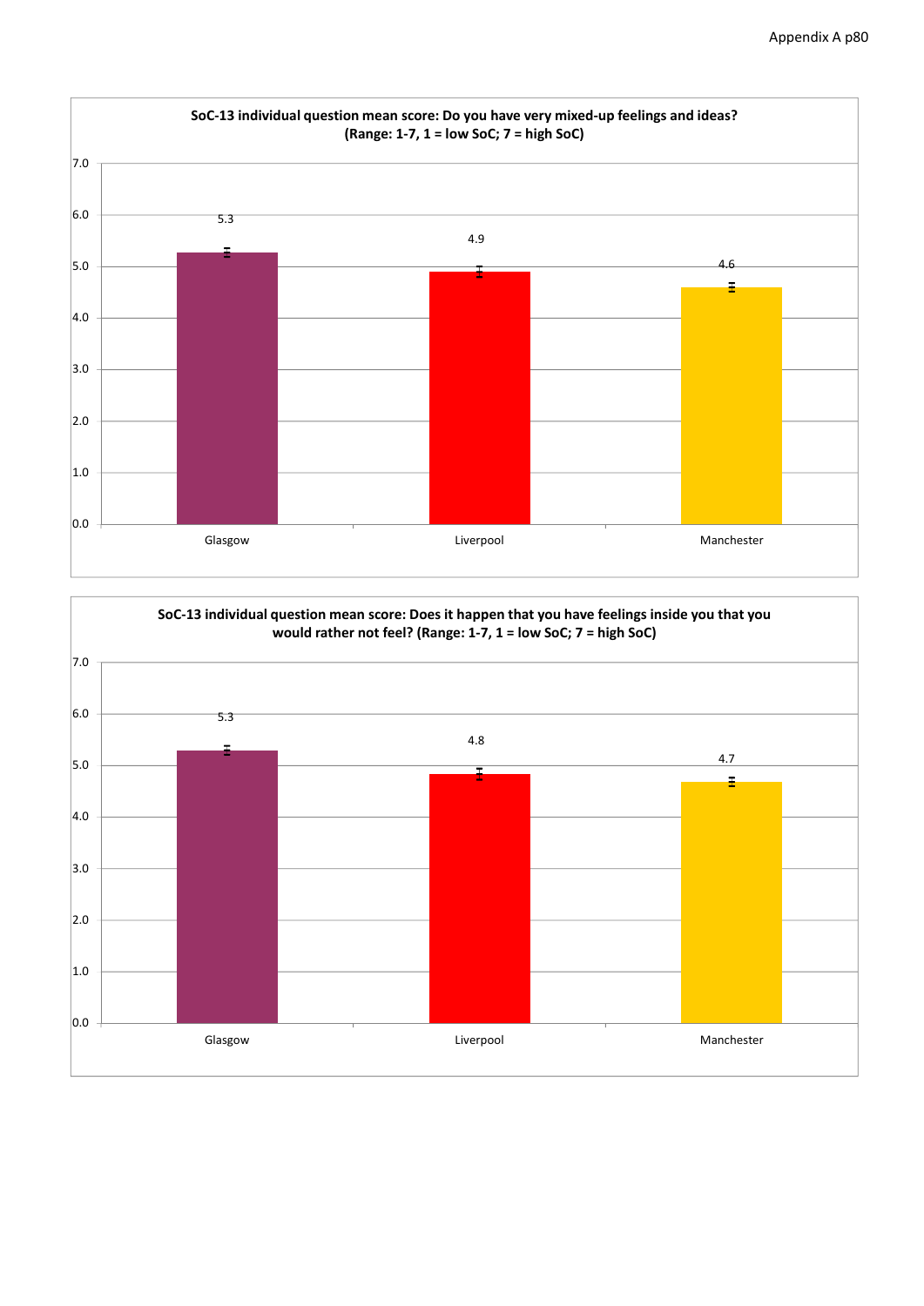**SoC-13 individual question mean score: Do you have very mixed-up feelings and ideas? (Range: 1-7, 1 = low SoC; 7 = high SoC)**

| City | Mean score |
|---|---|
| Glasgow | 5.3 |
| Liverpool | 4.9 |
| Manchester | 4.6 |

**SoC-13 individual question mean score: Does it happen that you have feelings inside you that you would rather not feel? (Range: 1-7, 1 = low SoC; 7 = high SoC)**

| City | Mean score |
|---|---|
| Glasgow | 5.3 |
| Liverpool | 4.8 |
| Manchester | 4.7 |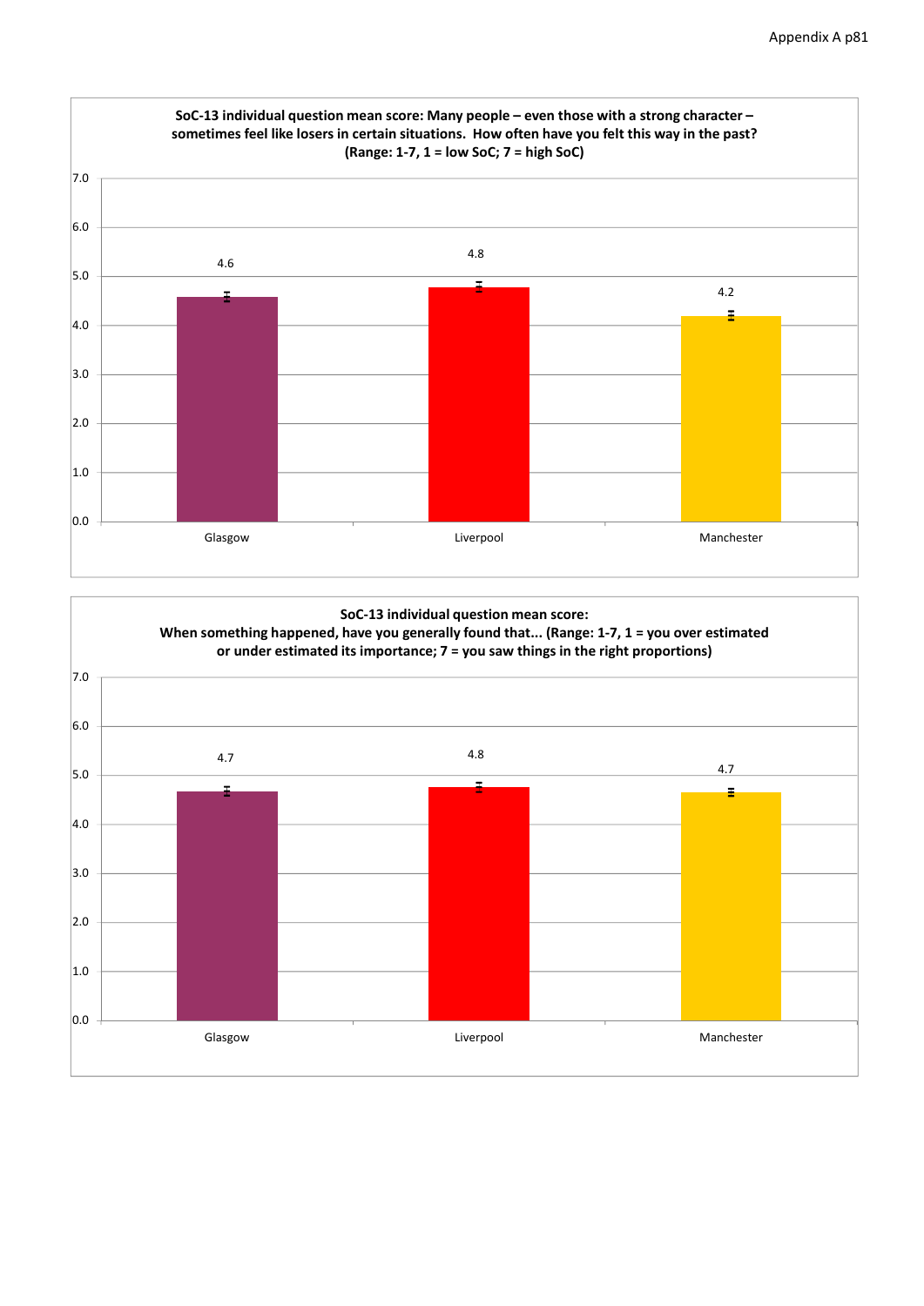**SoC-13 individual question mean score: Many people – even those with a strong character – sometimes feel like losers in certain situations. How often have you felt this way in the past? (Range: 1-7, 1 = low SoC; 7 = high SoC)**

| City | Mean score |
|---|---|
| Glasgow | 4.6 |
| Liverpool | 4.8 |
| Manchester | 4.2 |

**SoC-13 individual question mean score: When something happened, have you generally found that... (Range: 1-7, 1 = you over estimated or under estimated its importance; 7 = you saw things in the right proportions)**

| City | Mean score |
|---|---|
| Glasgow | 4.7 |
| Liverpool | 4.8 |
| Manchester | 4.7 |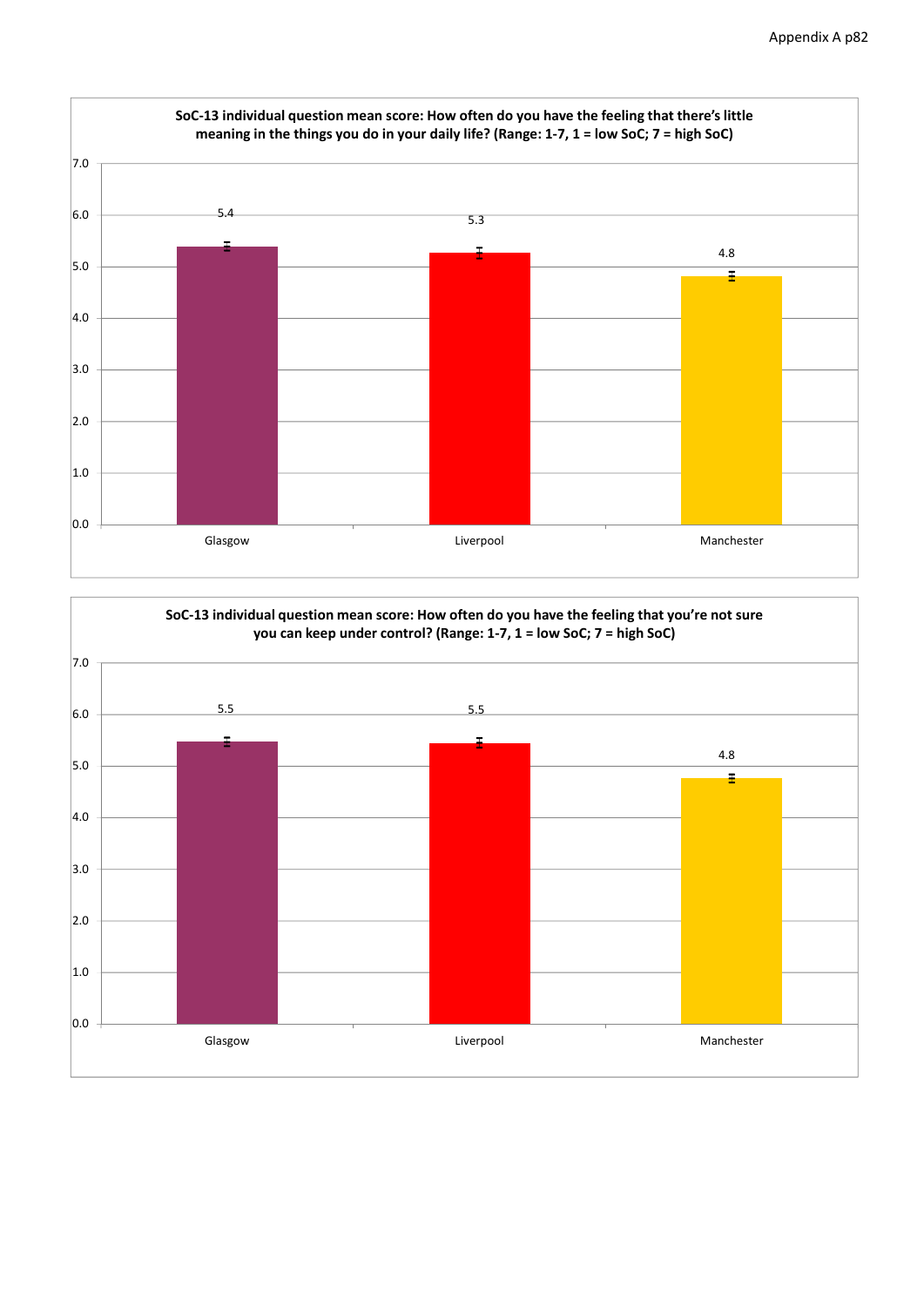**SoC-13 individual question mean score: How often do you have the feeling that there's little meaning in the things you do in your daily life? (Range: 1-7, 1 = low SoC; 7 = high SoC)**

| | Glasgow | Liverpool | Manchester |
|---|---|---|---|
| Mean score | 5.4 | 5.3 | 4.8 |

**SoC-13 individual question mean score: How often do you have the feeling that you're not sure you can keep under control? (Range: 1-7, 1 = low SoC; 7 = high SoC)**

| | Glasgow | Liverpool | Manchester |
|---|---|---|---|
| Mean score | 5.5 | 5.5 | 4.8 |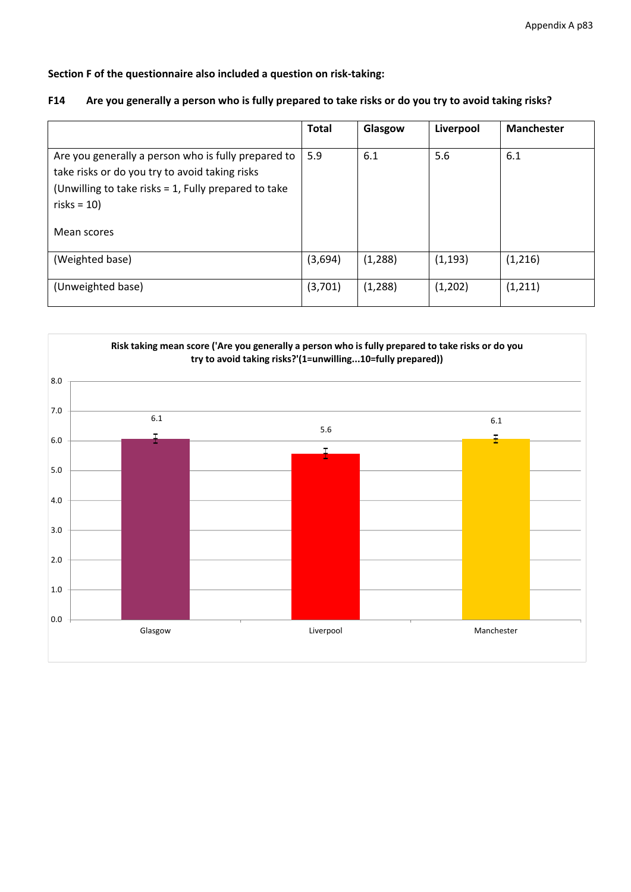**Section F of the questionnaire also included a question on risk-taking:**

**F14 Are you generally a person who is fully prepared to take risks or do you try to avoid taking risks?**

| | Total | Glasgow | Liverpool | Manchester |
|---|---|---|---|---|
| Are you generally a person who is fully prepared to take risks or do you try to avoid taking risks (Unwilling to take risks = 1, Fully prepared to take risks = 10)<br><br>Mean scores | 5.9 | 6.1 | 5.6 | 6.1 |
| (Weighted base) | (3,694) | (1,288) | (1,193) | (1,216) |
| (Unweighted base) | (3,701) | (1,288) | (1,202) | (1,211) |

**Risk taking mean score ('Are you generally a person who is fully prepared to take risks or do you try to avoid taking risks?'(1=unwilling...10=fully prepared))**

| | Glasgow | Liverpool | Manchester |
|---|---|---|---|
| Mean score | 6.1 | 5.6 | 6.1 |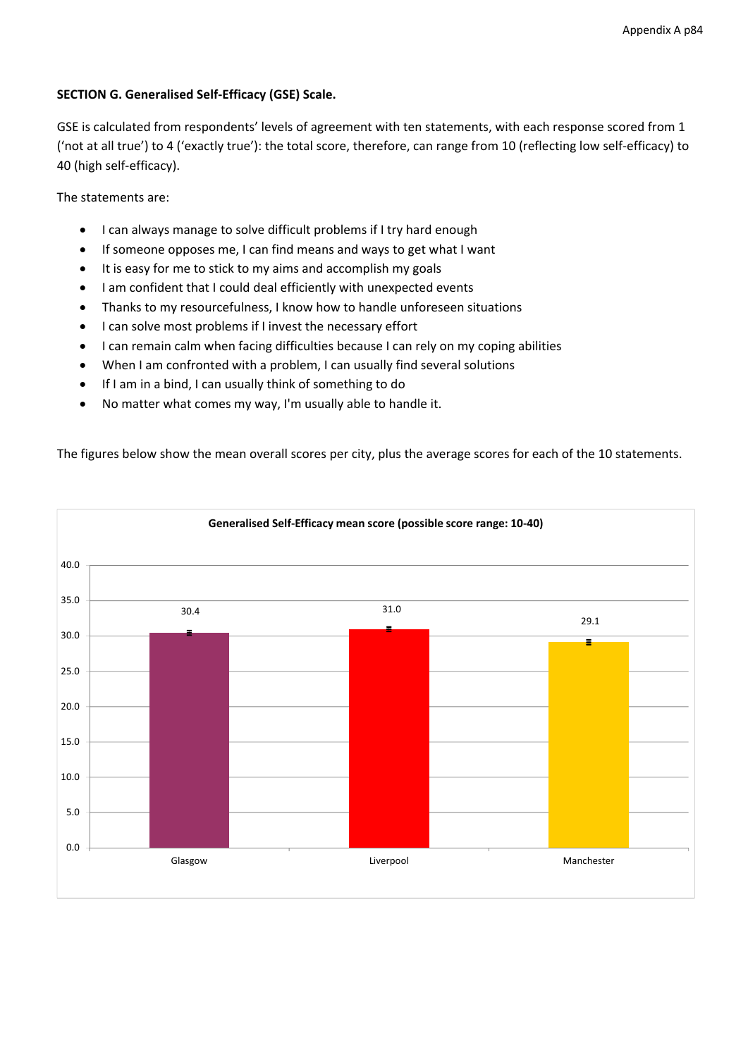**SECTION G. Generalised Self-Efficacy (GSE) Scale.**

GSE is calculated from respondents' levels of agreement with ten statements, with each response scored from 1 ('not at all true') to 4 ('exactly true'): the total score, therefore, can range from 10 (reflecting low self-efficacy) to 40 (high self-efficacy).

The statements are:

- I can always manage to solve difficult problems if I try hard enough
- If someone opposes me, I can find means and ways to get what I want
- It is easy for me to stick to my aims and accomplish my goals
- I am confident that I could deal efficiently with unexpected events
- Thanks to my resourcefulness, I know how to handle unforeseen situations
- I can solve most problems if I invest the necessary effort
- I can remain calm when facing difficulties because I can rely on my coping abilities
- When I am confronted with a problem, I can usually find several solutions
- If I am in a bind, I can usually think of something to do
- No matter what comes my way, I'm usually able to handle it.

The figures below show the mean overall scores per city, plus the average scores for each of the 10 statements.

**Generalised Self-Efficacy mean score (possible score range: 10-40)**

| City | Mean score |
|---|---|
| Glasgow | 30.4 |
| Liverpool | 31.0 |
| Manchester | 29.1 |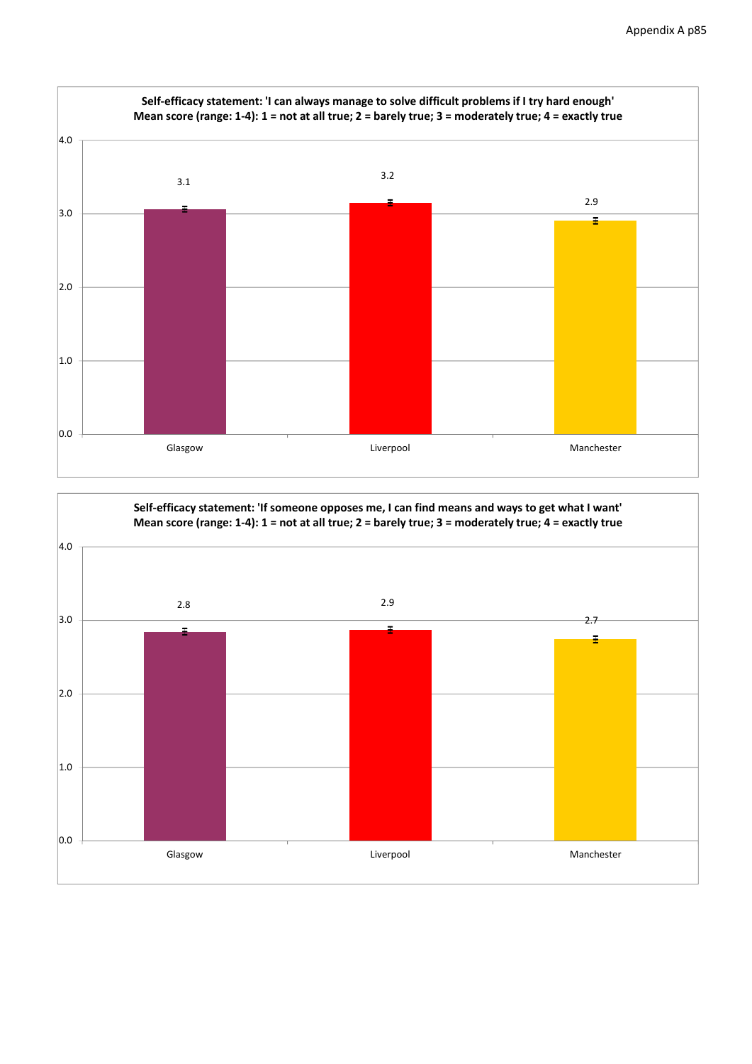**Self-efficacy statement: 'I can always manage to solve difficult problems if I try hard enough'**
**Mean score (range: 1-4): 1 = not at all true; 2 = barely true; 3 = moderately true; 4 = exactly true**

| | Glasgow | Liverpool | Manchester |
|---|---|---|---|
| Mean score | 3.1 | 3.2 | 2.9 |

**Self-efficacy statement: 'If someone opposes me, I can find means and ways to get what I want'**
**Mean score (range: 1-4): 1 = not at all true; 2 = barely true; 3 = moderately true; 4 = exactly true**

| | Glasgow | Liverpool | Manchester |
|---|---|---|---|
| Mean score | 2.8 | 2.9 | 2.7 |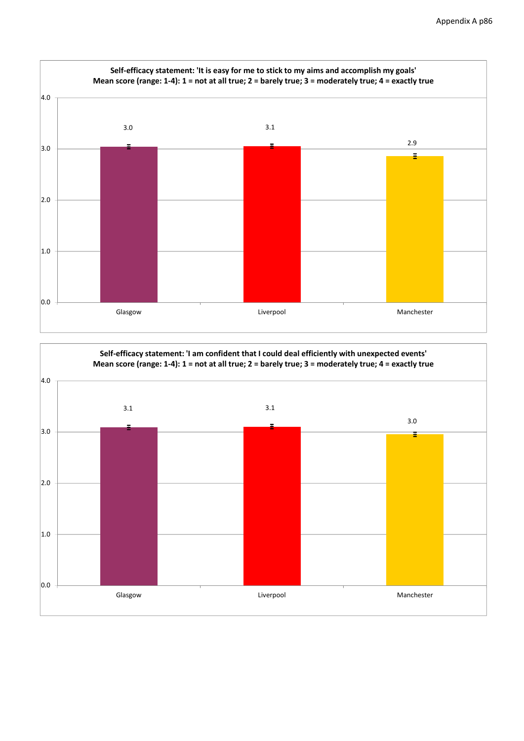**Self-efficacy statement: 'It is easy for me to stick to my aims and accomplish my goals'**
**Mean score (range: 1-4): 1 = not at all true; 2 = barely true; 3 = moderately true; 4 = exactly true**

| | Glasgow | Liverpool | Manchester |
|---|---|---|---|
| Mean score | 3.0 | 3.1 | 2.9 |

**Self-efficacy statement: 'I am confident that I could deal efficiently with unexpected events'**
**Mean score (range: 1-4): 1 = not at all true; 2 = barely true; 3 = moderately true; 4 = exactly true**

| | Glasgow | Liverpool | Manchester |
|---|---|---|---|
| Mean score | 3.1 | 3.1 | 3.0 |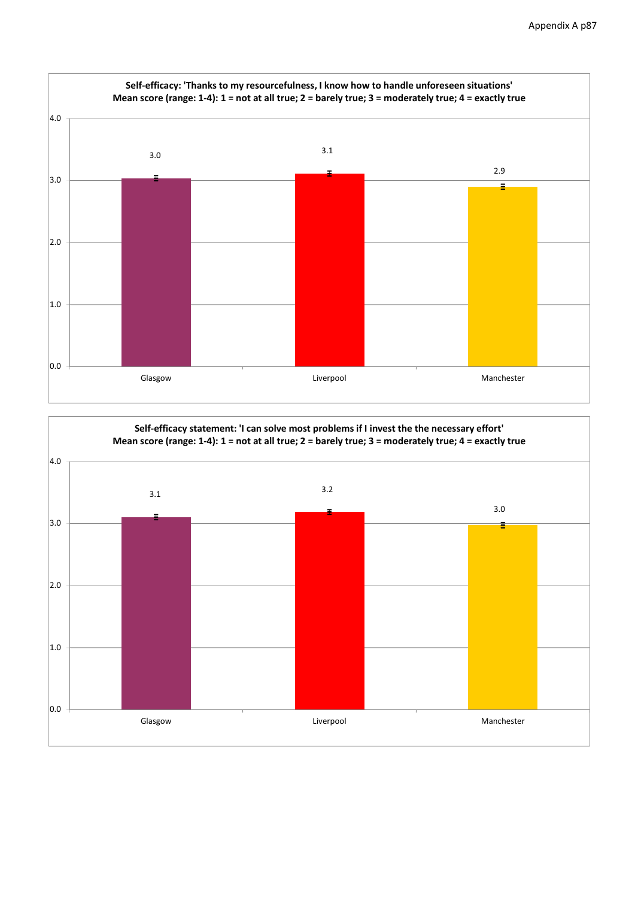**Self-efficacy: 'Thanks to my resourcefulness, I know how to handle unforeseen situations'**
**Mean score (range: 1-4): 1 = not at all true; 2 = barely true; 3 = moderately true; 4 = exactly true**

| City | Mean score |
|---|---|
| Glasgow | 3.0 |
| Liverpool | 3.1 |
| Manchester | 2.9 |

**Self-efficacy statement: 'I can solve most problems if I invest the the necessary effort'**
**Mean score (range: 1-4): 1 = not at all true; 2 = barely true; 3 = moderately true; 4 = exactly true**

| City | Mean score |
|---|---|
| Glasgow | 3.1 |
| Liverpool | 3.2 |
| Manchester | 3.0 |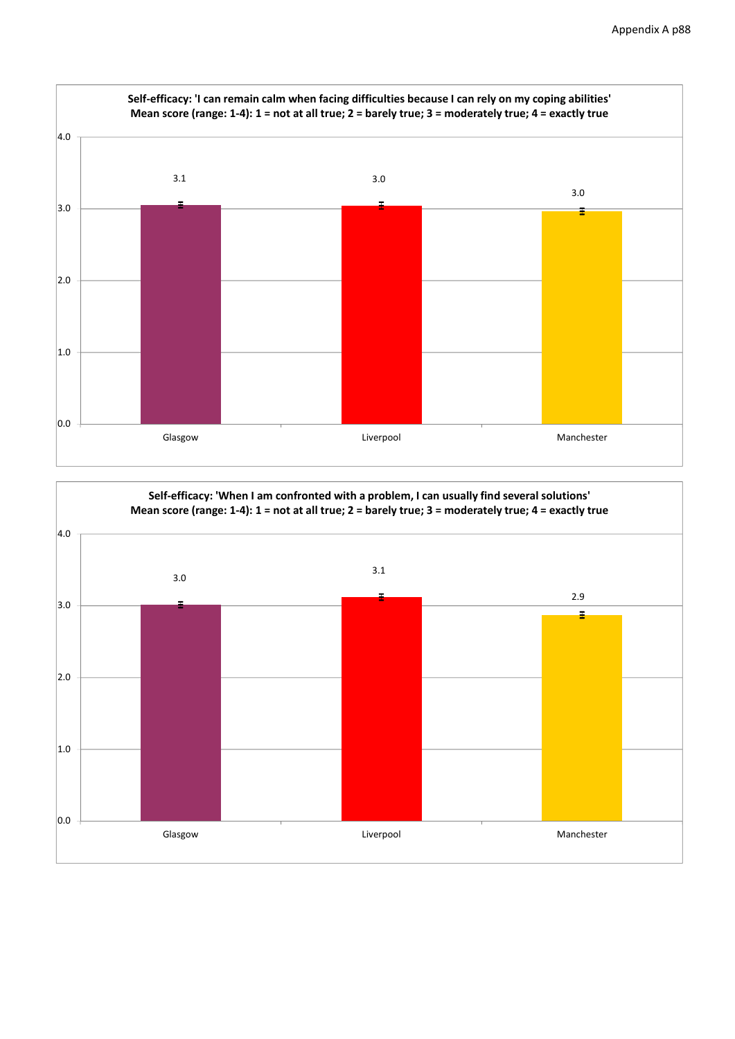**Self-efficacy: 'I can remain calm when facing difficulties because I can rely on my coping abilities'**
**Mean score (range: 1-4): 1 = not at all true; 2 = barely true; 3 = moderately true; 4 = exactly true**

| City | Mean score |
|---|---|
| Glasgow | 3.1 |
| Liverpool | 3.0 |
| Manchester | 3.0 |

**Self-efficacy: 'When I am confronted with a problem, I can usually find several solutions'**
**Mean score (range: 1-4): 1 = not at all true; 2 = barely true; 3 = moderately true; 4 = exactly true**

| City | Mean score |
|---|---|
| Glasgow | 3.0 |
| Liverpool | 3.1 |
| Manchester | 2.9 |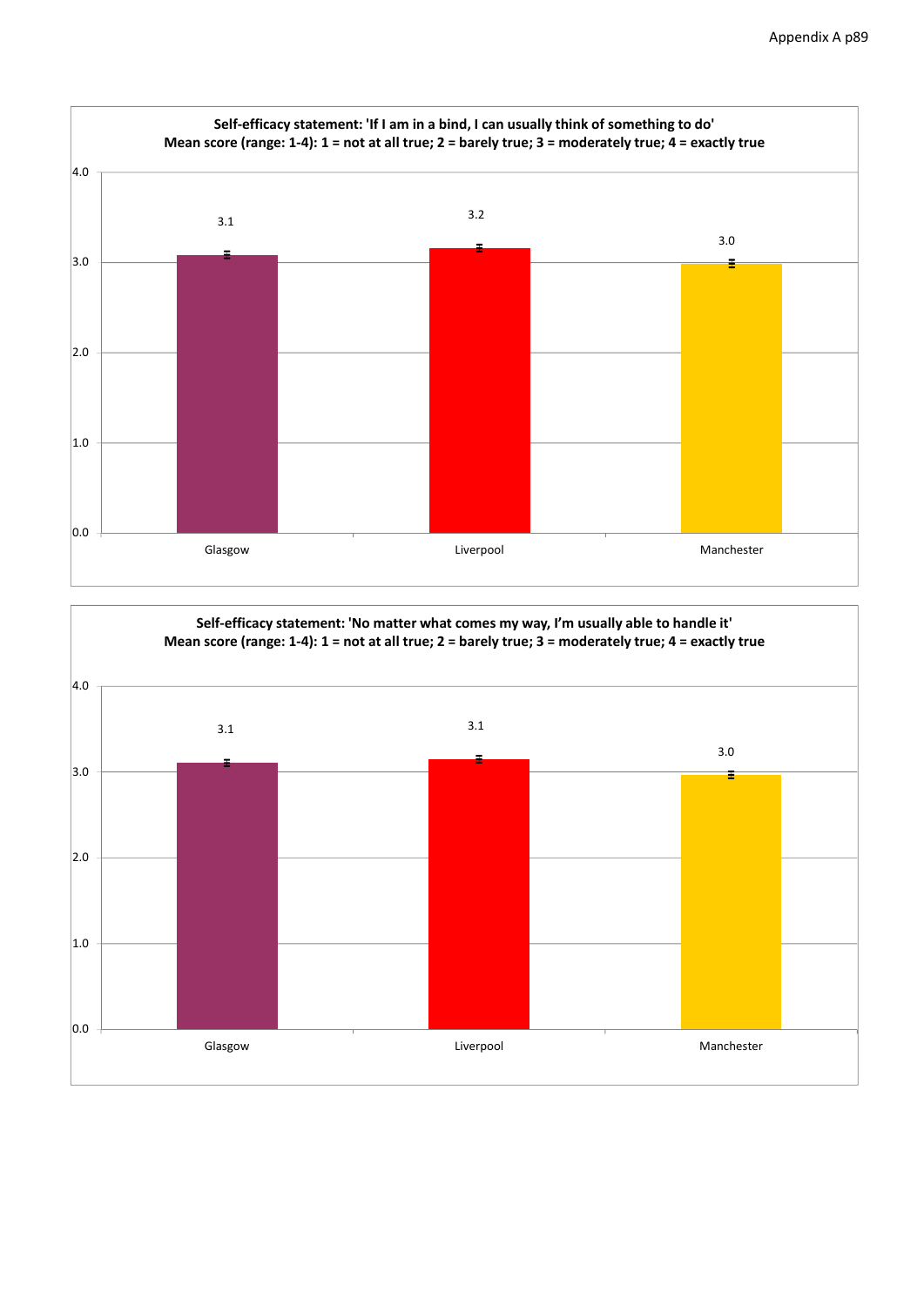**Self-efficacy statement: 'If I am in a bind, I can usually think of something to do'**
**Mean score (range: 1-4): 1 = not at all true; 2 = barely true; 3 = moderately true; 4 = exactly true**

| | Glasgow | Liverpool | Manchester |
|---|---|---|---|
| Mean score | 3.1 | 3.2 | 3.0 |

**Self-efficacy statement: 'No matter what comes my way, I'm usually able to handle it'**
**Mean score (range: 1-4): 1 = not at all true; 2 = barely true; 3 = moderately true; 4 = exactly true**

| | Glasgow | Liverpool | Manchester |
|---|---|---|---|
| Mean score | 3.1 | 3.1 | 3.0 |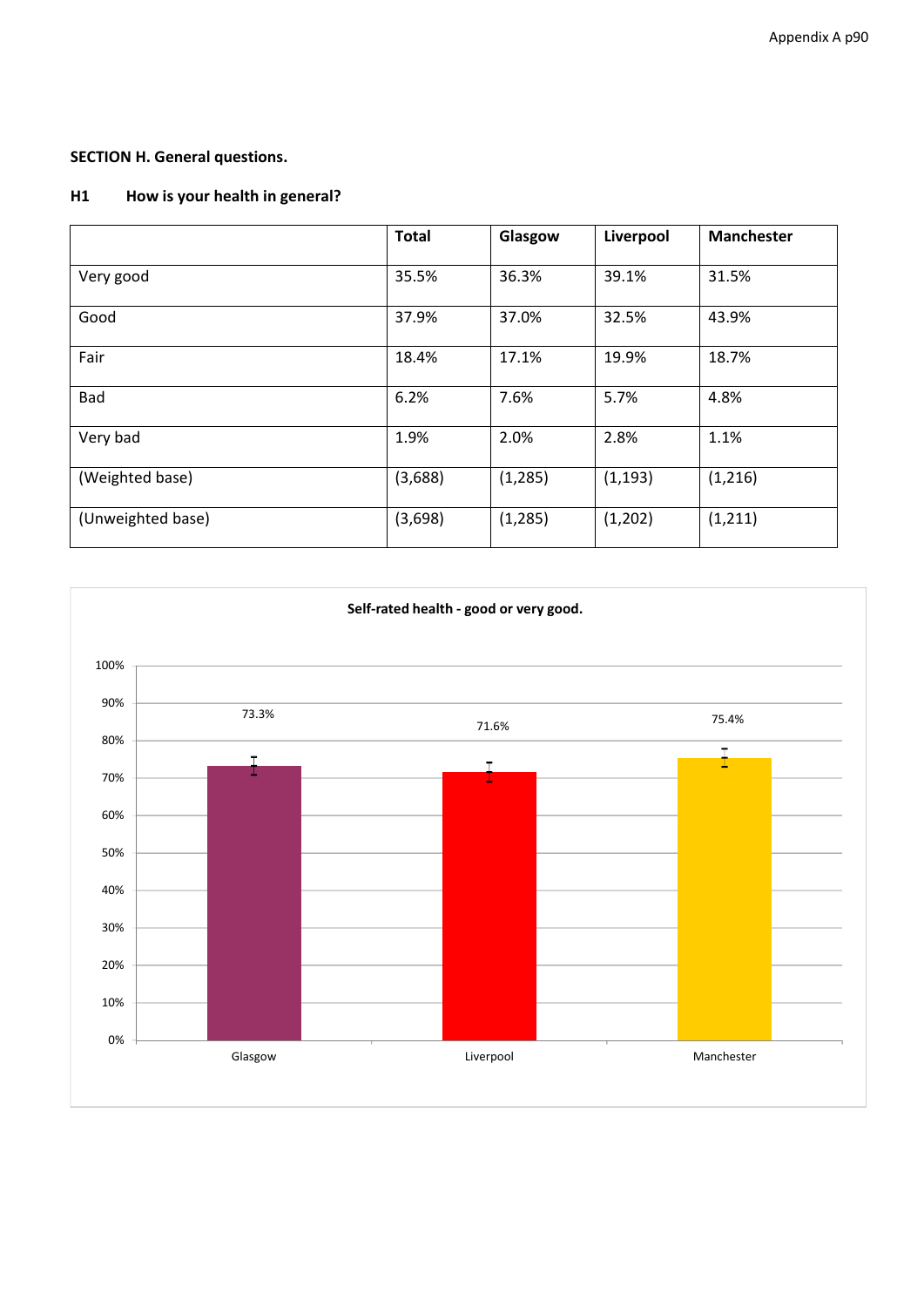**SECTION H. General questions.**

**H1 How is your health in general?**

| | Total | Glasgow | Liverpool | Manchester |
|---|---|---|---|---|
| Very good | 35.5% | 36.3% | 39.1% | 31.5% |
| Good | 37.9% | 37.0% | 32.5% | 43.9% |
| Fair | 18.4% | 17.1% | 19.9% | 18.7% |
| Bad | 6.2% | 7.6% | 5.7% | 4.8% |
| Very bad | 1.9% | 2.0% | 2.8% | 1.1% |
| (Weighted base) | (3,688) | (1,285) | (1,193) | (1,216) |
| (Unweighted base) | (3,698) | (1,285) | (1,202) | (1,211) |

**Self-rated health - good or very good.**

| | Glasgow | Liverpool | Manchester |
|---|---|---|---|
| Good or very good | 73.3% | 71.6% | 75.4% |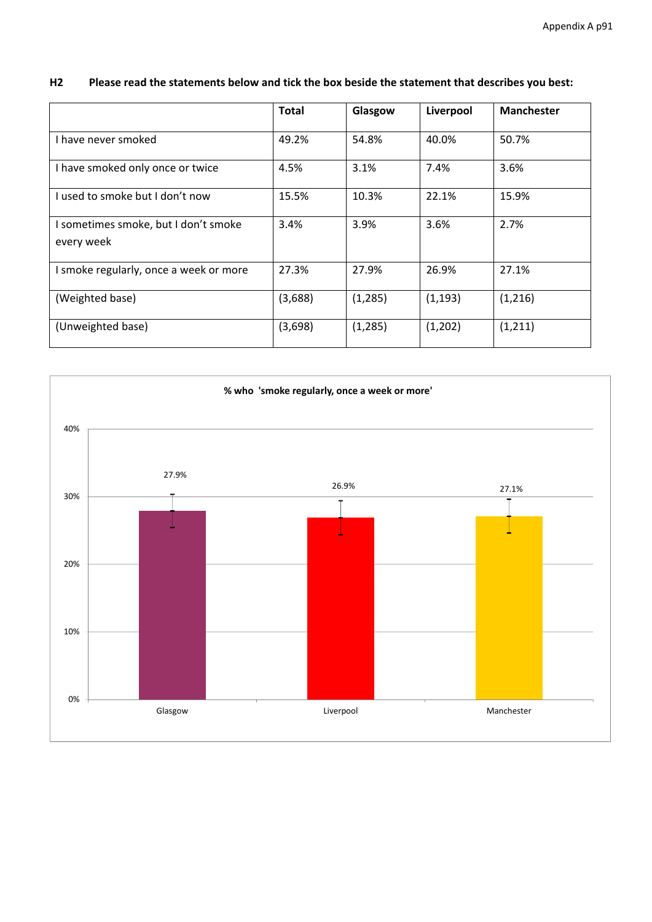**H2 Please read the statements below and tick the box beside the statement that describes you best:**

| | Total | Glasgow | Liverpool | Manchester |
|---|---|---|---|---|
| I have never smoked | 49.2% | 54.8% | 40.0% | 50.7% |
| I have smoked only once or twice | 4.5% | 3.1% | 7.4% | 3.6% |
| I used to smoke but I don't now | 15.5% | 10.3% | 22.1% | 15.9% |
| I sometimes smoke, but I don't smoke every week | 3.4% | 3.9% | 3.6% | 2.7% |
| I smoke regularly, once a week or more | 27.3% | 27.9% | 26.9% | 27.1% |
| (Weighted base) | (3,688) | (1,285) | (1,193) | (1,216) |
| (Unweighted base) | (3,698) | (1,285) | (1,202) | (1,211) |

**% who 'smoke regularly, once a week or more'**

| | Glasgow | Liverpool | Manchester |
|---|---|---|---|
| % | 27.9% | 26.9% | 27.1% |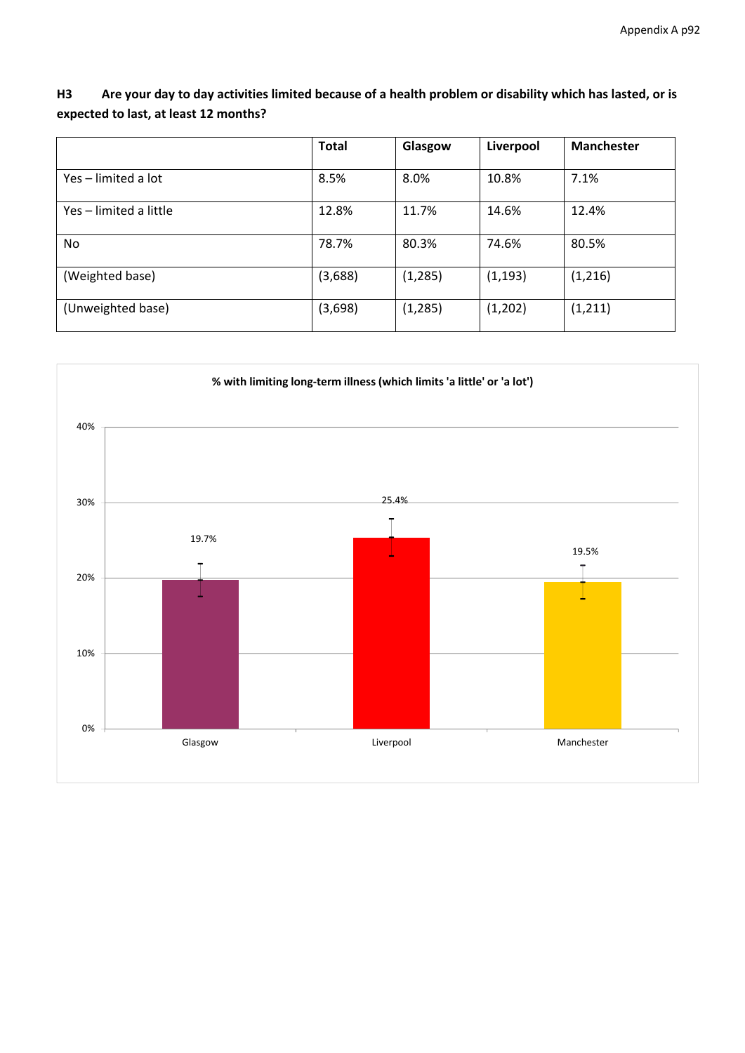**H3 Are your day to day activities limited because of a health problem or disability which has lasted, or is expected to last, at least 12 months?**

| | Total | Glasgow | Liverpool | Manchester |
|---|---|---|---|---|
| Yes – limited a lot | 8.5% | 8.0% | 10.8% | 7.1% |
| Yes – limited a little | 12.8% | 11.7% | 14.6% | 12.4% |
| No | 78.7% | 80.3% | 74.6% | 80.5% |
| (Weighted base) | (3,688) | (1,285) | (1,193) | (1,216) |
| (Unweighted base) | (3,698) | (1,285) | (1,202) | (1,211) |

**% with limiting long-term illness (which limits 'a little' or 'a lot')**

| | Glasgow | Liverpool | Manchester |
|---|---|---|---|
| % with limiting long-term illness | 19.7% | 25.4% | 19.5% |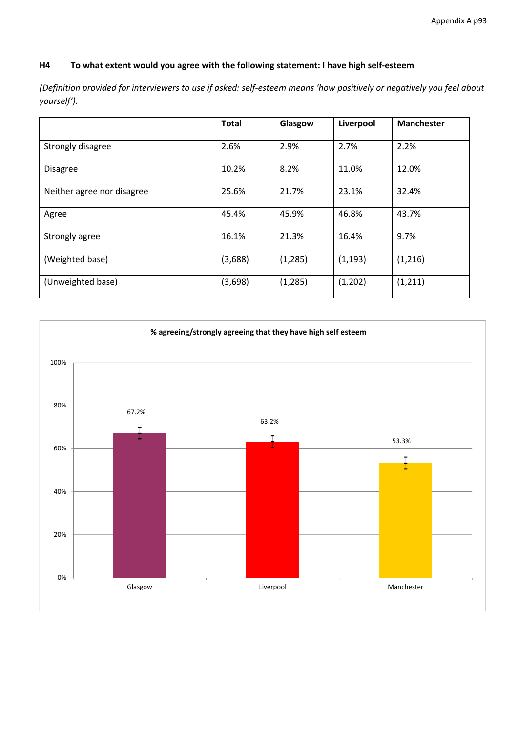**H4 To what extent would you agree with the following statement: I have high self-esteem**

*(Definition provided for interviewers to use if asked: self-esteem means 'how positively or negatively you feel about yourself').*

| | Total | Glasgow | Liverpool | Manchester |
|---|---|---|---|---|
| Strongly disagree | 2.6% | 2.9% | 2.7% | 2.2% |
| Disagree | 10.2% | 8.2% | 11.0% | 12.0% |
| Neither agree nor disagree | 25.6% | 21.7% | 23.1% | 32.4% |
| Agree | 45.4% | 45.9% | 46.8% | 43.7% |
| Strongly agree | 16.1% | 21.3% | 16.4% | 9.7% |
| (Weighted base) | (3,688) | (1,285) | (1,193) | (1,216) |
| (Unweighted base) | (3,698) | (1,285) | (1,202) | (1,211) |

**% agreeing/strongly agreeing that they have high self esteem**

| | Glasgow | Liverpool | Manchester |
|---|---|---|---|
| % agreeing/strongly agreeing | 67.2% | 63.2% | 53.3% |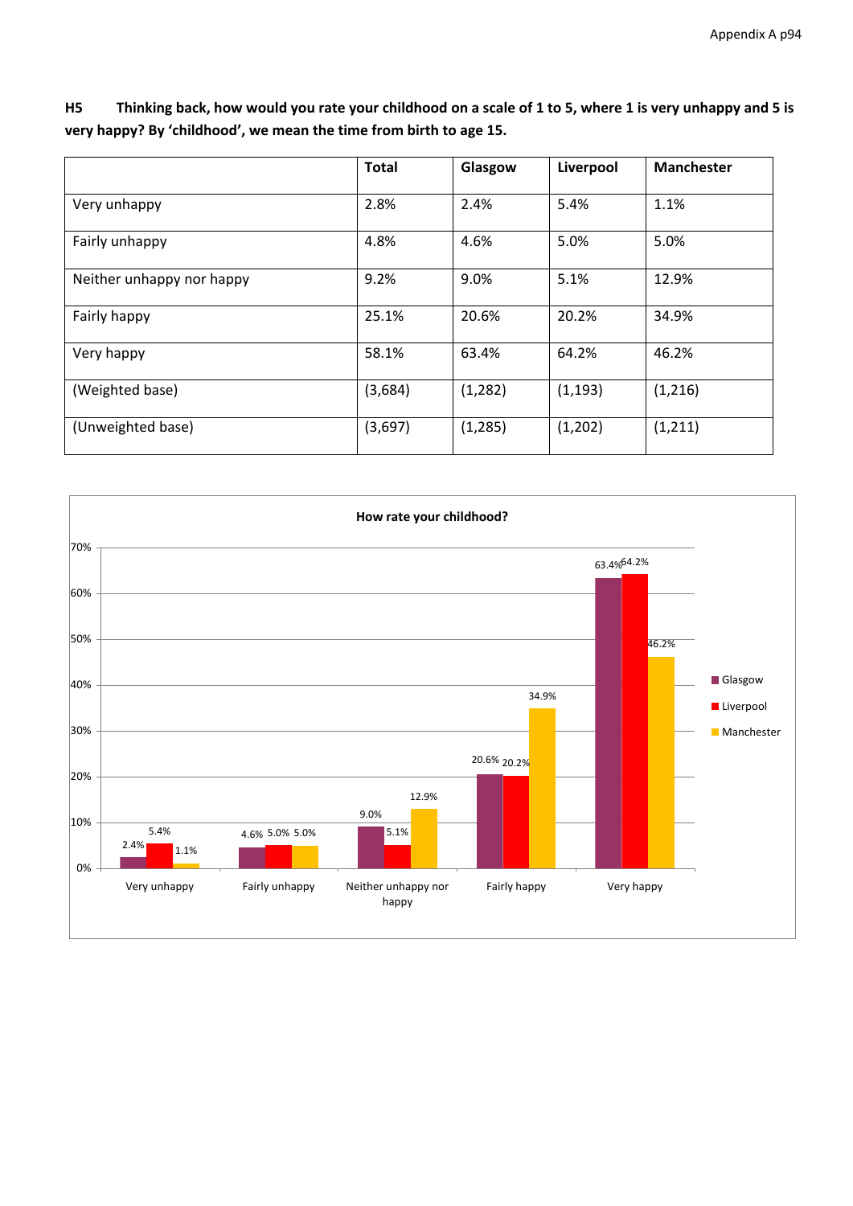**H5 Thinking back, how would you rate your childhood on a scale of 1 to 5, where 1 is very unhappy and 5 is very happy? By 'childhood', we mean the time from birth to age 15.**

| | Total | Glasgow | Liverpool | Manchester |
|---|---|---|---|---|
| Very unhappy | 2.8% | 2.4% | 5.4% | 1.1% |
| Fairly unhappy | 4.8% | 4.6% | 5.0% | 5.0% |
| Neither unhappy nor happy | 9.2% | 9.0% | 5.1% | 12.9% |
| Fairly happy | 25.1% | 20.6% | 20.2% | 34.9% |
| Very happy | 58.1% | 63.4% | 64.2% | 46.2% |
| (Weighted base) | (3,684) | (1,282) | (1,193) | (1,216) |
| (Unweighted base) | (3,697) | (1,285) | (1,202) | (1,211) |

**How rate your childhood?**

| | Glasgow | Liverpool | Manchester |
|---|---|---|---|
| Very unhappy | 2.4% | 5.4% | 1.1% |
| Fairly unhappy | 4.6% | 5.0% | 5.0% |
| Neither unhappy nor happy | 9.0% | 5.1% | 12.9% |
| Fairly happy | 20.6% | 20.2% | 34.9% |
| Very happy | 63.4% | 64.2% | 46.2% |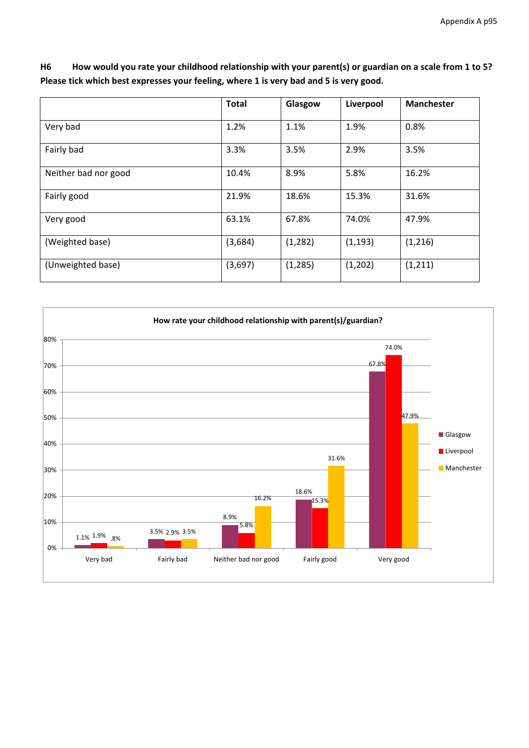**H6 How would you rate your childhood relationship with your parent(s) or guardian on a scale from 1 to 5? Please tick which best expresses your feeling, where 1 is very bad and 5 is very good.**

| | Total | Glasgow | Liverpool | Manchester |
|---|---|---|---|---|
| Very bad | 1.2% | 1.1% | 1.9% | 0.8% |
| Fairly bad | 3.3% | 3.5% | 2.9% | 3.5% |
| Neither bad nor good | 10.4% | 8.9% | 5.8% | 16.2% |
| Fairly good | 21.9% | 18.6% | 15.3% | 31.6% |
| Very good | 63.1% | 67.8% | 74.0% | 47.9% |
| (Weighted base) | (3,684) | (1,282) | (1,193) | (1,216) |
| (Unweighted base) | (3,697) | (1,285) | (1,202) | (1,211) |

**How rate your childhood relationship with parent(s)/guardian?**

| | Glasgow | Liverpool | Manchester |
|---|---|---|---|
| Very bad | 1.1% | 1.9% | .8% |
| Fairly bad | 3.5% | 2.9% | 3.5% |
| Neither bad nor good | 8.9% | 5.8% | 16.2% |
| Fairly good | 18.6% | 15.3% | 31.6% |
| Very good | 67.8% | 74.0% | 47.9% |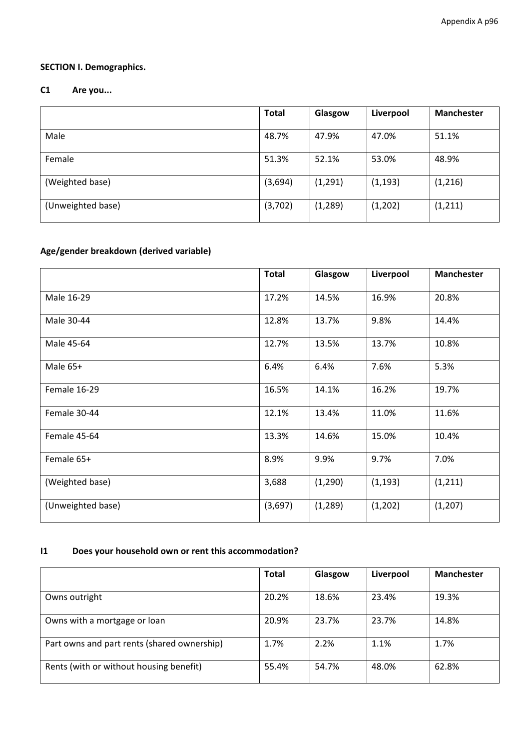**SECTION I. Demographics.**

**C1 Are you...**

| | Total | Glasgow | Liverpool | Manchester |
|---|---|---|---|---|
| Male | 48.7% | 47.9% | 47.0% | 51.1% |
| Female | 51.3% | 52.1% | 53.0% | 48.9% |
| (Weighted base) | (3,694) | (1,291) | (1,193) | (1,216) |
| (Unweighted base) | (3,702) | (1,289) | (1,202) | (1,211) |

**Age/gender breakdown (derived variable)**

| | Total | Glasgow | Liverpool | Manchester |
|---|---|---|---|---|
| Male 16-29 | 17.2% | 14.5% | 16.9% | 20.8% |
| Male 30-44 | 12.8% | 13.7% | 9.8% | 14.4% |
| Male 45-64 | 12.7% | 13.5% | 13.7% | 10.8% |
| Male 65+ | 6.4% | 6.4% | 7.6% | 5.3% |
| Female 16-29 | 16.5% | 14.1% | 16.2% | 19.7% |
| Female 30-44 | 12.1% | 13.4% | 11.0% | 11.6% |
| Female 45-64 | 13.3% | 14.6% | 15.0% | 10.4% |
| Female 65+ | 8.9% | 9.9% | 9.7% | 7.0% |
| (Weighted base) | 3,688 | (1,290) | (1,193) | (1,211) |
| (Unweighted base) | (3,697) | (1,289) | (1,202) | (1,207) |

**I1 Does your household own or rent this accommodation?**

| | Total | Glasgow | Liverpool | Manchester |
|---|---|---|---|---|
| Owns outright | 20.2% | 18.6% | 23.4% | 19.3% |
| Owns with a mortgage or loan | 20.9% | 23.7% | 23.7% | 14.8% |
| Part owns and part rents (shared ownership) | 1.7% | 2.2% | 1.1% | 1.7% |
| Rents (with or without housing benefit) | 55.4% | 54.7% | 48.0% | 62.8% |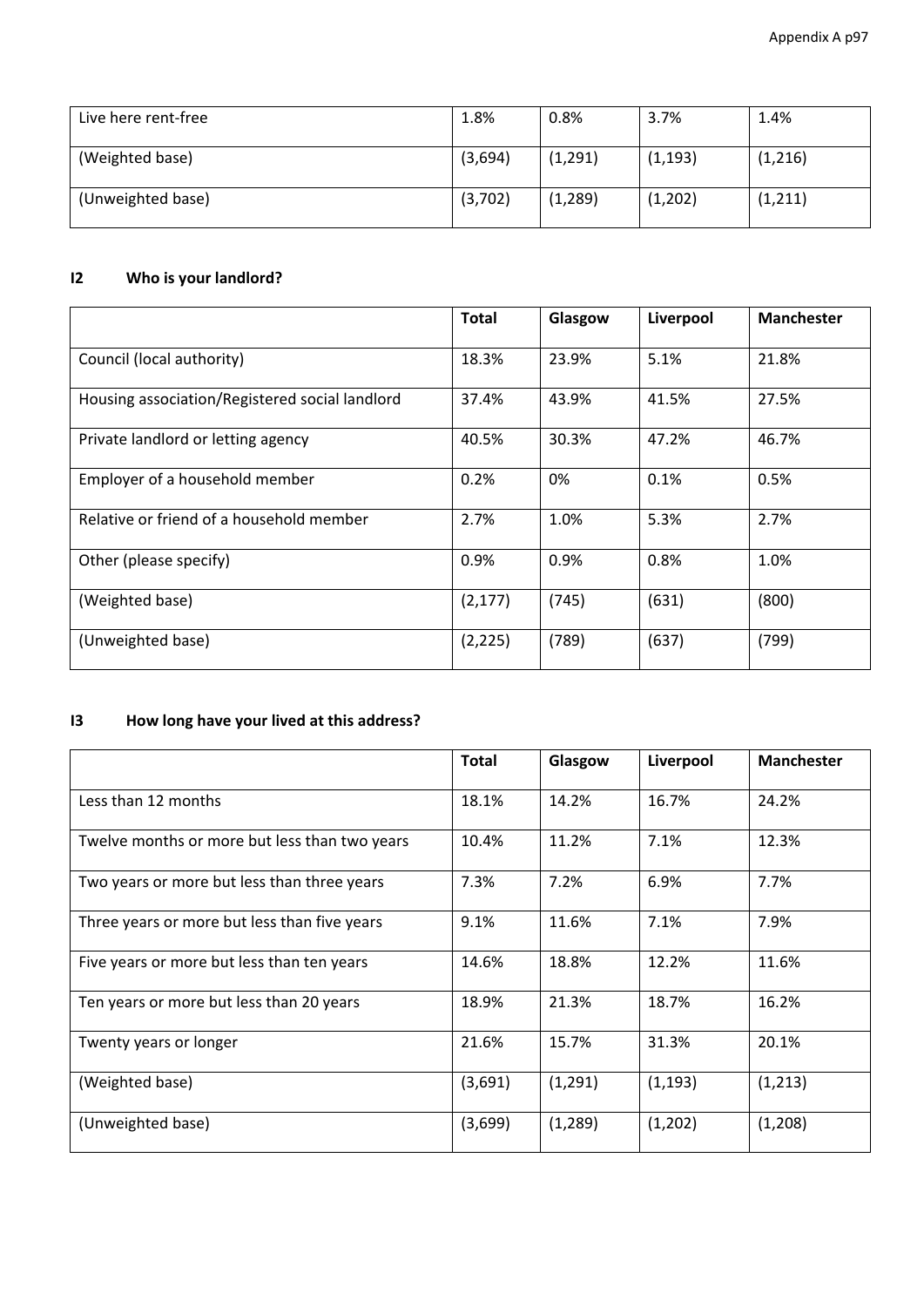| | | | | |
|---|---|---|---|---|
| Live here rent-free | 1.8% | 0.8% | 3.7% | 1.4% |
| (Weighted base) | (3,694) | (1,291) | (1,193) | (1,216) |
| (Unweighted base) | (3,702) | (1,289) | (1,202) | (1,211) |

**I2 Who is your landlord?**

| | Total | Glasgow | Liverpool | Manchester |
|---|---|---|---|---|
| Council (local authority) | 18.3% | 23.9% | 5.1% | 21.8% |
| Housing association/Registered social landlord | 37.4% | 43.9% | 41.5% | 27.5% |
| Private landlord or letting agency | 40.5% | 30.3% | 47.2% | 46.7% |
| Employer of a household member | 0.2% | 0% | 0.1% | 0.5% |
| Relative or friend of a household member | 2.7% | 1.0% | 5.3% | 2.7% |
| Other (please specify) | 0.9% | 0.9% | 0.8% | 1.0% |
| (Weighted base) | (2,177) | (745) | (631) | (800) |
| (Unweighted base) | (2,225) | (789) | (637) | (799) |

**I3 How long have your lived at this address?**

| | Total | Glasgow | Liverpool | Manchester |
|---|---|---|---|---|
| Less than 12 months | 18.1% | 14.2% | 16.7% | 24.2% |
| Twelve months or more but less than two years | 10.4% | 11.2% | 7.1% | 12.3% |
| Two years or more but less than three years | 7.3% | 7.2% | 6.9% | 7.7% |
| Three years or more but less than five years | 9.1% | 11.6% | 7.1% | 7.9% |
| Five years or more but less than ten years | 14.6% | 18.8% | 12.2% | 11.6% |
| Ten years or more but less than 20 years | 18.9% | 21.3% | 18.7% | 16.2% |
| Twenty years or longer | 21.6% | 15.7% | 31.3% | 20.1% |
| (Weighted base) | (3,691) | (1,291) | (1,193) | (1,213) |
| (Unweighted base) | (3,699) | (1,289) | (1,202) | (1,208) |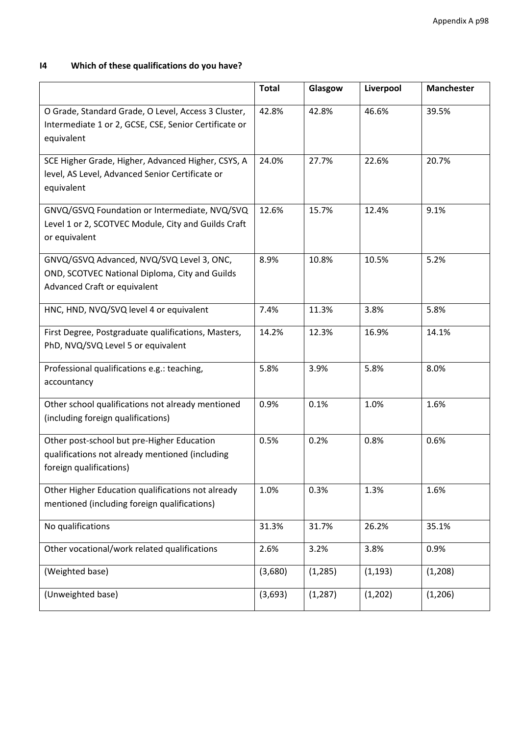**I4 Which of these qualifications do you have?**

| | Total | Glasgow | Liverpool | Manchester |
|---|---|---|---|---|
| O Grade, Standard Grade, O Level, Access 3 Cluster, Intermediate 1 or 2, GCSE, CSE, Senior Certificate or equivalent | 42.8% | 42.8% | 46.6% | 39.5% |
| SCE Higher Grade, Higher, Advanced Higher, CSYS, A level, AS Level, Advanced Senior Certificate or equivalent | 24.0% | 27.7% | 22.6% | 20.7% |
| GNVQ/GSVQ Foundation or Intermediate, NVQ/SVQ Level 1 or 2, SCOTVEC Module, City and Guilds Craft or equivalent | 12.6% | 15.7% | 12.4% | 9.1% |
| GNVQ/GSVQ Advanced, NVQ/SVQ Level 3, ONC, OND, SCOTVEC National Diploma, City and Guilds Advanced Craft or equivalent | 8.9% | 10.8% | 10.5% | 5.2% |
| HNC, HND, NVQ/SVQ level 4 or equivalent | 7.4% | 11.3% | 3.8% | 5.8% |
| First Degree, Postgraduate qualifications, Masters, PhD, NVQ/SVQ Level 5 or equivalent | 14.2% | 12.3% | 16.9% | 14.1% |
| Professional qualifications e.g.: teaching, accountancy | 5.8% | 3.9% | 5.8% | 8.0% |
| Other school qualifications not already mentioned (including foreign qualifications) | 0.9% | 0.1% | 1.0% | 1.6% |
| Other post-school but pre-Higher Education qualifications not already mentioned (including foreign qualifications) | 0.5% | 0.2% | 0.8% | 0.6% |
| Other Higher Education qualifications not already mentioned (including foreign qualifications) | 1.0% | 0.3% | 1.3% | 1.6% |
| No qualifications | 31.3% | 31.7% | 26.2% | 35.1% |
| Other vocational/work related qualifications | 2.6% | 3.2% | 3.8% | 0.9% |
| (Weighted base) | (3,680) | (1,285) | (1,193) | (1,208) |
| (Unweighted base) | (3,693) | (1,287) | (1,202) | (1,206) |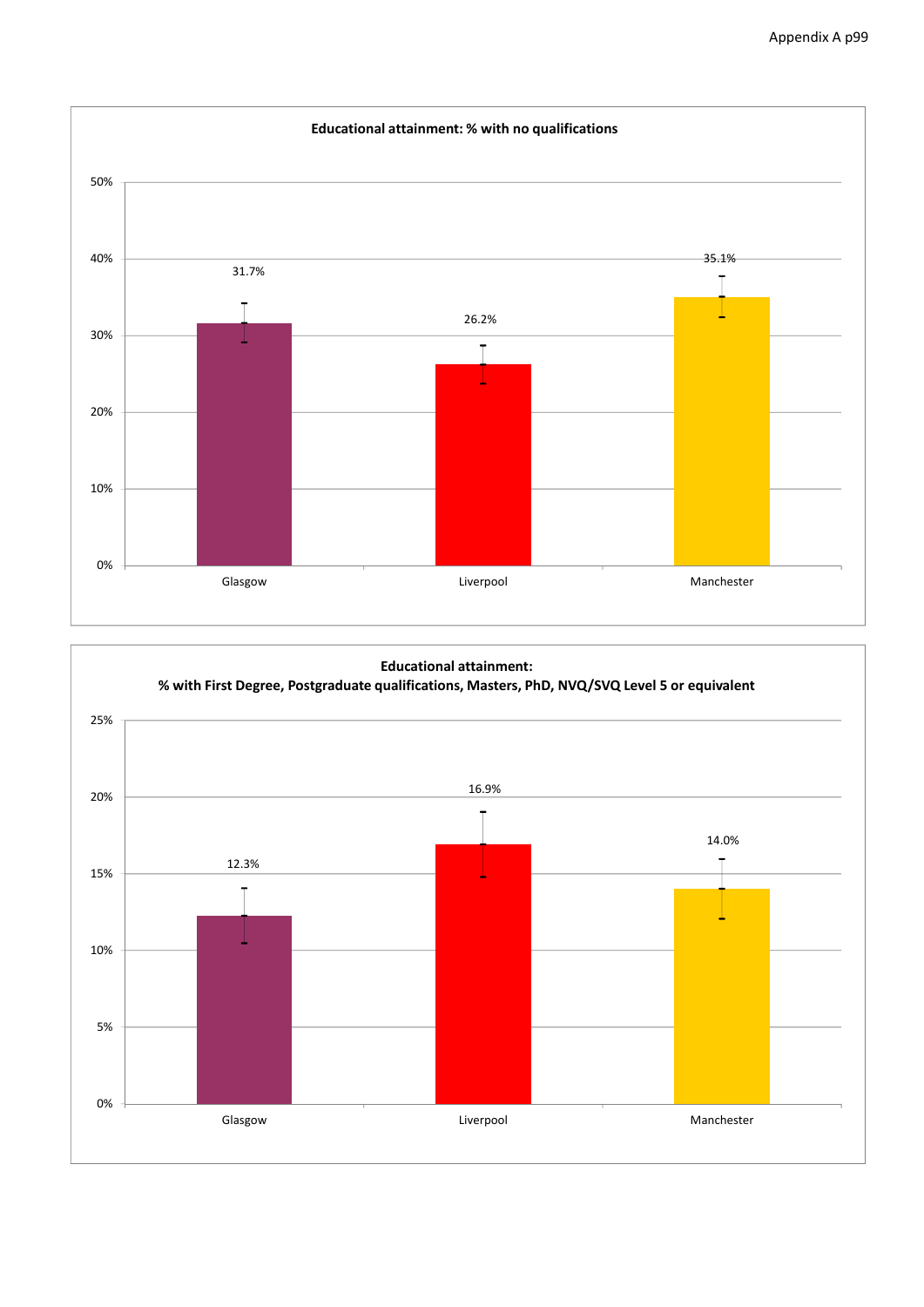**Educational attainment: % with no qualifications**

| | Glasgow | Liverpool | Manchester |
|---|---|---|---|
| % with no qualifications | 31.7% | 26.2% | 35.1% |

**Educational attainment: % with First Degree, Postgraduate qualifications, Masters, PhD, NVQ/SVQ Level 5 or equivalent**

| | Glasgow | Liverpool | Manchester |
|---|---|---|---|
| % with First Degree, Postgraduate qualifications, Masters, PhD, NVQ/SVQ Level 5 or equivalent | 12.3% | 16.9% | 14.0% |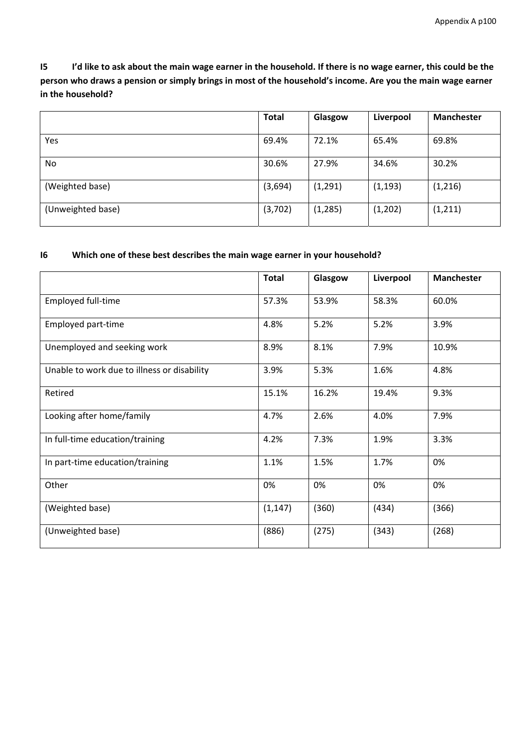**I5 I'd like to ask about the main wage earner in the household. If there is no wage earner, this could be the person who draws a pension or simply brings in most of the household's income. Are you the main wage earner in the household?**

| | Total | Glasgow | Liverpool | Manchester |
|---|---|---|---|---|
| Yes | 69.4% | 72.1% | 65.4% | 69.8% |
| No | 30.6% | 27.9% | 34.6% | 30.2% |
| (Weighted base) | (3,694) | (1,291) | (1,193) | (1,216) |
| (Unweighted base) | (3,702) | (1,285) | (1,202) | (1,211) |

**I6 Which one of these best describes the main wage earner in your household?**

| | Total | Glasgow | Liverpool | Manchester |
|---|---|---|---|---|
| Employed full-time | 57.3% | 53.9% | 58.3% | 60.0% |
| Employed part-time | 4.8% | 5.2% | 5.2% | 3.9% |
| Unemployed and seeking work | 8.9% | 8.1% | 7.9% | 10.9% |
| Unable to work due to illness or disability | 3.9% | 5.3% | 1.6% | 4.8% |
| Retired | 15.1% | 16.2% | 19.4% | 9.3% |
| Looking after home/family | 4.7% | 2.6% | 4.0% | 7.9% |
| In full-time education/training | 4.2% | 7.3% | 1.9% | 3.3% |
| In part-time education/training | 1.1% | 1.5% | 1.7% | 0% |
| Other | 0% | 0% | 0% | 0% |
| (Weighted base) | (1,147) | (360) | (434) | (366) |
| (Unweighted base) | (886) | (275) | (343) | (268) |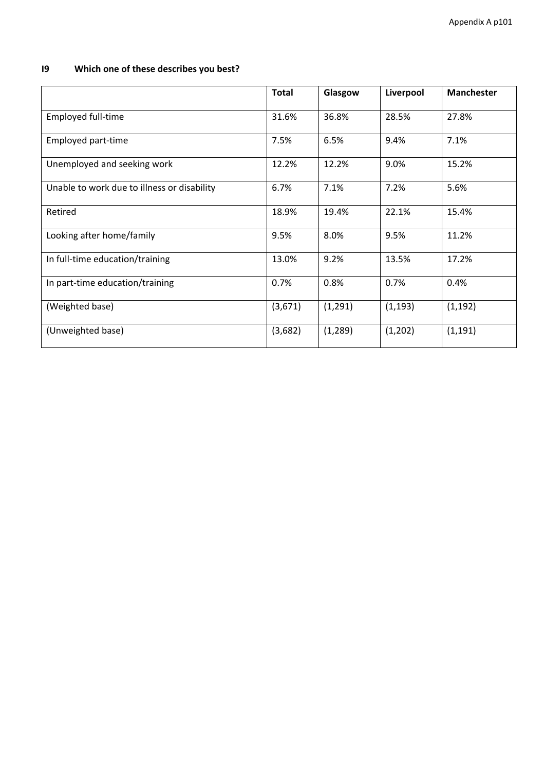## I9 Which one of these describes you best?

| | Total | Glasgow | Liverpool | Manchester |
|---|---|---|---|---|
| Employed full-time | 31.6% | 36.8% | 28.5% | 27.8% |
| Employed part-time | 7.5% | 6.5% | 9.4% | 7.1% |
| Unemployed and seeking work | 12.2% | 12.2% | 9.0% | 15.2% |
| Unable to work due to illness or disability | 6.7% | 7.1% | 7.2% | 5.6% |
| Retired | 18.9% | 19.4% | 22.1% | 15.4% |
| Looking after home/family | 9.5% | 8.0% | 9.5% | 11.2% |
| In full-time education/training | 13.0% | 9.2% | 13.5% | 17.2% |
| In part-time education/training | 0.7% | 0.8% | 0.7% | 0.4% |
| (Weighted base) | (3,671) | (1,291) | (1,193) | (1,192) |
| (Unweighted base) | (3,682) | (1,289) | (1,202) | (1,191) |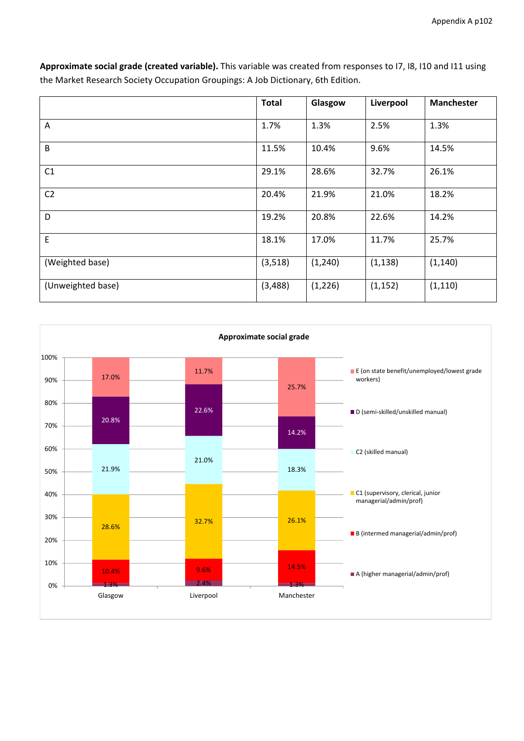**Approximate social grade (created variable).** This variable was created from responses to I7, I8, I10 and I11 using the Market Research Society Occupation Groupings: A Job Dictionary, 6th Edition.

| | Total | Glasgow | Liverpool | Manchester |
|---|---|---|---|---|
| A | 1.7% | 1.3% | 2.5% | 1.3% |
| B | 11.5% | 10.4% | 9.6% | 14.5% |
| C1 | 29.1% | 28.6% | 32.7% | 26.1% |
| C2 | 20.4% | 21.9% | 21.0% | 18.2% |
| D | 19.2% | 20.8% | 22.6% | 14.2% |
| E | 18.1% | 17.0% | 11.7% | 25.7% |
| (Weighted base) | (3,518) | (1,240) | (1,138) | (1,140) |
| (Unweighted base) | (3,488) | (1,226) | (1,152) | (1,110) |

**Approximate social grade**

| | Glasgow | Liverpool | Manchester |
|---|---|---|---|
| E (on state benefit/unemployed/lowest grade workers) | 17.0% | 11.7% | 25.7% |
| D (semi-skilled/unskilled manual) | 20.8% | 22.6% | 14.2% |
| C2 (skilled manual) | 21.9% | 21.0% | 18.3% |
| C1 (supervisory, clerical, junior managerial/admin/prof) | 28.6% | 32.7% | 26.1% |
| B (intermed managerial/admin/prof) | 10.4% | 9.6% | 14.5% |
| A (higher managerial/admin/prof) | 1.3% | 2.4% | 1.3% |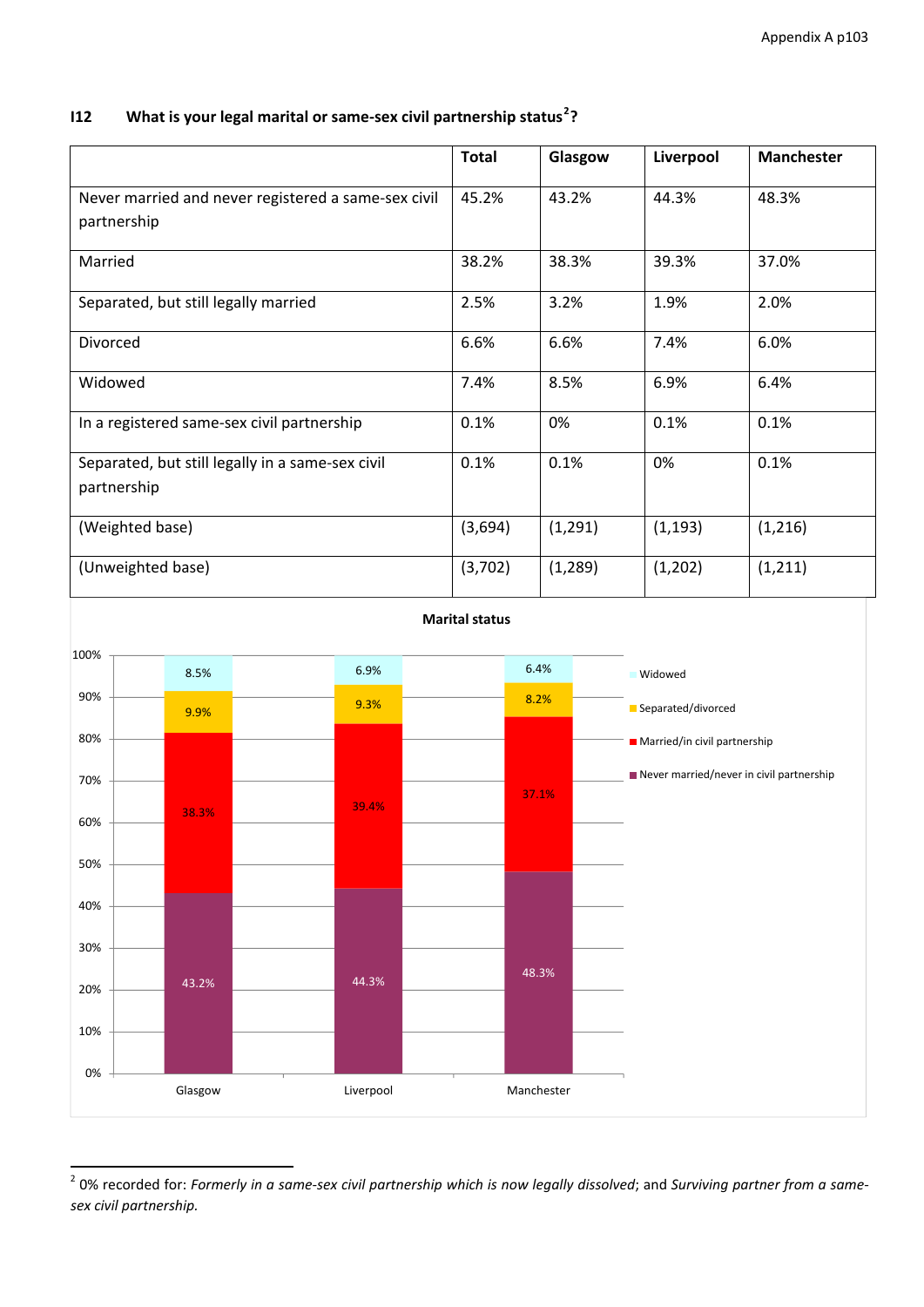### I12 What is your legal marital or same-sex civil partnership status[2]?

| | Total | Glasgow | Liverpool | Manchester |
|---|---|---|---|---|
| Never married and never registered a same-sex civil partnership | 45.2% | 43.2% | 44.3% | 48.3% |
| Married | 38.2% | 38.3% | 39.3% | 37.0% |
| Separated, but still legally married | 2.5% | 3.2% | 1.9% | 2.0% |
| Divorced | 6.6% | 6.6% | 7.4% | 6.0% |
| Widowed | 7.4% | 8.5% | 6.9% | 6.4% |
| In a registered same-sex civil partnership | 0.1% | 0% | 0.1% | 0.1% |
| Separated, but still legally in a same-sex civil partnership | 0.1% | 0.1% | 0% | 0.1% |
| (Weighted base) | (3,694) | (1,291) | (1,193) | (1,216) |
| (Unweighted base) | (3,702) | (1,289) | (1,202) | (1,211) |

**Marital status**

| | Glasgow | Liverpool | Manchester |
|---|---|---|---|
| Widowed | 8.5% | 6.9% | 6.4% |
| Separated/divorced | 9.9% | 9.3% | 8.2% |
| Married/in civil partnership | 38.3% | 39.4% | 37.1% |
| Never married/never in civil partnership | 43.2% | 44.3% | 48.3% |

[2] 0% recorded for: *Formerly in a same-sex civil partnership which is now legally dissolved*; and *Surviving partner from a same-sex civil partnership.*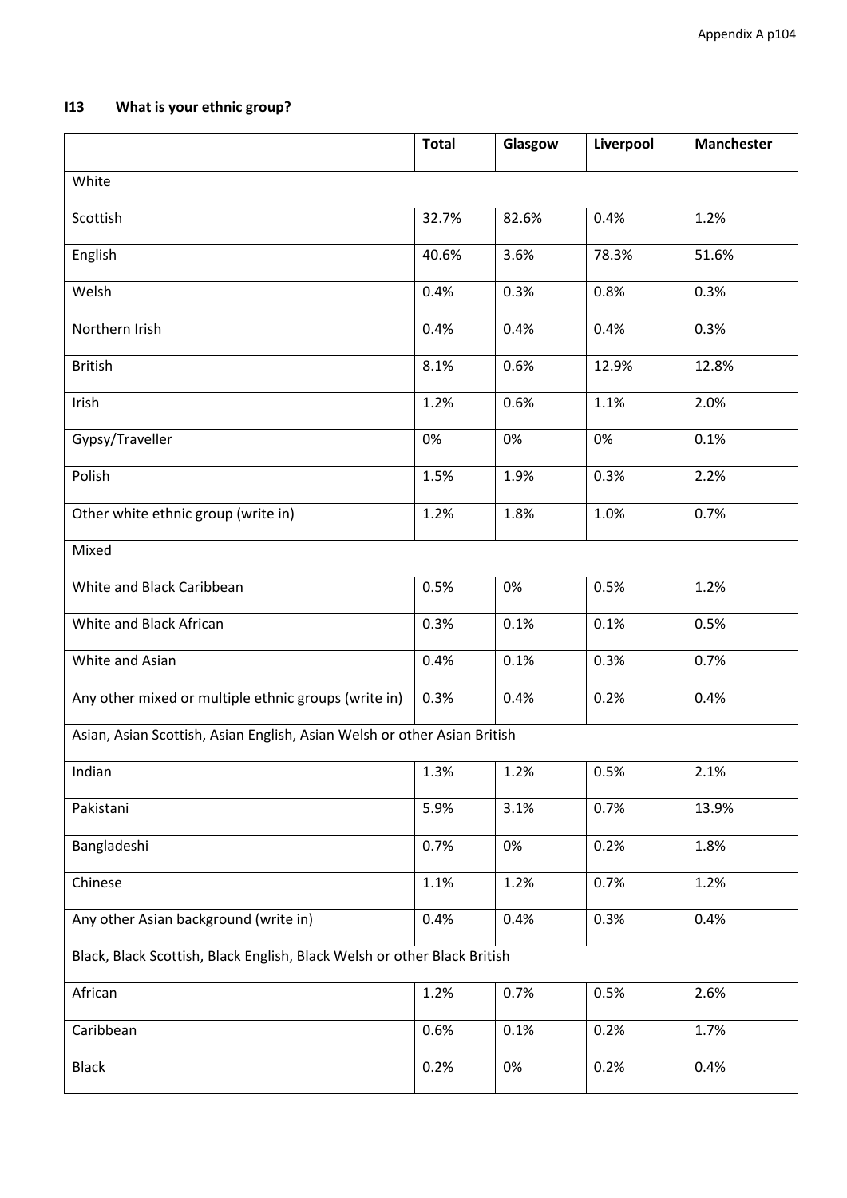## I13 What is your ethnic group?

| | Total | Glasgow | Liverpool | Manchester |
|---|---|---|---|---|
| White | | | | |
| Scottish | 32.7% | 82.6% | 0.4% | 1.2% |
| English | 40.6% | 3.6% | 78.3% | 51.6% |
| Welsh | 0.4% | 0.3% | 0.8% | 0.3% |
| Northern Irish | 0.4% | 0.4% | 0.4% | 0.3% |
| British | 8.1% | 0.6% | 12.9% | 12.8% |
| Irish | 1.2% | 0.6% | 1.1% | 2.0% |
| Gypsy/Traveller | 0% | 0% | 0% | 0.1% |
| Polish | 1.5% | 1.9% | 0.3% | 2.2% |
| Other white ethnic group (write in) | 1.2% | 1.8% | 1.0% | 0.7% |
| Mixed | | | | |
| White and Black Caribbean | 0.5% | 0% | 0.5% | 1.2% |
| White and Black African | 0.3% | 0.1% | 0.1% | 0.5% |
| White and Asian | 0.4% | 0.1% | 0.3% | 0.7% |
| Any other mixed or multiple ethnic groups (write in) | 0.3% | 0.4% | 0.2% | 0.4% |
| Asian, Asian Scottish, Asian English, Asian Welsh or other Asian British | | | | |
| Indian | 1.3% | 1.2% | 0.5% | 2.1% |
| Pakistani | 5.9% | 3.1% | 0.7% | 13.9% |
| Bangladeshi | 0.7% | 0% | 0.2% | 1.8% |
| Chinese | 1.1% | 1.2% | 0.7% | 1.2% |
| Any other Asian background (write in) | 0.4% | 0.4% | 0.3% | 0.4% |
| Black, Black Scottish, Black English, Black Welsh or other Black British | | | | |
| African | 1.2% | 0.7% | 0.5% | 2.6% |
| Caribbean | 0.6% | 0.1% | 0.2% | 1.7% |
| Black | 0.2% | 0% | 0.2% | 0.4% |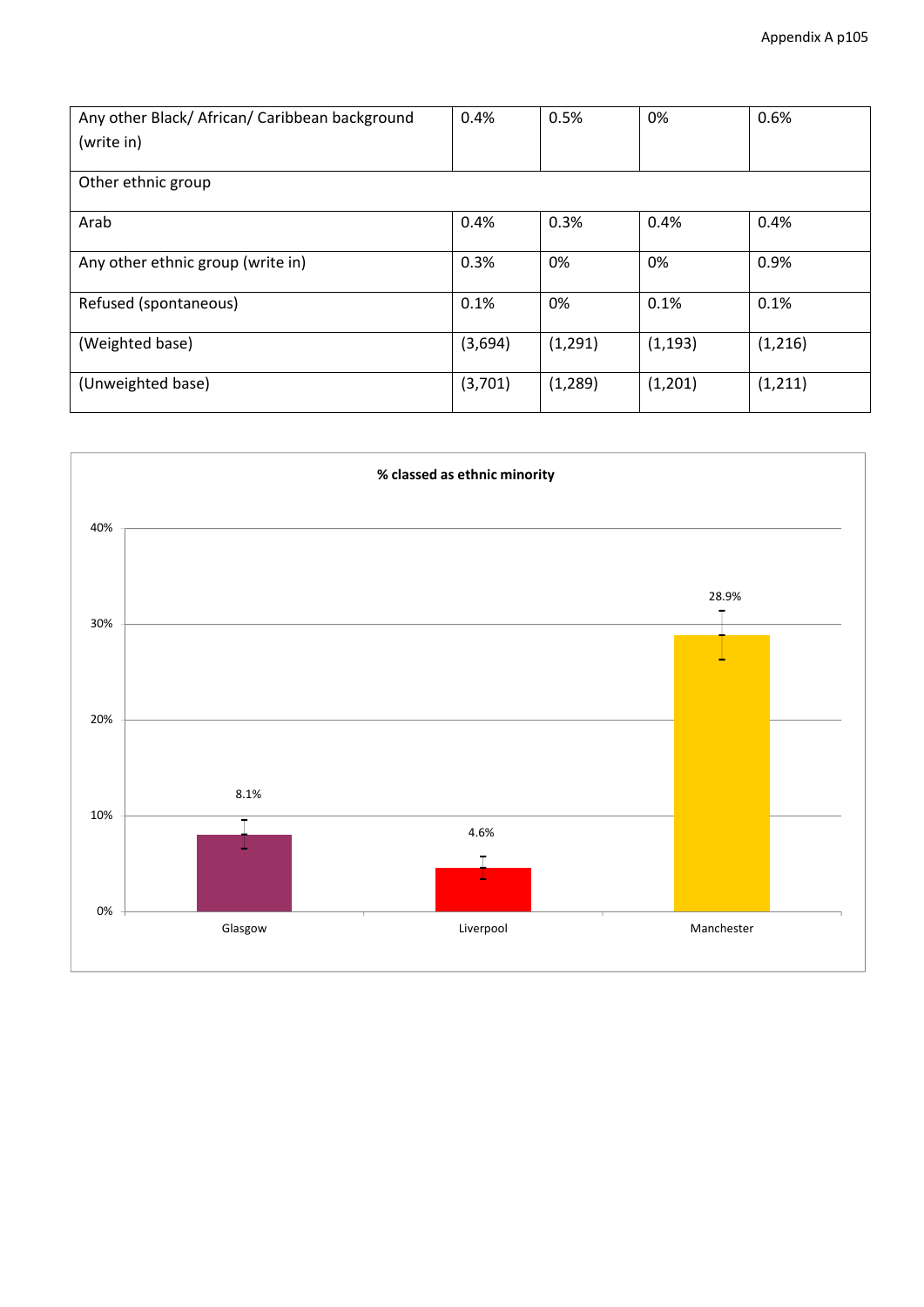| | | | | |
|---|---|---|---|---|
| Any other Black/ African/ Caribbean background (write in) | 0.4% | 0.5% | 0% | 0.6% |
| Other ethnic group | | | | |
| Arab | 0.4% | 0.3% | 0.4% | 0.4% |
| Any other ethnic group (write in) | 0.3% | 0% | 0% | 0.9% |
| Refused (spontaneous) | 0.1% | 0% | 0.1% | 0.1% |
| (Weighted base) | (3,694) | (1,291) | (1,193) | (1,216) |
| (Unweighted base) | (3,701) | (1,289) | (1,201) | (1,211) |

**% classed as ethnic minority**

| | Glasgow | Liverpool | Manchester |
|---|---|---|---|
| % classed as ethnic minority | 8.1% | 4.6% | 28.9% |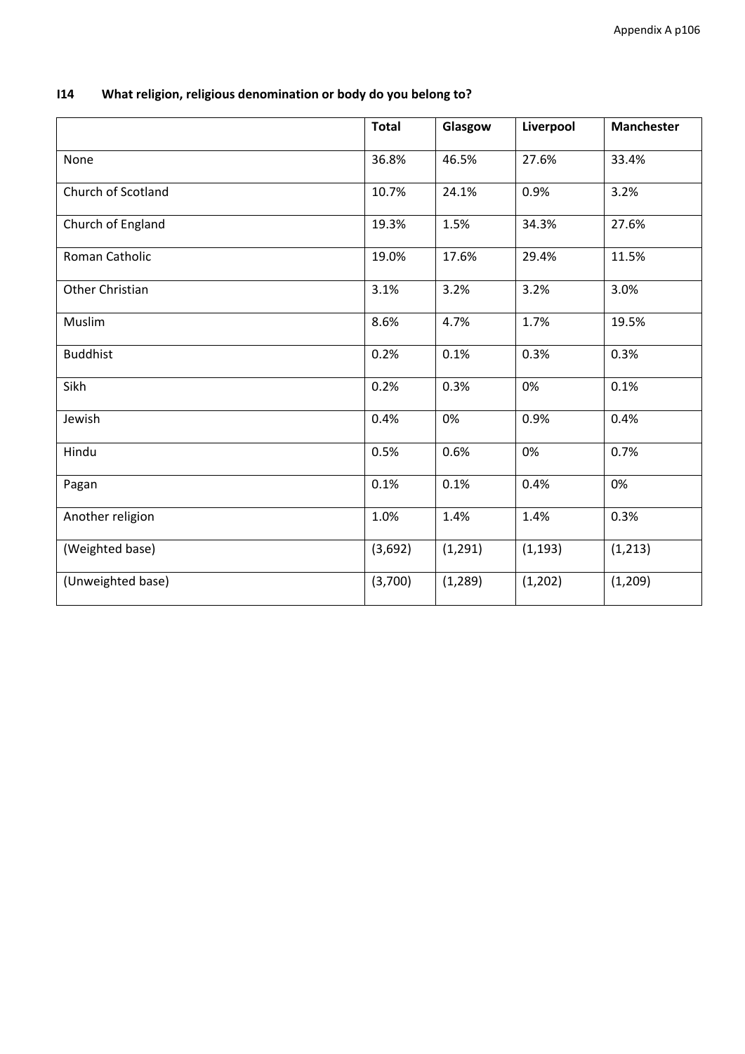**I14 What religion, religious denomination or body do you belong to?**

| | Total | Glasgow | Liverpool | Manchester |
|---|---|---|---|---|
| None | 36.8% | 46.5% | 27.6% | 33.4% |
| Church of Scotland | 10.7% | 24.1% | 0.9% | 3.2% |
| Church of England | 19.3% | 1.5% | 34.3% | 27.6% |
| Roman Catholic | 19.0% | 17.6% | 29.4% | 11.5% |
| Other Christian | 3.1% | 3.2% | 3.2% | 3.0% |
| Muslim | 8.6% | 4.7% | 1.7% | 19.5% |
| Buddhist | 0.2% | 0.1% | 0.3% | 0.3% |
| Sikh | 0.2% | 0.3% | 0% | 0.1% |
| Jewish | 0.4% | 0% | 0.9% | 0.4% |
| Hindu | 0.5% | 0.6% | 0% | 0.7% |
| Pagan | 0.1% | 0.1% | 0.4% | 0% |
| Another religion | 1.0% | 1.4% | 1.4% | 0.3% |
| (Weighted base) | (3,692) | (1,291) | (1,193) | (1,213) |
| (Unweighted base) | (3,700) | (1,289) | (1,202) | (1,209) |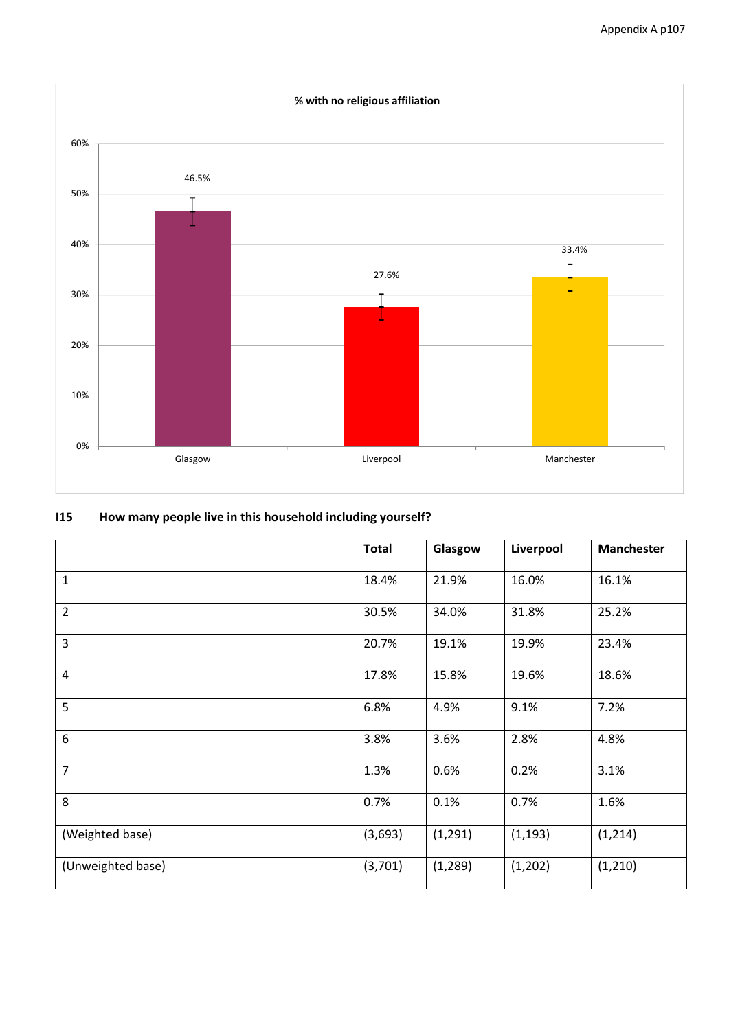**% with no religious affiliation**

| | Glasgow | Liverpool | Manchester |
|---|---|---|---|
| % with no religious affiliation | 46.5% | 27.6% | 33.4% |

**I15 How many people live in this household including yourself?**

| | Total | Glasgow | Liverpool | Manchester |
|---|---|---|---|---|
| 1 | 18.4% | 21.9% | 16.0% | 16.1% |
| 2 | 30.5% | 34.0% | 31.8% | 25.2% |
| 3 | 20.7% | 19.1% | 19.9% | 23.4% |
| 4 | 17.8% | 15.8% | 19.6% | 18.6% |
| 5 | 6.8% | 4.9% | 9.1% | 7.2% |
| 6 | 3.8% | 3.6% | 2.8% | 4.8% |
| 7 | 1.3% | 0.6% | 0.2% | 3.1% |
| 8 | 0.7% | 0.1% | 0.7% | 1.6% |
| (Weighted base) | (3,693) | (1,291) | (1,193) | (1,214) |
| (Unweighted base) | (3,701) | (1,289) | (1,202) | (1,210) |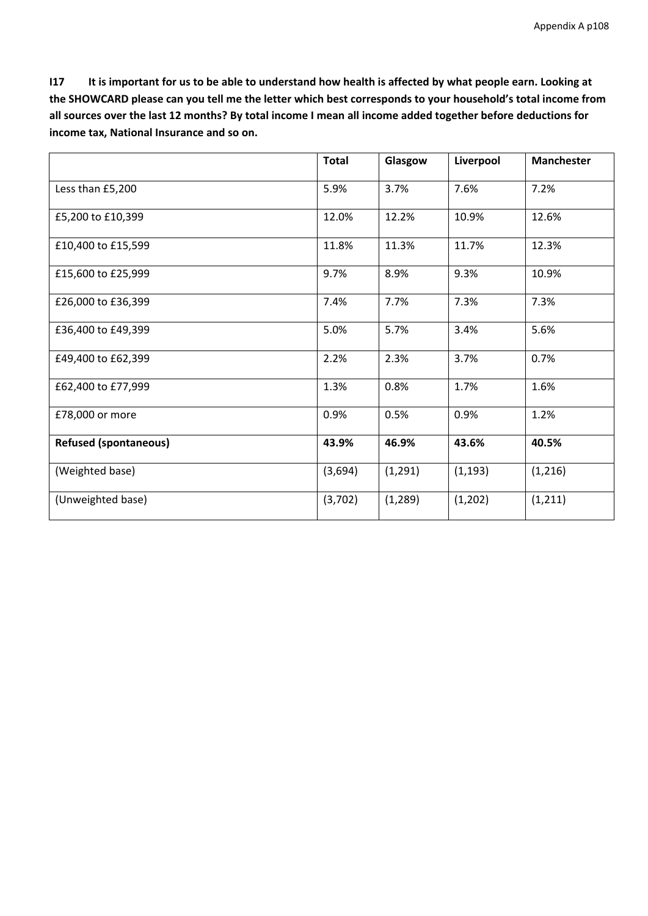**I17 It is important for us to be able to understand how health is affected by what people earn. Looking at the SHOWCARD please can you tell me the letter which best corresponds to your household's total income from all sources over the last 12 months? By total income I mean all income added together before deductions for income tax, National Insurance and so on.**

| | Total | Glasgow | Liverpool | Manchester |
|---|---|---|---|---|
| Less than £5,200 | 5.9% | 3.7% | 7.6% | 7.2% |
| £5,200 to £10,399 | 12.0% | 12.2% | 10.9% | 12.6% |
| £10,400 to £15,599 | 11.8% | 11.3% | 11.7% | 12.3% |
| £15,600 to £25,999 | 9.7% | 8.9% | 9.3% | 10.9% |
| £26,000 to £36,399 | 7.4% | 7.7% | 7.3% | 7.3% |
| £36,400 to £49,399 | 5.0% | 5.7% | 3.4% | 5.6% |
| £49,400 to £62,399 | 2.2% | 2.3% | 3.7% | 0.7% |
| £62,400 to £77,999 | 1.3% | 0.8% | 1.7% | 1.6% |
| £78,000 or more | 0.9% | 0.5% | 0.9% | 1.2% |
| **Refused (spontaneous)** | **43.9%** | **46.9%** | **43.6%** | **40.5%** |
| (Weighted base) | (3,694) | (1,291) | (1,193) | (1,216) |
| (Unweighted base) | (3,702) | (1,289) | (1,202) | (1,211) |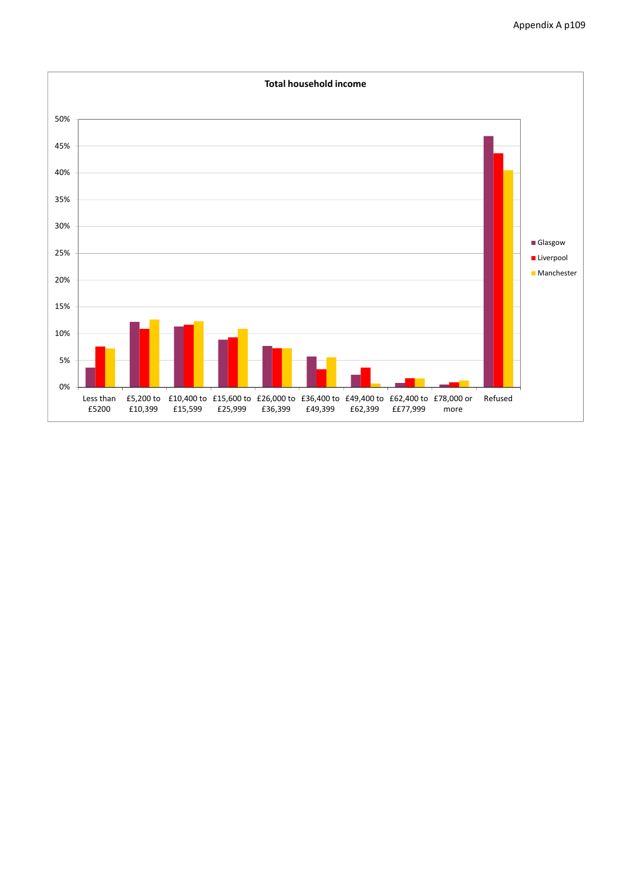**Total household income**

50%
45%
40%
35%
30%
25%
20%
15%
10%
5%
0%

Less than £5200
£5,200 to £10,399
£10,400 to £15,599
£15,600 to £25,999
£26,000 to £36,399
£36,400 to £49,399
£49,400 to £62,399
£62,400 to ££77,999
£78,000 or more
Refused

Glasgow
Liverpool
Manchester